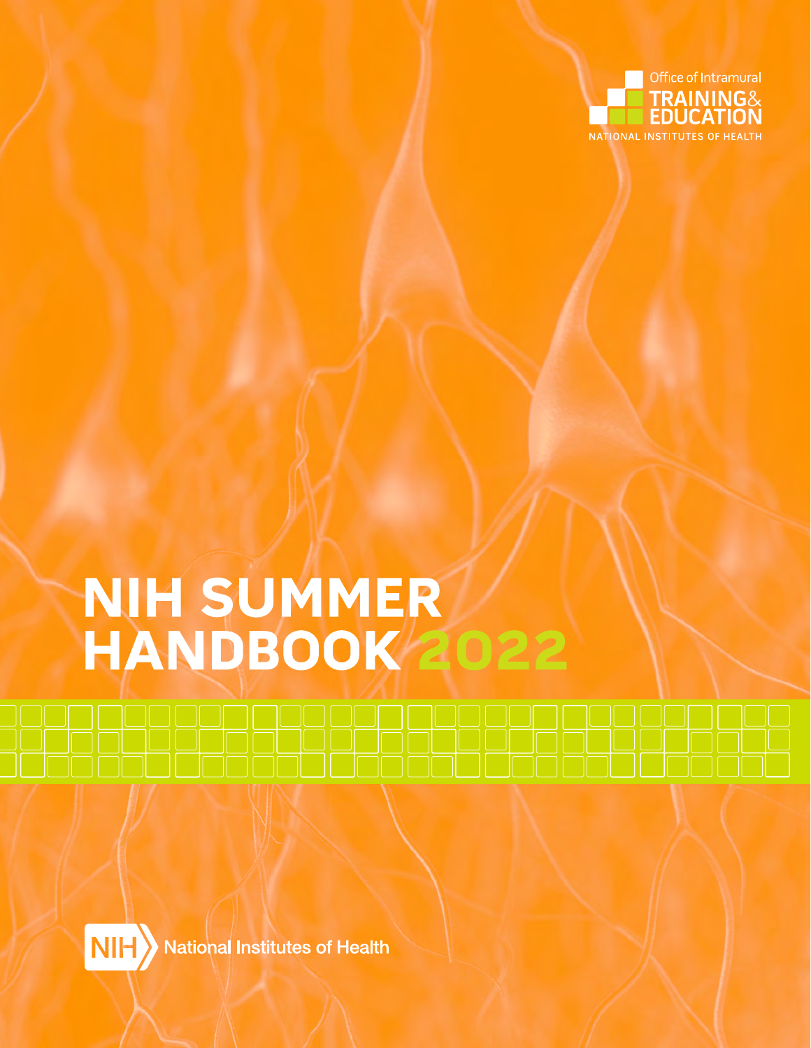Office of Intramural TRAINING & EDUCATION

NATIONAL INSTITUTES OF HEALTH

# NIH SUMMER HANDBOOK 2022

NIH National Institutes of Health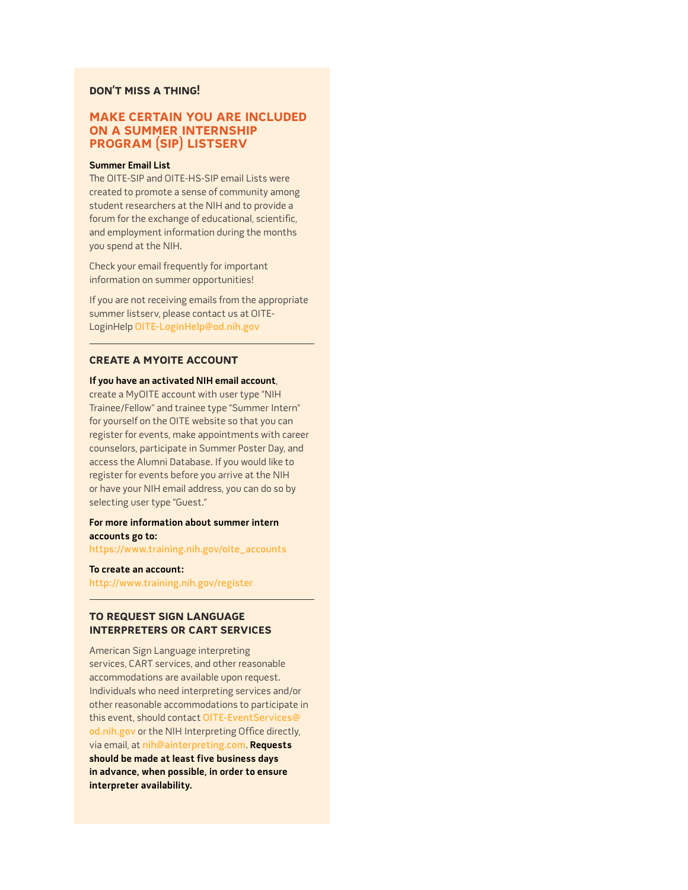**DON'T MISS A THING!**

## MAKE CERTAIN YOU ARE INCLUDED ON A SUMMER INTERNSHIP PROGRAM (SIP) LISTSERV

**Summer Email List**

The OITE-SIP and OITE-HS-SIP email Lists were created to promote a sense of community among student researchers at the NIH and to provide a forum for the exchange of educational, scientific, and employment information during the months you spend at the NIH.

Check your email frequently for important information on summer opportunities!

If you are not receiving emails from the appropriate summer listserv, please contact us at OITE-LoginHelp OITE-LoginHelp@od.nih.gov

---

### CREATE A MYOITE ACCOUNT

**If you have an activated NIH email account**, create a MyOITE account with user type "NIH Trainee/Fellow" and trainee type "Summer Intern" for yourself on the OITE website so that you can register for events, make appointments with career counselors, participate in Summer Poster Day, and access the Alumni Database. If you would like to register for events before you arrive at the NIH or have your NIH email address, you can do so by selecting user type "Guest."

**For more information about summer intern accounts go to:**
https://www.training.nih.gov/oite_accounts

**To create an account:**
http://www.training.nih.gov/register

---

### TO REQUEST SIGN LANGUAGE INTERPRETERS OR CART SERVICES

American Sign Language interpreting services, CART services, and other reasonable accommodations are available upon request. Individuals who need interpreting services and/or other reasonable accommodations to participate in this event, should contact OITE-EventServices@od.nih.gov or the NIH Interpreting Office directly, via email, at nih@ainterpreting.com. **Requests should be made at least five business days in advance, when possible, in order to ensure interpreter availability.**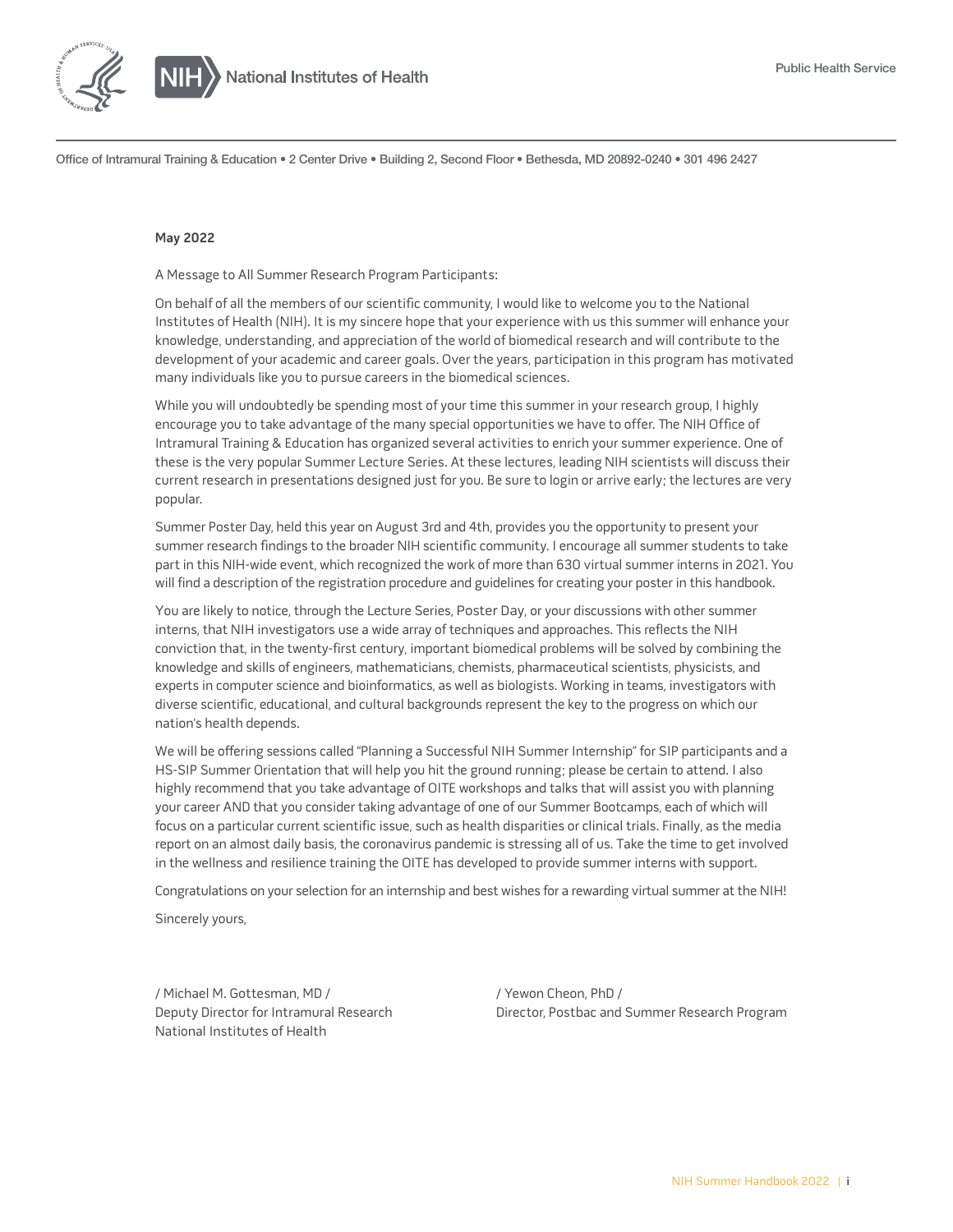National Institutes of Health

Public Health Service

Office of Intramural Training & Education • 2 Center Drive • Building 2, Second Floor • Bethesda, MD 20892-0240 • 301 496 2427

**May 2022**

A Message to All Summer Research Program Participants:

On behalf of all the members of our scientific community, I would like to welcome you to the National Institutes of Health (NIH). It is my sincere hope that your experience with us this summer will enhance your knowledge, understanding, and appreciation of the world of biomedical research and will contribute to the development of your academic and career goals. Over the years, participation in this program has motivated many individuals like you to pursue careers in the biomedical sciences.

While you will undoubtedly be spending most of your time this summer in your research group, I highly encourage you to take advantage of the many special opportunities we have to offer. The NIH Office of Intramural Training & Education has organized several activities to enrich your summer experience. One of these is the very popular Summer Lecture Series. At these lectures, leading NIH scientists will discuss their current research in presentations designed just for you. Be sure to login or arrive early; the lectures are very popular.

Summer Poster Day, held this year on August 3rd and 4th, provides you the opportunity to present your summer research findings to the broader NIH scientific community. I encourage all summer students to take part in this NIH-wide event, which recognized the work of more than 630 virtual summer interns in 2021. You will find a description of the registration procedure and guidelines for creating your poster in this handbook.

You are likely to notice, through the Lecture Series, Poster Day, or your discussions with other summer interns, that NIH investigators use a wide array of techniques and approaches. This reflects the NIH conviction that, in the twenty-first century, important biomedical problems will be solved by combining the knowledge and skills of engineers, mathematicians, chemists, pharmaceutical scientists, physicists, and experts in computer science and bioinformatics, as well as biologists. Working in teams, investigators with diverse scientific, educational, and cultural backgrounds represent the key to the progress on which our nation's health depends.

We will be offering sessions called "Planning a Successful NIH Summer Internship" for SIP participants and a HS-SIP Summer Orientation that will help you hit the ground running; please be certain to attend. I also highly recommend that you take advantage of OITE workshops and talks that will assist you with planning your career AND that you consider taking advantage of one of our Summer Bootcamps, each of which will focus on a particular current scientific issue, such as health disparities or clinical trials. Finally, as the media report on an almost daily basis, the coronavirus pandemic is stressing all of us. Take the time to get involved in the wellness and resilience training the OITE has developed to provide summer interns with support.

Congratulations on your selection for an internship and best wishes for a rewarding virtual summer at the NIH!

Sincerely yours,

/ Michael M. Gottesman, MD /
Deputy Director for Intramural Research
National Institutes of Health

/ Yewon Cheon, PhD /
Director, Postbac and Summer Research Program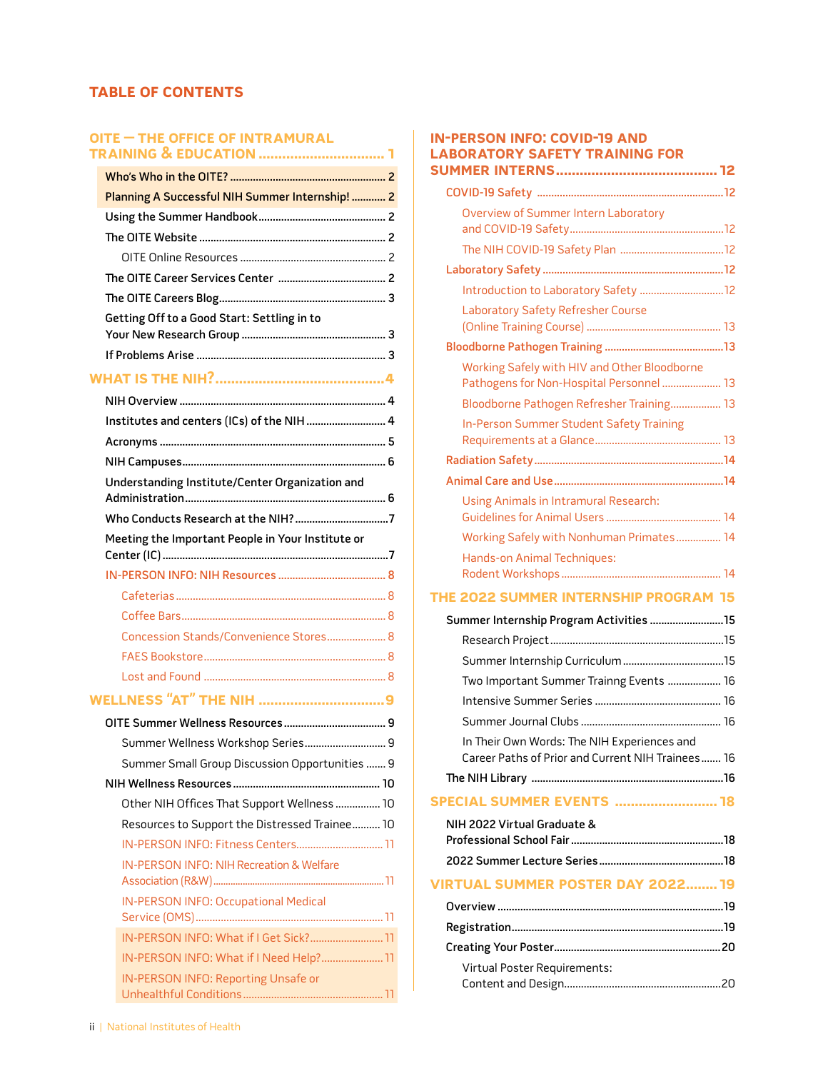## TABLE OF CONTENTS

**OITE — THE OFFICE OF INTRAMURAL TRAINING & EDUCATION** ........ 1

- Who's Who in the OITE? ........ 2
- Planning A Successful NIH Summer Internship! ........ 2
- Using the Summer Handbook ........ 2
- The OITE Website ........ 2
  - OITE Online Resources ........ 2
- The OITE Career Services Center ........ 2
- The OITE Careers Blog ........ 3
- Getting Off to a Good Start: Settling in to Your New Research Group ........ 3
- If Problems Arise ........ 3

**WHAT IS THE NIH?** ........ 4

- NIH Overview ........ 4
- Institutes and centers (ICs) of the NIH ........ 4
- Acronyms ........ 5
- NIH Campuses ........ 6
- Understanding Institute/Center Organization and Administration ........ 6
- Who Conducts Research at the NIH? ........ 7
- Meeting the Important People in Your Institute or Center (IC) ........ 7
- IN-PERSON INFO: NIH Resources ........ 8
  - Cafeterias ........ 8
  - Coffee Bars ........ 8
  - Concession Stands/Convenience Stores ........ 8
  - FAES Bookstore ........ 8
  - Lost and Found ........ 8

**WELLNESS "AT" THE NIH** ........ 9

- OITE Summer Wellness Resources ........ 9
  - Summer Wellness Workshop Series ........ 9
  - Summer Small Group Discussion Opportunities ........ 9
- NIH Wellness Resources ........ 10
  - Other NIH Offices That Support Wellness ........ 10
  - Resources to Support the Distressed Trainee ........ 10
  - IN-PERSON INFO: Fitness Centers ........ 11
  - IN-PERSON INFO: NIH Recreation & Welfare Association (R&W) ........ 11
  - IN-PERSON INFO: Occupational Medical Service (OMS) ........ 11
  - IN-PERSON INFO: What if I Get Sick? ........ 11
  - IN-PERSON INFO: What if I Need Help? ........ 11
  - IN-PERSON INFO: Reporting Unsafe or Unhealthful Conditions ........ 11

**IN-PERSON INFO: COVID-19 AND LABORATORY SAFETY TRAINING FOR SUMMER INTERNS** ........ 12

- COVID-19 Safety ........ 12
  - Overview of Summer Intern Laboratory and COVID-19 Safety ........ 12
  - The NIH COVID-19 Safety Plan ........ 12
- Laboratory Safety ........ 12
  - Introduction to Laboratory Safety ........ 12
  - Laboratory Safety Refresher Course (Online Training Course) ........ 13
- Bloodborne Pathogen Training ........ 13
  - Working Safely with HIV and Other Bloodborne Pathogens for Non-Hospital Personnel ........ 13
  - Bloodborne Pathogen Refresher Training ........ 13
  - In-Person Summer Student Safety Training Requirements at a Glance ........ 13
- Radiation Safety ........ 14
- Animal Care and Use ........ 14
  - Using Animals in Intramural Research: Guidelines for Animal Users ........ 14
  - Working Safely with Nonhuman Primates ........ 14
  - Hands-on Animal Techniques: Rodent Workshops ........ 14

**THE 2022 SUMMER INTERNSHIP PROGRAM** ........ 15

- Summer Internship Program Activities ........ 15
  - Research Project ........ 15
  - Summer Internship Curriculum ........ 15
  - Two Important Summer Trainng Events ........ 16
  - Intensive Summer Series ........ 16
  - Summer Journal Clubs ........ 16
  - In Their Own Words: The NIH Experiences and Career Paths of Prior and Current NIH Trainees ........ 16
- The NIH Library ........ 16

**SPECIAL SUMMER EVENTS** ........ 18

- NIH 2022 Virtual Graduate & Professional School Fair ........ 18
- 2022 Summer Lecture Series ........ 18

**VIRTUAL SUMMER POSTER DAY 2022** ........ 19

- Overview ........ 19
- Registration ........ 19
- Creating Your Poster ........ 20
  - Virtual Poster Requirements: Content and Design ........ 20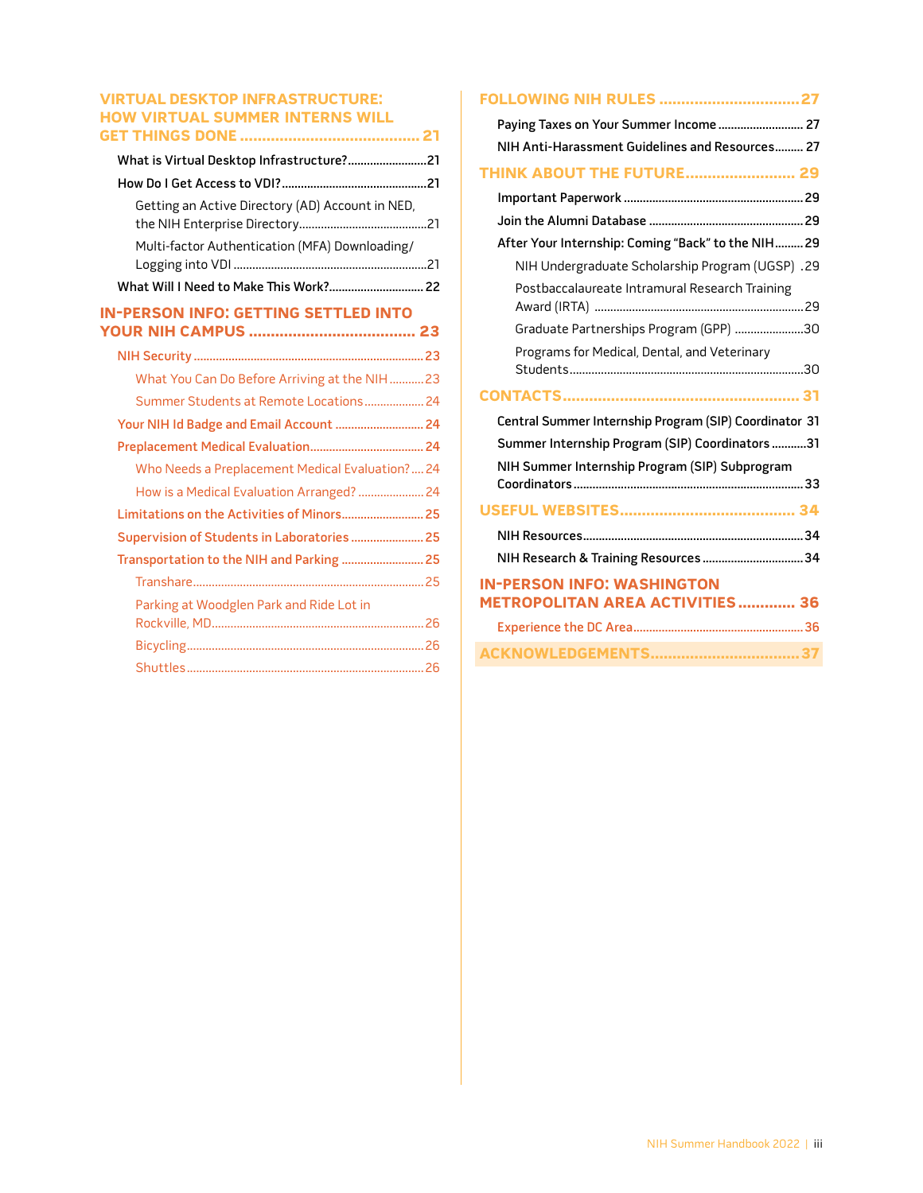- **VIRTUAL DESKTOP INFRASTRUCTURE: HOW VIRTUAL SUMMER INTERNS WILL GET THINGS DONE** ........ 21
  - What is Virtual Desktop Infrastructure? ........ 21
  - How Do I Get Access to VDI? ........ 21
    - Getting an Active Directory (AD) Account in NED, the NIH Enterprise Directory ........ 21
    - Multi-factor Authentication (MFA) Downloading/Logging into VDI ........ 21
  - What Will I Need to Make This Work? ........ 22
- **IN-PERSON INFO: GETTING SETTLED INTO YOUR NIH CAMPUS** ........ 23
  - NIH Security ........ 23
    - What You Can Do Before Arriving at the NIH ........ 23
    - Summer Students at Remote Locations ........ 24
  - Your NIH Id Badge and Email Account ........ 24
  - Preplacement Medical Evaluation ........ 24
    - Who Needs a Preplacement Medical Evaluation? ........ 24
    - How is a Medical Evaluation Arranged? ........ 24
  - Limitations on the Activities of Minors ........ 25
  - Supervision of Students in Laboratories ........ 25
  - Transportation to the NIH and Parking ........ 25
    - Transhare ........ 25
    - Parking at Woodglen Park and Ride Lot in Rockville, MD ........ 26
    - Bicycling ........ 26
    - Shuttles ........ 26
- **FOLLOWING NIH RULES** ........ 27
  - Paying Taxes on Your Summer Income ........ 27
  - NIH Anti-Harassment Guidelines and Resources ........ 27
- **THINK ABOUT THE FUTURE** ........ 29
  - Important Paperwork ........ 29
  - Join the Alumni Database ........ 29
  - After Your Internship: Coming "Back" to the NIH ........ 29
    - NIH Undergraduate Scholarship Program (UGSP) ........ 29
    - Postbaccalaureate Intramural Research Training Award (IRTA) ........ 29
    - Graduate Partnerships Program (GPP) ........ 30
    - Programs for Medical, Dental, and Veterinary Students ........ 30
- **CONTACTS** ........ 31
  - Central Summer Internship Program (SIP) Coordinator ........ 31
  - Summer Internship Program (SIP) Coordinators ........ 31
  - NIH Summer Internship Program (SIP) Subprogram Coordinators ........ 33
- **USEFUL WEBSITES** ........ 34
  - NIH Resources ........ 34
  - NIH Research & Training Resources ........ 34
- **IN-PERSON INFO: WASHINGTON METROPOLITAN AREA ACTIVITIES** ........ 36
  - Experience the DC Area ........ 36
- **ACKNOWLEDGEMENTS** ........ 37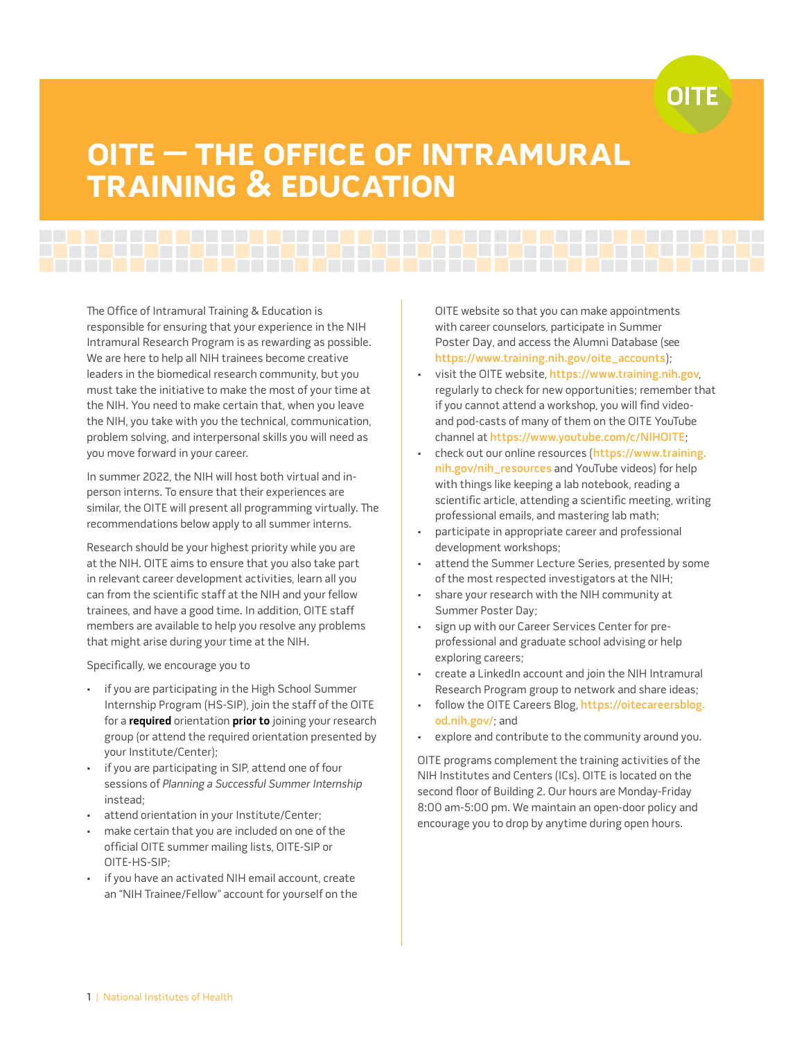# OITE — THE OFFICE OF INTRAMURAL TRAINING & EDUCATION

The Office of Intramural Training & Education is responsible for ensuring that your experience in the NIH Intramural Research Program is as rewarding as possible. We are here to help all NIH trainees become creative leaders in the biomedical research community, but you must take the initiative to make the most of your time at the NIH. You need to make certain that, when you leave the NIH, you take with you the technical, communication, problem solving, and interpersonal skills you will need as you move forward in your career.

In summer 2022, the NIH will host both virtual and in-person interns. To ensure that their experiences are similar, the OITE will present all programming virtually. The recommendations below apply to all summer interns.

Research should be your highest priority while you are at the NIH. OITE aims to ensure that you also take part in relevant career development activities, learn all you can from the scientific staff at the NIH and your fellow trainees, and have a good time. In addition, OITE staff members are available to help you resolve any problems that might arise during your time at the NIH.

Specifically, we encourage you to

- if you are participating in the High School Summer Internship Program (HS-SIP), join the staff of the OITE for a **required** orientation **prior to** joining your research group (or attend the required orientation presented by your Institute/Center);
- if you are participating in SIP, attend one of four sessions of *Planning a Successful Summer Internship* instead;
- attend orientation in your Institute/Center;
- make certain that you are included on one of the official OITE summer mailing lists, OITE-SIP or OITE-HS-SIP;
- if you have an activated NIH email account, create an "NIH Trainee/Fellow" account for yourself on the OITE website so that you can make appointments with career counselors, participate in Summer Poster Day, and access the Alumni Database (see https://www.training.nih.gov/oite_accounts);
- visit the OITE website, https://www.training.nih.gov, regularly to check for new opportunities; remember that if you cannot attend a workshop, you will find video- and pod-casts of many of them on the OITE YouTube channel at https://www.youtube.com/c/NIHOITE;
- check out our online resources (https://www.training.nih.gov/nih_resources and YouTube videos) for help with things like keeping a lab notebook, reading a scientific article, attending a scientific meeting, writing professional emails, and mastering lab math;
- participate in appropriate career and professional development workshops;
- attend the Summer Lecture Series, presented by some of the most respected investigators at the NIH;
- share your research with the NIH community at Summer Poster Day;
- sign up with our Career Services Center for pre-professional and graduate school advising or help exploring careers;
- create a LinkedIn account and join the NIH Intramural Research Program group to network and share ideas;
- follow the OITE Careers Blog, https://oitecareersblog.od.nih.gov/; and
- explore and contribute to the community around you.

OITE programs complement the training activities of the NIH Institutes and Centers (ICs). OITE is located on the second floor of Building 2. Our hours are Monday-Friday 8:00 am-5:00 pm. We maintain an open-door policy and encourage you to drop by anytime during open hours.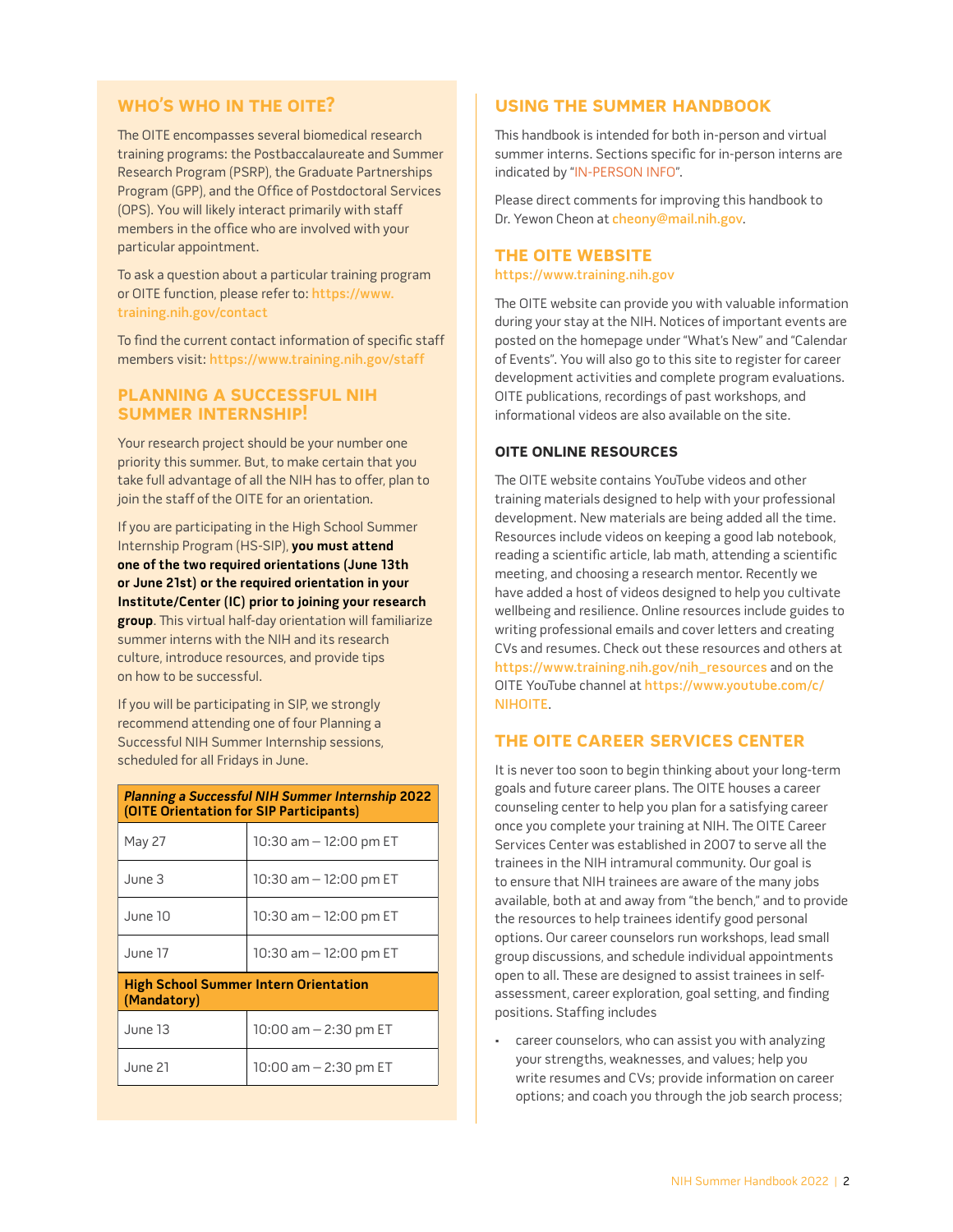## WHO'S WHO IN THE OITE?

The OITE encompasses several biomedical research training programs: the Postbaccalaureate and Summer Research Program (PSRP), the Graduate Partnerships Program (GPP), and the Office of Postdoctoral Services (OPS). You will likely interact primarily with staff members in the office who are involved with your particular appointment.

To ask a question about a particular training program or OITE function, please refer to: https://www.training.nih.gov/contact

To find the current contact information of specific staff members visit: https://www.training.nih.gov/staff

## PLANNING A SUCCESSFUL NIH SUMMER INTERNSHIP!

Your research project should be your number one priority this summer. But, to make certain that you take full advantage of all the NIH has to offer, plan to join the staff of the OITE for an orientation.

If you are participating in the High School Summer Internship Program (HS-SIP), **you must attend one of the two required orientations (June 13th or June 21st) or the required orientation in your Institute/Center (IC) prior to joining your research group**. This virtual half-day orientation will familiarize summer interns with the NIH and its research culture, introduce resources, and provide tips on how to be successful.

If you will be participating in SIP, we strongly recommend attending one of four Planning a Successful NIH Summer Internship sessions, scheduled for all Fridays in June.

| ***Planning a Successful NIH Summer Internship* 2022 (OITE Orientation for SIP Participants)** | |
|---|---|
| May 27 | 10:30 am – 12:00 pm ET |
| June 3 | 10:30 am – 12:00 pm ET |
| June 10 | 10:30 am – 12:00 pm ET |
| June 17 | 10:30 am – 12:00 pm ET |
| **High School Summer Intern Orientation (Mandatory)** | |
| June 13 | 10:00 am – 2:30 pm ET |
| June 21 | 10:00 am – 2:30 pm ET |

## USING THE SUMMER HANDBOOK

This handbook is intended for both in-person and virtual summer interns. Sections specific for in-person interns are indicated by "IN-PERSON INFO".

Please direct comments for improving this handbook to Dr. Yewon Cheon at cheony@mail.nih.gov.

## THE OITE WEBSITE

https://www.training.nih.gov

The OITE website can provide you with valuable information during your stay at the NIH. Notices of important events are posted on the homepage under "What's New" and "Calendar of Events". You will also go to this site to register for career development activities and complete program evaluations. OITE publications, recordings of past workshops, and informational videos are also available on the site.

### OITE ONLINE RESOURCES

The OITE website contains YouTube videos and other training materials designed to help with your professional development. New materials are being added all the time. Resources include videos on keeping a good lab notebook, reading a scientific article, lab math, attending a scientific meeting, and choosing a research mentor. Recently we have added a host of videos designed to help you cultivate wellbeing and resilience. Online resources include guides to writing professional emails and cover letters and creating CVs and resumes. Check out these resources and others at https://www.training.nih.gov/nih_resources and on the OITE YouTube channel at https://www.youtube.com/c/NIHOITE.

## THE OITE CAREER SERVICES CENTER

It is never too soon to begin thinking about your long-term goals and future career plans. The OITE houses a career counseling center to help you plan for a satisfying career once you complete your training at NIH. The OITE Career Services Center was established in 2007 to serve all the trainees in the NIH intramural community. Our goal is to ensure that NIH trainees are aware of the many jobs available, both at and away from "the bench," and to provide the resources to help trainees identify good personal options. Our career counselors run workshops, lead small group discussions, and schedule individual appointments open to all. These are designed to assist trainees in self-assessment, career exploration, goal setting, and finding positions. Staffing includes

- career counselors, who can assist you with analyzing your strengths, weaknesses, and values; help you write resumes and CVs; provide information on career options; and coach you through the job search process;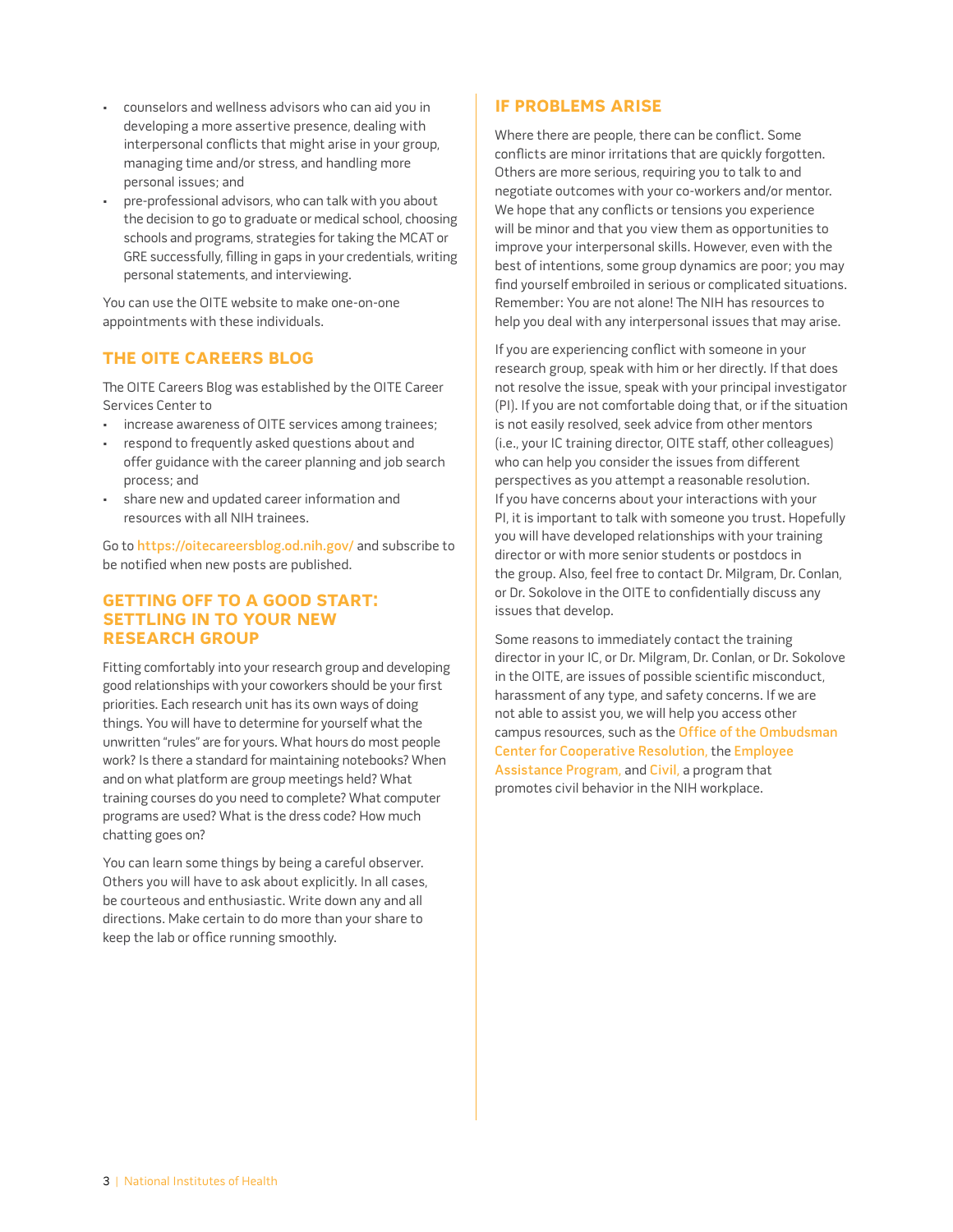- counselors and wellness advisors who can aid you in developing a more assertive presence, dealing with interpersonal conflicts that might arise in your group, managing time and/or stress, and handling more personal issues; and
- pre-professional advisors, who can talk with you about the decision to go to graduate or medical school, choosing schools and programs, strategies for taking the MCAT or GRE successfully, filling in gaps in your credentials, writing personal statements, and interviewing.

You can use the OITE website to make one-on-one appointments with these individuals.

## THE OITE CAREERS BLOG

The OITE Careers Blog was established by the OITE Career Services Center to

- increase awareness of OITE services among trainees;
- respond to frequently asked questions about and offer guidance with the career planning and job search process; and
- share new and updated career information and resources with all NIH trainees.

Go to https://oitecareersblog.od.nih.gov/ and subscribe to be notified when new posts are published.

## GETTING OFF TO A GOOD START: SETTLING IN TO YOUR NEW RESEARCH GROUP

Fitting comfortably into your research group and developing good relationships with your coworkers should be your first priorities. Each research unit has its own ways of doing things. You will have to determine for yourself what the unwritten "rules" are for yours. What hours do most people work? Is there a standard for maintaining notebooks? When and on what platform are group meetings held? What training courses do you need to complete? What computer programs are used? What is the dress code? How much chatting goes on?

You can learn some things by being a careful observer. Others you will have to ask about explicitly. In all cases, be courteous and enthusiastic. Write down any and all directions. Make certain to do more than your share to keep the lab or office running smoothly.

## IF PROBLEMS ARISE

Where there are people, there can be conflict. Some conflicts are minor irritations that are quickly forgotten. Others are more serious, requiring you to talk to and negotiate outcomes with your co-workers and/or mentor. We hope that any conflicts or tensions you experience will be minor and that you view them as opportunities to improve your interpersonal skills. However, even with the best of intentions, some group dynamics are poor; you may find yourself embroiled in serious or complicated situations. Remember: You are not alone! The NIH has resources to help you deal with any interpersonal issues that may arise.

If you are experiencing conflict with someone in your research group, speak with him or her directly. If that does not resolve the issue, speak with your principal investigator (PI). If you are not comfortable doing that, or if the situation is not easily resolved, seek advice from other mentors (i.e., your IC training director, OITE staff, other colleagues) who can help you consider the issues from different perspectives as you attempt a reasonable resolution. If you have concerns about your interactions with your PI, it is important to talk with someone you trust. Hopefully you will have developed relationships with your training director or with more senior students or postdocs in the group. Also, feel free to contact Dr. Milgram, Dr. Conlan, or Dr. Sokolove in the OITE to confidentially discuss any issues that develop.

Some reasons to immediately contact the training director in your IC, or Dr. Milgram, Dr. Conlan, or Dr. Sokolove in the OITE, are issues of possible scientific misconduct, harassment of any type, and safety concerns. If we are not able to assist you, we will help you access other campus resources, such as the Office of the Ombudsman Center for Cooperative Resolution, the Employee Assistance Program, and Civil, a program that promotes civil behavior in the NIH workplace.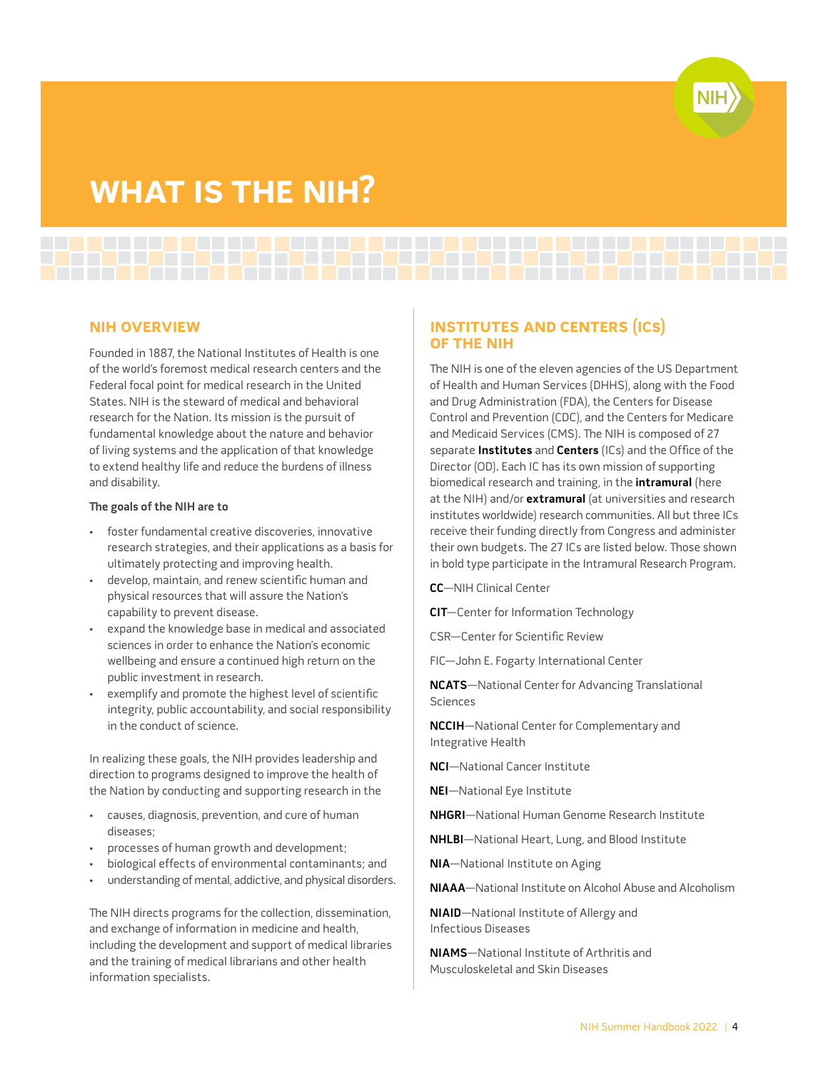# WHAT IS THE NIH?

## NIH OVERVIEW

Founded in 1887, the National Institutes of Health is one of the world's foremost medical research centers and the Federal focal point for medical research in the United States. NIH is the steward of medical and behavioral research for the Nation. Its mission is the pursuit of fundamental knowledge about the nature and behavior of living systems and the application of that knowledge to extend healthy life and reduce the burdens of illness and disability.

**The goals of the NIH are to**

- foster fundamental creative discoveries, innovative research strategies, and their applications as a basis for ultimately protecting and improving health.
- develop, maintain, and renew scientific human and physical resources that will assure the Nation's capability to prevent disease.
- expand the knowledge base in medical and associated sciences in order to enhance the Nation's economic wellbeing and ensure a continued high return on the public investment in research.
- exemplify and promote the highest level of scientific integrity, public accountability, and social responsibility in the conduct of science.

In realizing these goals, the NIH provides leadership and direction to programs designed to improve the health of the Nation by conducting and supporting research in the

- causes, diagnosis, prevention, and cure of human diseases;
- processes of human growth and development;
- biological effects of environmental contaminants; and
- understanding of mental, addictive, and physical disorders.

The NIH directs programs for the collection, dissemination, and exchange of information in medicine and health, including the development and support of medical libraries and the training of medical librarians and other health information specialists.

## INSTITUTES AND CENTERS (ICs) OF THE NIH

The NIH is one of the eleven agencies of the US Department of Health and Human Services (DHHS), along with the Food and Drug Administration (FDA), the Centers for Disease Control and Prevention (CDC), and the Centers for Medicare and Medicaid Services (CMS). The NIH is composed of 27 separate **Institutes** and **Centers** (ICs) and the Office of the Director (OD). Each IC has its own mission of supporting biomedical research and training, in the **intramural** (here at the NIH) and/or **extramural** (at universities and research institutes worldwide) research communities. All but three ICs receive their funding directly from Congress and administer their own budgets. The 27 ICs are listed below. Those shown in bold type participate in the Intramural Research Program.

**CC**—NIH Clinical Center

**CIT**—Center for Information Technology

CSR—Center for Scientific Review

FIC—John E. Fogarty International Center

**NCATS**—National Center for Advancing Translational Sciences

**NCCIH**—National Center for Complementary and Integrative Health

**NCI**—National Cancer Institute

**NEI**—National Eye Institute

**NHGRI**—National Human Genome Research Institute

**NHLBI**—National Heart, Lung, and Blood Institute

**NIA**—National Institute on Aging

**NIAAA**—National Institute on Alcohol Abuse and Alcoholism

**NIAID**—National Institute of Allergy and Infectious Diseases

**NIAMS**—National Institute of Arthritis and Musculoskeletal and Skin Diseases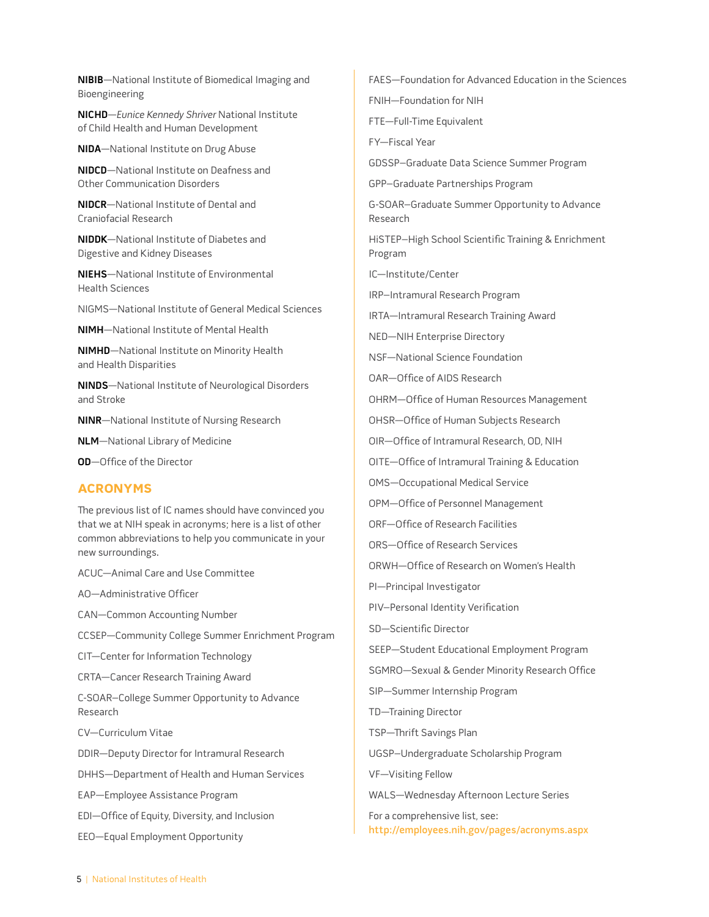**NIBIB**—National Institute of Biomedical Imaging and Bioengineering

**NICHD**—*Eunice Kennedy Shriver* National Institute of Child Health and Human Development

**NIDA**—National Institute on Drug Abuse

**NIDCD**—National Institute on Deafness and Other Communication Disorders

**NIDCR**—National Institute of Dental and Craniofacial Research

**NIDDK**—National Institute of Diabetes and Digestive and Kidney Diseases

**NIEHS**—National Institute of Environmental Health Sciences

NIGMS—National Institute of General Medical Sciences

**NIMH**—National Institute of Mental Health

**NIMHD**—National Institute on Minority Health and Health Disparities

**NINDS**—National Institute of Neurological Disorders and Stroke

**NINR**—National Institute of Nursing Research

**NLM**—National Library of Medicine

**OD**—Office of the Director

## ACRONYMS

The previous list of IC names should have convinced you that we at NIH speak in acronyms; here is a list of other common abbreviations to help you communicate in your new surroundings.

ACUC—Animal Care and Use Committee

AO—Administrative Officer

CAN—Common Accounting Number

CCSEP—Community College Summer Enrichment Program

CIT—Center for Information Technology

CRTA—Cancer Research Training Award

C-SOAR—College Summer Opportunity to Advance Research

CV—Curriculum Vitae

DDIR—Deputy Director for Intramural Research

DHHS—Department of Health and Human Services

EAP—Employee Assistance Program

EDI—Office of Equity, Diversity, and Inclusion

EEO—Equal Employment Opportunity

FAES—Foundation for Advanced Education in the Sciences

FNIH—Foundation for NIH

FTE—Full-Time Equivalent

FY—Fiscal Year

GDSSP—Graduate Data Science Summer Program

GPP—Graduate Partnerships Program

G-SOAR—Graduate Summer Opportunity to Advance Research

HiSTEP—High School Scientific Training & Enrichment Program

IC—Institute/Center

IRP—Intramural Research Program

IRTA—Intramural Research Training Award

NED—NIH Enterprise Directory

NSF—National Science Foundation

OAR—Office of AIDS Research

OHRM—Office of Human Resources Management

OHSR—Office of Human Subjects Research

OIR—Office of Intramural Research, OD, NIH

OITE—Office of Intramural Training & Education

OMS—Occupational Medical Service

OPM—Office of Personnel Management

ORF—Office of Research Facilities

ORS—Office of Research Services

ORWH—Office of Research on Women's Health

PI—Principal Investigator

PIV—Personal Identity Verification

SD—Scientific Director

SEEP—Student Educational Employment Program

SGMRO—Sexual & Gender Minority Research Office

SIP—Summer Internship Program

TD—Training Director

TSP—Thrift Savings Plan

UGSP—Undergraduate Scholarship Program

VF—Visiting Fellow

WALS—Wednesday Afternoon Lecture Series

For a comprehensive list, see: http://employees.nih.gov/pages/acronyms.aspx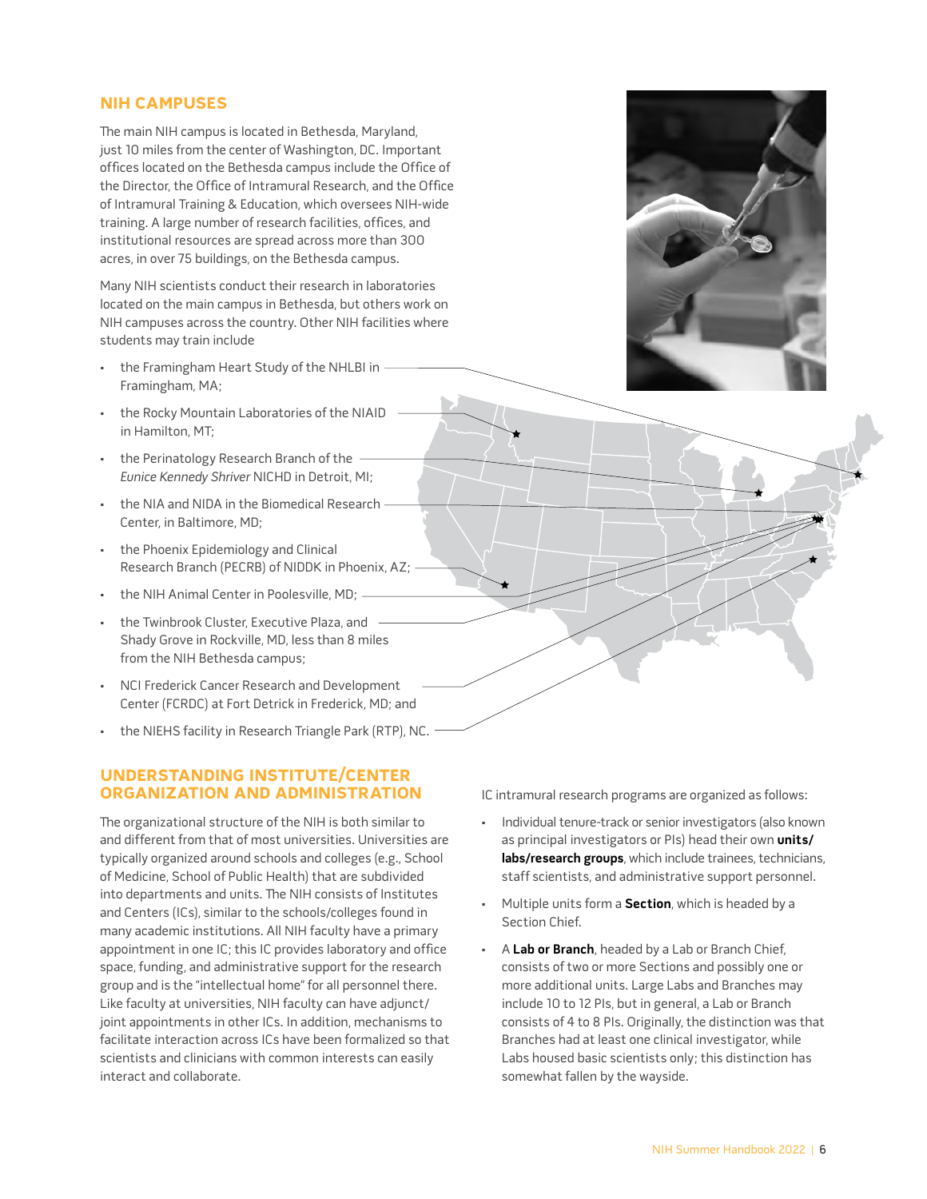## NIH CAMPUSES

The main NIH campus is located in Bethesda, Maryland, just 10 miles from the center of Washington, DC. Important offices located on the Bethesda campus include the Office of the Director, the Office of Intramural Research, and the Office of Intramural Training & Education, which oversees NIH-wide training. A large number of research facilities, offices, and institutional resources are spread across more than 300 acres, in over 75 buildings, on the Bethesda campus.

Many NIH scientists conduct their research in laboratories located on the main campus in Bethesda, but others work on NIH campuses across the country. Other NIH facilities where students may train include

- the Framingham Heart Study of the NHLBI in Framingham, MA;
- the Rocky Mountain Laboratories of the NIAID in Hamilton, MT;
- the Perinatology Research Branch of the *Eunice Kennedy Shriver* NICHD in Detroit, MI;
- the NIA and NIDA in the Biomedical Research Center, in Baltimore, MD;
- the Phoenix Epidemiology and Clinical Research Branch (PECRB) of NIDDK in Phoenix, AZ;
- the NIH Animal Center in Poolesville, MD;
- the Twinbrook Cluster, Executive Plaza, and Shady Grove in Rockville, MD, less than 8 miles from the NIH Bethesda campus;
- NCI Frederick Cancer Research and Development Center (FCRDC) at Fort Detrick in Frederick, MD; and
- the NIEHS facility in Research Triangle Park (RTP), NC.

## UNDERSTANDING INSTITUTE/CENTER ORGANIZATION AND ADMINISTRATION

The organizational structure of the NIH is both similar to and different from that of most universities. Universities are typically organized around schools and colleges (e.g., School of Medicine, School of Public Health) that are subdivided into departments and units. The NIH consists of Institutes and Centers (ICs), similar to the schools/colleges found in many academic institutions. All NIH faculty have a primary appointment in one IC; this IC provides laboratory and office space, funding, and administrative support for the research group and is the "intellectual home" for all personnel there. Like faculty at universities, NIH faculty can have adjunct/joint appointments in other ICs. In addition, mechanisms to facilitate interaction across ICs have been formalized so that scientists and clinicians with common interests can easily interact and collaborate.

IC intramural research programs are organized as follows:

- Individual tenure-track or senior investigators (also known as principal investigators or PIs) head their own **units/labs/research groups**, which include trainees, technicians, staff scientists, and administrative support personnel.
- Multiple units form a **Section**, which is headed by a Section Chief.
- A **Lab or Branch**, headed by a Lab or Branch Chief, consists of two or more Sections and possibly one or more additional units. Large Labs and Branches may include 10 to 12 PIs, but in general, a Lab or Branch consists of 4 to 8 PIs. Originally, the distinction was that Branches had at least one clinical investigator, while Labs housed basic scientists only; this distinction has somewhat fallen by the wayside.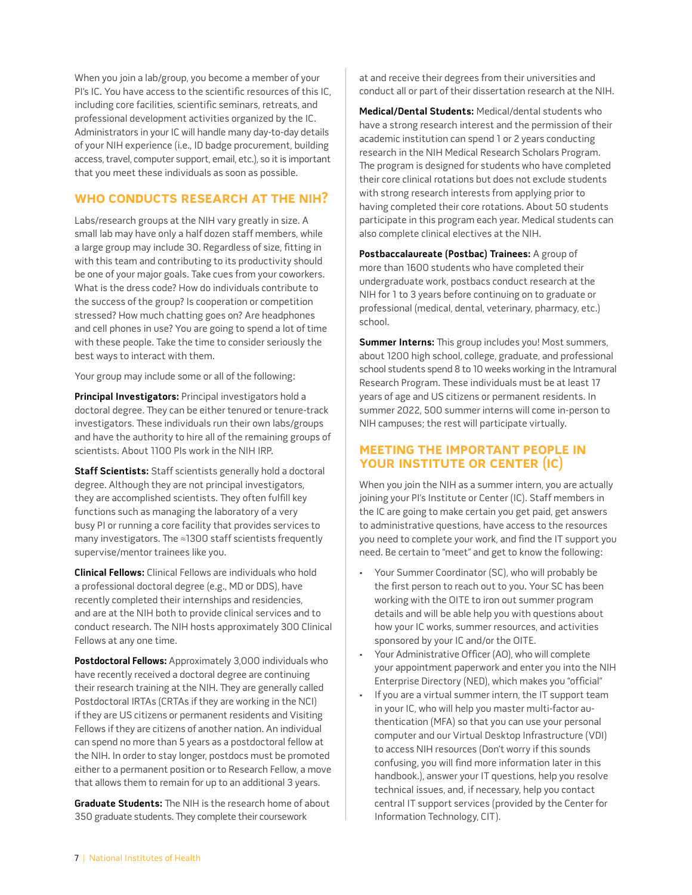When you join a lab/group, you become a member of your PI's IC. You have access to the scientific resources of this IC, including core facilities, scientific seminars, retreats, and professional development activities organized by the IC. Administrators in your IC will handle many day-to-day details of your NIH experience (i.e., ID badge procurement, building access, travel, computer support, email, etc.), so it is important that you meet these individuals as soon as possible.

## WHO CONDUCTS RESEARCH AT THE NIH?

Labs/research groups at the NIH vary greatly in size. A small lab may have only a half dozen staff members, while a large group may include 30. Regardless of size, fitting in with this team and contributing to its productivity should be one of your major goals. Take cues from your coworkers. What is the dress code? How do individuals contribute to the success of the group? Is cooperation or competition stressed? How much chatting goes on? Are headphones and cell phones in use? You are going to spend a lot of time with these people. Take the time to consider seriously the best ways to interact with them.

Your group may include some or all of the following:

**Principal Investigators:** Principal investigators hold a doctoral degree. They can be either tenured or tenure-track investigators. These individuals run their own labs/groups and have the authority to hire all of the remaining groups of scientists. About 1100 PIs work in the NIH IRP.

**Staff Scientists:** Staff scientists generally hold a doctoral degree. Although they are not principal investigators, they are accomplished scientists. They often fulfill key functions such as managing the laboratory of a very busy PI or running a core facility that provides services to many investigators. The ≈1300 staff scientists frequently supervise/mentor trainees like you.

**Clinical Fellows:** Clinical Fellows are individuals who hold a professional doctoral degree (e.g., MD or DDS), have recently completed their internships and residencies, and are at the NIH both to provide clinical services and to conduct research. The NIH hosts approximately 300 Clinical Fellows at any one time.

**Postdoctoral Fellows:** Approximately 3,000 individuals who have recently received a doctoral degree are continuing their research training at the NIH. They are generally called Postdoctoral IRTAs (CRTAs if they are working in the NCI) if they are US citizens or permanent residents and Visiting Fellows if they are citizens of another nation. An individual can spend no more than 5 years as a postdoctoral fellow at the NIH. In order to stay longer, postdocs must be promoted either to a permanent position or to Research Fellow, a move that allows them to remain for up to an additional 3 years.

**Graduate Students:** The NIH is the research home of about 350 graduate students. They complete their coursework at and receive their degrees from their universities and conduct all or part of their dissertation research at the NIH.

**Medical/Dental Students:** Medical/dental students who have a strong research interest and the permission of their academic institution can spend 1 or 2 years conducting research in the NIH Medical Research Scholars Program. The program is designed for students who have completed their core clinical rotations but does not exclude students with strong research interests from applying prior to having completed their core rotations. About 50 students participate in this program each year. Medical students can also complete clinical electives at the NIH.

**Postbaccalaureate (Postbac) Trainees:** A group of more than 1600 students who have completed their undergraduate work, postbacs conduct research at the NIH for 1 to 3 years before continuing on to graduate or professional (medical, dental, veterinary, pharmacy, etc.) school.

**Summer Interns:** This group includes you! Most summers, about 1200 high school, college, graduate, and professional school students spend 8 to 10 weeks working in the Intramural Research Program. These individuals must be at least 17 years of age and US citizens or permanent residents. In summer 2022, 500 summer interns will come in-person to NIH campuses; the rest will participate virtually.

## MEETING THE IMPORTANT PEOPLE IN YOUR INSTITUTE OR CENTER (IC)

When you join the NIH as a summer intern, you are actually joining your PI's Institute or Center (IC). Staff members in the IC are going to make certain you get paid, get answers to administrative questions, have access to the resources you need to complete your work, and find the IT support you need. Be certain to "meet" and get to know the following:

- Your Summer Coordinator (SC), who will probably be the first person to reach out to you. Your SC has been working with the OITE to iron out summer program details and will be able help you with questions about how your IC works, summer resources, and activities sponsored by your IC and/or the OITE.
- Your Administrative Officer (AO), who will complete your appointment paperwork and enter you into the NIH Enterprise Directory (NED), which makes you "official"
- If you are a virtual summer intern, the IT support team in your IC, who will help you master multi-factor authentication (MFA) so that you can use your personal computer and our Virtual Desktop Infrastructure (VDI) to access NIH resources (Don't worry if this sounds confusing, you will find more information later in this handbook.), answer your IT questions, help you resolve technical issues, and, if necessary, help you contact central IT support services (provided by the Center for Information Technology, CIT).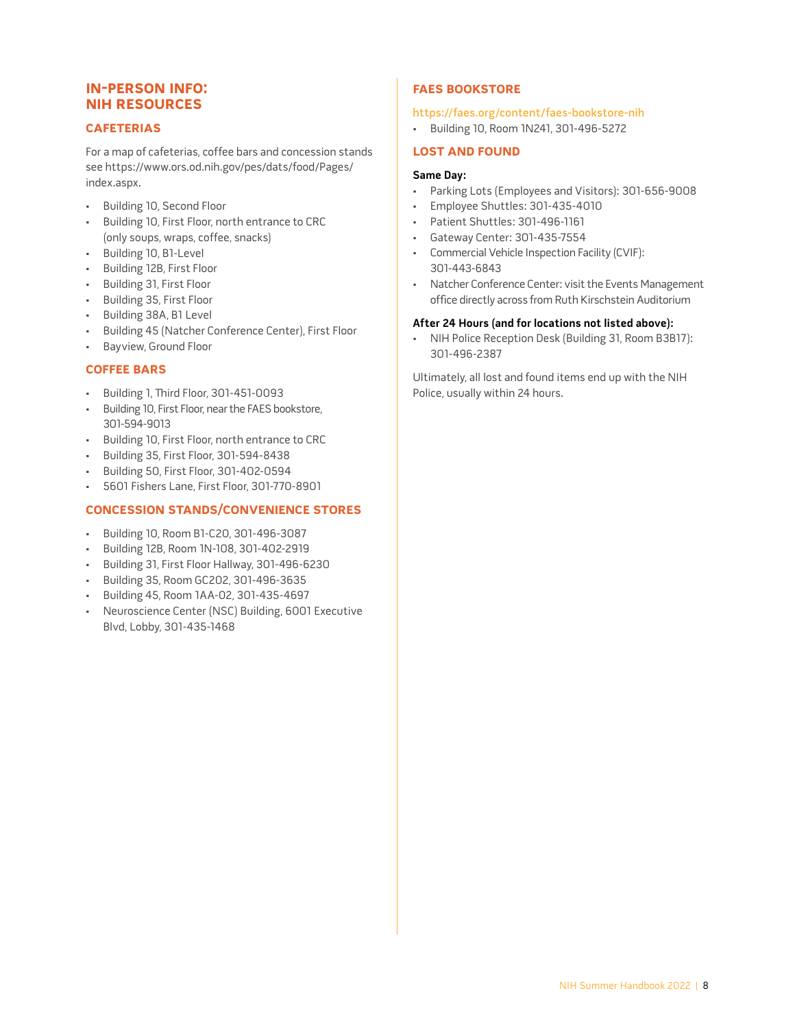# IN-PERSON INFO: NIH RESOURCES

## CAFETERIAS

For a map of cafeterias, coffee bars and concession stands see https://www.ors.od.nih.gov/pes/dats/food/Pages/index.aspx.

- Building 10, Second Floor
- Building 10, First Floor, north entrance to CRC (only soups, wraps, coffee, snacks)
- Building 10, B1-Level
- Building 12B, First Floor
- Building 31, First Floor
- Building 35, First Floor
- Building 38A, B1 Level
- Building 45 (Natcher Conference Center), First Floor
- Bayview, Ground Floor

## COFFEE BARS

- Building 1, Third Floor, 301-451-0093
- Building 10, First Floor, near the FAES bookstore, 301-594-9013
- Building 10, First Floor, north entrance to CRC
- Building 35, First Floor, 301-594-8438
- Building 50, First Floor, 301-402-0594
- 5601 Fishers Lane, First Floor, 301-770-8901

## CONCESSION STANDS/CONVENIENCE STORES

- Building 10, Room B1-C20, 301-496-3087
- Building 12B, Room 1N-108, 301-402-2919
- Building 31, First Floor Hallway, 301-496-6230
- Building 35, Room GC202, 301-496-3635
- Building 45, Room 1AA-02, 301-435-4697
- Neuroscience Center (NSC) Building, 6001 Executive Blvd, Lobby, 301-435-1468

## FAES BOOKSTORE

https://faes.org/content/faes-bookstore-nih

- Building 10, Room 1N241, 301-496-5272

## LOST AND FOUND

**Same Day:**

- Parking Lots (Employees and Visitors): 301-656-9008
- Employee Shuttles: 301-435-4010
- Patient Shuttles: 301-496-1161
- Gateway Center: 301-435-7554
- Commercial Vehicle Inspection Facility (CVIF): 301-443-6843
- Natcher Conference Center: visit the Events Management office directly across from Ruth Kirschstein Auditorium

**After 24 Hours (and for locations not listed above):**

- NIH Police Reception Desk (Building 31, Room B3B17): 301-496-2387

Ultimately, all lost and found items end up with the NIH Police, usually within 24 hours.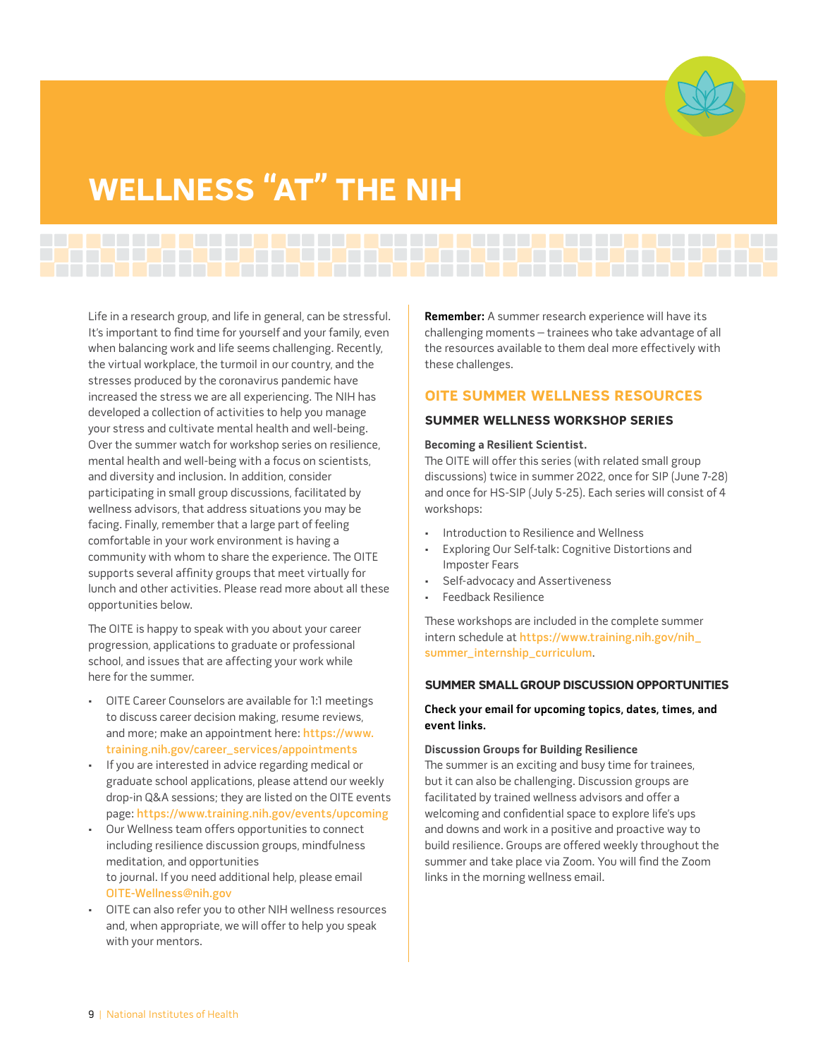# WELLNESS "AT" THE NIH

Life in a research group, and life in general, can be stressful. It's important to find time for yourself and your family, even when balancing work and life seems challenging. Recently, the virtual workplace, the turmoil in our country, and the stresses produced by the coronavirus pandemic have increased the stress we are all experiencing. The NIH has developed a collection of activities to help you manage your stress and cultivate mental health and well-being. Over the summer watch for workshop series on resilience, mental health and well-being with a focus on scientists, and diversity and inclusion. In addition, consider participating in small group discussions, facilitated by wellness advisors, that address situations you may be facing. Finally, remember that a large part of feeling comfortable in your work environment is having a community with whom to share the experience. The OITE supports several affinity groups that meet virtually for lunch and other activities. Please read more about all these opportunities below.

The OITE is happy to speak with you about your career progression, applications to graduate or professional school, and issues that are affecting your work while here for the summer.

- OITE Career Counselors are available for 1:1 meetings to discuss career decision making, resume reviews, and more; make an appointment here: https://www.training.nih.gov/career_services/appointments
- If you are interested in advice regarding medical or graduate school applications, please attend our weekly drop-in Q&A sessions; they are listed on the OITE events page: https://www.training.nih.gov/events/upcoming
- Our Wellness team offers opportunities to connect including resilience discussion groups, mindfulness meditation, and opportunities to journal. If you need additional help, please email OITE-Wellness@nih.gov
- OITE can also refer you to other NIH wellness resources and, when appropriate, we will offer to help you speak with your mentors.

**Remember:** A summer research experience will have its challenging moments – trainees who take advantage of all the resources available to them deal more effectively with these challenges.

## OITE SUMMER WELLNESS RESOURCES

### SUMMER WELLNESS WORKSHOP SERIES

**Becoming a Resilient Scientist.**
The OITE will offer this series (with related small group discussions) twice in summer 2022, once for SIP (June 7-28) and once for HS-SIP (July 5-25). Each series will consist of 4 workshops:

- Introduction to Resilience and Wellness
- Exploring Our Self-talk: Cognitive Distortions and Imposter Fears
- Self-advocacy and Assertiveness
- Feedback Resilience

These workshops are included in the complete summer intern schedule at https://www.training.nih.gov/nih_summer_internship_curriculum.

### SUMMER SMALL GROUP DISCUSSION OPPORTUNITIES

**Check your email for upcoming topics, dates, times, and event links.**

**Discussion Groups for Building Resilience**
The summer is an exciting and busy time for trainees, but it can also be challenging. Discussion groups are facilitated by trained wellness advisors and offer a welcoming and confidential space to explore life's ups and downs and work in a positive and proactive way to build resilience. Groups are offered weekly throughout the summer and take place via Zoom. You will find the Zoom links in the morning wellness email.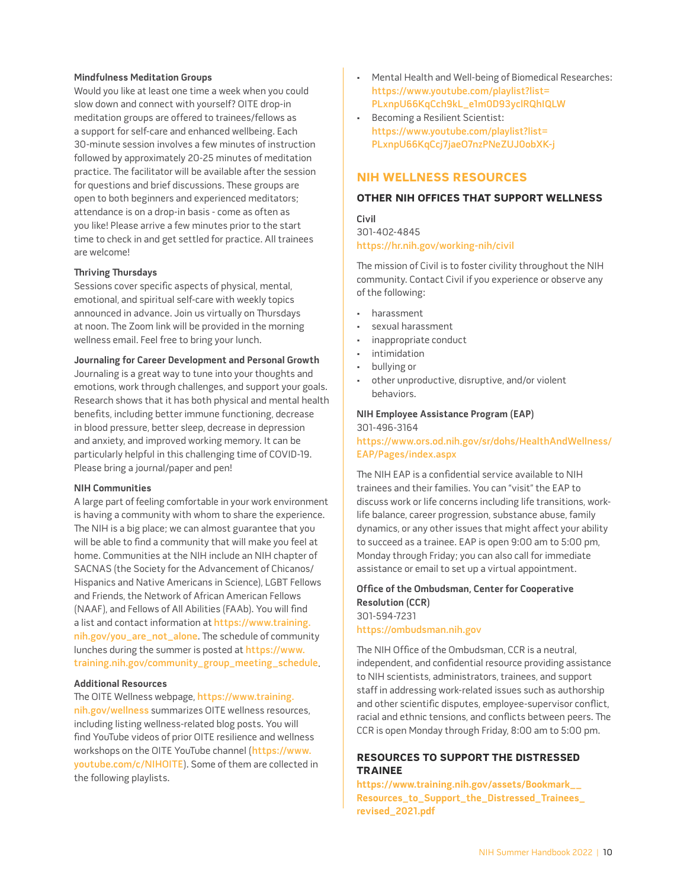**Mindfulness Meditation Groups**

Would you like at least one time a week when you could slow down and connect with yourself? OITE drop-in meditation groups are offered to trainees/fellows as a support for self-care and enhanced wellbeing. Each 30-minute session involves a few minutes of instruction followed by approximately 20-25 minutes of meditation practice. The facilitator will be available after the session for questions and brief discussions. These groups are open to both beginners and experienced meditators; attendance is on a drop-in basis - come as often as you like! Please arrive a few minutes prior to the start time to check in and get settled for practice. All trainees are welcome!

**Thriving Thursdays**

Sessions cover specific aspects of physical, mental, emotional, and spiritual self-care with weekly topics announced in advance. Join us virtually on Thursdays at noon. The Zoom link will be provided in the morning wellness email. Feel free to bring your lunch.

**Journaling for Career Development and Personal Growth**

Journaling is a great way to tune into your thoughts and emotions, work through challenges, and support your goals. Research shows that it has both physical and mental health benefits, including better immune functioning, decrease in blood pressure, better sleep, decrease in depression and anxiety, and improved working memory. It can be particularly helpful in this challenging time of COVID-19. Please bring a journal/paper and pen!

**NIH Communities**

A large part of feeling comfortable in your work environment is having a community with whom to share the experience. The NIH is a big place; we can almost guarantee that you will be able to find a community that will make you feel at home. Communities at the NIH include an NIH chapter of SACNAS (the Society for the Advancement of Chicanos/Hispanics and Native Americans in Science), LGBT Fellows and Friends, the Network of African American Fellows (NAAF), and Fellows of All Abilities (FAAb). You will find a list and contact information at https://www.training.nih.gov/you_are_not_alone. The schedule of community lunches during the summer is posted at https://www.training.nih.gov/community_group_meeting_schedule.

**Additional Resources**

The OITE Wellness webpage, https://www.training.nih.gov/wellness summarizes OITE wellness resources, including listing wellness-related blog posts. You will find YouTube videos of prior OITE resilience and wellness workshops on the OITE YouTube channel (https://www.youtube.com/c/NIHOITE). Some of them are collected in the following playlists.

- Mental Health and Well-being of Biomedical Researches: https://www.youtube.com/playlist?list=PLxnpU66KqCch9kL_e1m0D93yclRQhIQLW
- Becoming a Resilient Scientist: https://www.youtube.com/playlist?list=PLxnpU66KqCcj7jaeO7nzPNeZUJ0obXK-j

## NIH WELLNESS RESOURCES

### OTHER NIH OFFICES THAT SUPPORT WELLNESS

**Civil**
301-402-4845
https://hr.nih.gov/working-nih/civil

The mission of Civil is to foster civility throughout the NIH community. Contact Civil if you experience or observe any of the following:

- harassment
- sexual harassment
- inappropriate conduct
- intimidation
- bullying or
- other unproductive, disruptive, and/or violent behaviors.

**NIH Employee Assistance Program (EAP)**
301-496-3164
https://www.ors.od.nih.gov/sr/dohs/HealthAndWellness/EAP/Pages/index.aspx

The NIH EAP is a confidential service available to NIH trainees and their families. You can "visit" the EAP to discuss work or life concerns including life transitions, work-life balance, career progression, substance abuse, family dynamics, or any other issues that might affect your ability to succeed as a trainee. EAP is open 9:00 am to 5:00 pm, Monday through Friday; you can also call for immediate assistance or email to set up a virtual appointment.

**Office of the Ombudsman, Center for Cooperative Resolution (CCR)**
301-594-7231
https://ombudsman.nih.gov

The NIH Office of the Ombudsman, CCR is a neutral, independent, and confidential resource providing assistance to NIH scientists, administrators, trainees, and support staff in addressing work-related issues such as authorship and other scientific disputes, employee-supervisor conflict, racial and ethnic tensions, and conflicts between peers. The CCR is open Monday through Friday, 8:00 am to 5:00 pm.

### RESOURCES TO SUPPORT THE DISTRESSED TRAINEE

**https://www.training.nih.gov/assets/Bookmark__Resources_to_Support_the_Distressed_Trainees_revised_2021.pdf**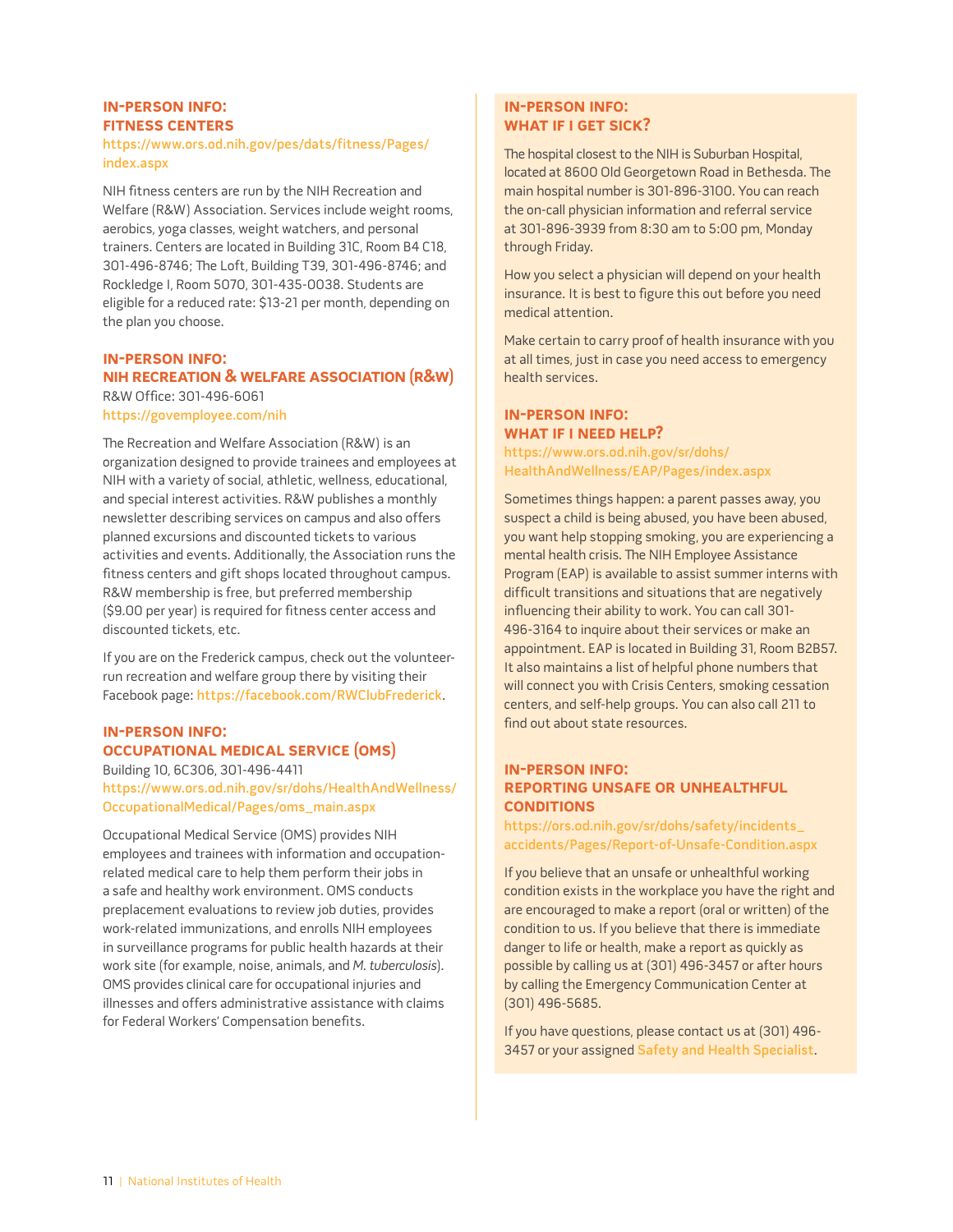## IN-PERSON INFO: FITNESS CENTERS

https://www.ors.od.nih.gov/pes/dats/fitness/Pages/index.aspx

NIH fitness centers are run by the NIH Recreation and Welfare (R&W) Association. Services include weight rooms, aerobics, yoga classes, weight watchers, and personal trainers. Centers are located in Building 31C, Room B4 C18, 301-496-8746; The Loft, Building T39, 301-496-8746; and Rockledge I, Room 5070, 301-435-0038. Students are eligible for a reduced rate: $13-21 per month, depending on the plan you choose.

## IN-PERSON INFO: NIH RECREATION & WELFARE ASSOCIATION (R&W)

R&W Office: 301-496-6061

https://govemployee.com/nih

The Recreation and Welfare Association (R&W) is an organization designed to provide trainees and employees at NIH with a variety of social, athletic, wellness, educational, and special interest activities. R&W publishes a monthly newsletter describing services on campus and also offers planned excursions and discounted tickets to various activities and events. Additionally, the Association runs the fitness centers and gift shops located throughout campus. R&W membership is free, but preferred membership ($9.00 per year) is required for fitness center access and discounted tickets, etc.

If you are on the Frederick campus, check out the volunteer-run recreation and welfare group there by visiting their Facebook page: https://facebook.com/RWClubFrederick.

## IN-PERSON INFO: OCCUPATIONAL MEDICAL SERVICE (OMS)

Building 10, 6C306, 301-496-4411

https://www.ors.od.nih.gov/sr/dohs/HealthAndWellness/OccupationalMedical/Pages/oms_main.aspx

Occupational Medical Service (OMS) provides NIH employees and trainees with information and occupation-related medical care to help them perform their jobs in a safe and healthy work environment. OMS conducts preplacement evaluations to review job duties, provides work-related immunizations, and enrolls NIH employees in surveillance programs for public health hazards at their work site (for example, noise, animals, and *M. tuberculosis*). OMS provides clinical care for occupational injuries and illnesses and offers administrative assistance with claims for Federal Workers' Compensation benefits.

## IN-PERSON INFO: WHAT IF I GET SICK?

The hospital closest to the NIH is Suburban Hospital, located at 8600 Old Georgetown Road in Bethesda. The main hospital number is 301-896-3100. You can reach the on-call physician information and referral service at 301-896-3939 from 8:30 am to 5:00 pm, Monday through Friday.

How you select a physician will depend on your health insurance. It is best to figure this out before you need medical attention.

Make certain to carry proof of health insurance with you at all times, just in case you need access to emergency health services.

## IN-PERSON INFO: WHAT IF I NEED HELP?

https://www.ors.od.nih.gov/sr/dohs/HealthAndWellness/EAP/Pages/index.aspx

Sometimes things happen: a parent passes away, you suspect a child is being abused, you have been abused, you want help stopping smoking, you are experiencing a mental health crisis. The NIH Employee Assistance Program (EAP) is available to assist summer interns with difficult transitions and situations that are negatively influencing their ability to work. You can call 301-496-3164 to inquire about their services or make an appointment. EAP is located in Building 31, Room B2B57. It also maintains a list of helpful phone numbers that will connect you with Crisis Centers, smoking cessation centers, and self-help groups. You can also call 211 to find out about state resources.

## IN-PERSON INFO: REPORTING UNSAFE OR UNHEALTHFUL CONDITIONS

https://ors.od.nih.gov/sr/dohs/safety/incidents_accidents/Pages/Report-of-Unsafe-Condition.aspx

If you believe that an unsafe or unhealthful working condition exists in the workplace you have the right and are encouraged to make a report (oral or written) of the condition to us. If you believe that there is immediate danger to life or health, make a report as quickly as possible by calling us at (301) 496-3457 or after hours by calling the Emergency Communication Center at (301) 496-5685.

If you have questions, please contact us at (301) 496-3457 or your assigned Safety and Health Specialist.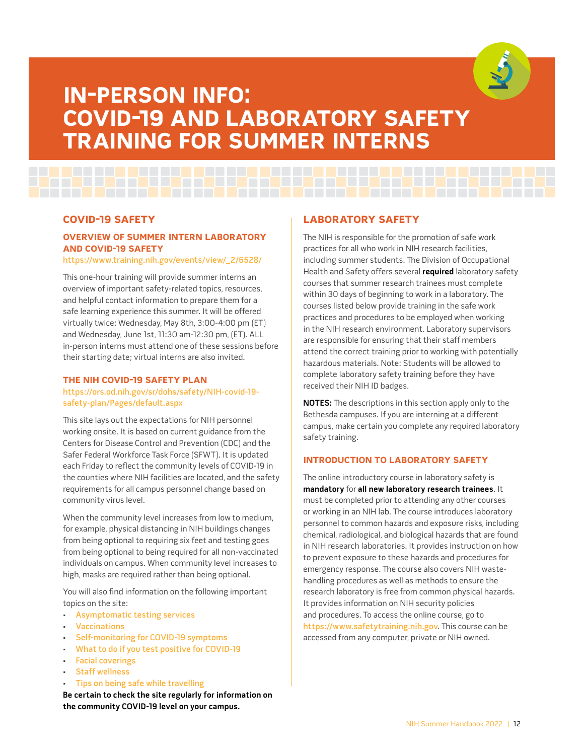# IN-PERSON INFO: COVID-19 AND LABORATORY SAFETY TRAINING FOR SUMMER INTERNS

## COVID-19 SAFETY

### OVERVIEW OF SUMMER INTERN LABORATORY AND COVID-19 SAFETY

https://www.training.nih.gov/events/view/_2/6528/

This one-hour training will provide summer interns an overview of important safety-related topics, resources, and helpful contact information to prepare them for a safe learning experience this summer. It will be offered virtually twice: Wednesday, May 8th, 3:00-4:00 pm (ET) and Wednesday, June 1st, 11:30 am-12:30 pm, (ET). ALL in-person interns must attend one of these sessions before their starting date; virtual interns are also invited.

### THE NIH COVID-19 SAFETY PLAN

https://ors.od.nih.gov/sr/dohs/safety/NIH-covid-19-safety-plan/Pages/default.aspx

This site lays out the expectations for NIH personnel working onsite. It is based on current guidance from the Centers for Disease Control and Prevention (CDC) and the Safer Federal Workforce Task Force (SFWT). It is updated each Friday to reflect the community levels of COVID-19 in the counties where NIH facilities are located, and the safety requirements for all campus personnel change based on community virus level.

When the community level increases from low to medium, for example, physical distancing in NIH buildings changes from being optional to requiring six feet and testing goes from being optional to being required for all non-vaccinated individuals on campus. When community level increases to high, masks are required rather than being optional.

You will also find information on the following important topics on the site:

- Asymptomatic testing services
- Vaccinations
- Self-monitoring for COVID-19 symptoms
- What to do if you test positive for COVID-19
- Facial coverings
- Staff wellness
- Tips on being safe while travelling

**Be certain to check the site regularly for information on the community COVID-19 level on your campus.**

## LABORATORY SAFETY

The NIH is responsible for the promotion of safe work practices for all who work in NIH research facilities, including summer students. The Division of Occupational Health and Safety offers several **required** laboratory safety courses that summer research trainees must complete within 30 days of beginning to work in a laboratory. The courses listed below provide training in the safe work practices and procedures to be employed when working in the NIH research environment. Laboratory supervisors are responsible for ensuring that their staff members attend the correct training prior to working with potentially hazardous materials. Note: Students will be allowed to complete laboratory safety training before they have received their NIH ID badges.

**NOTES:** The descriptions in this section apply only to the Bethesda campuses. If you are interning at a different campus, make certain you complete any required laboratory safety training.

### INTRODUCTION TO LABORATORY SAFETY

The online introductory course in laboratory safety is **mandatory** for **all new laboratory research trainees**. It must be completed prior to attending any other courses or working in an NIH lab. The course introduces laboratory personnel to common hazards and exposure risks, including chemical, radiological, and biological hazards that are found in NIH research laboratories. It provides instruction on how to prevent exposure to these hazards and procedures for emergency response. The course also covers NIH waste-handling procedures as well as methods to ensure the research laboratory is free from common physical hazards. It provides information on NIH security policies and procedures. To access the online course, go to https://www.safetytraining.nih.gov. This course can be accessed from any computer, private or NIH owned.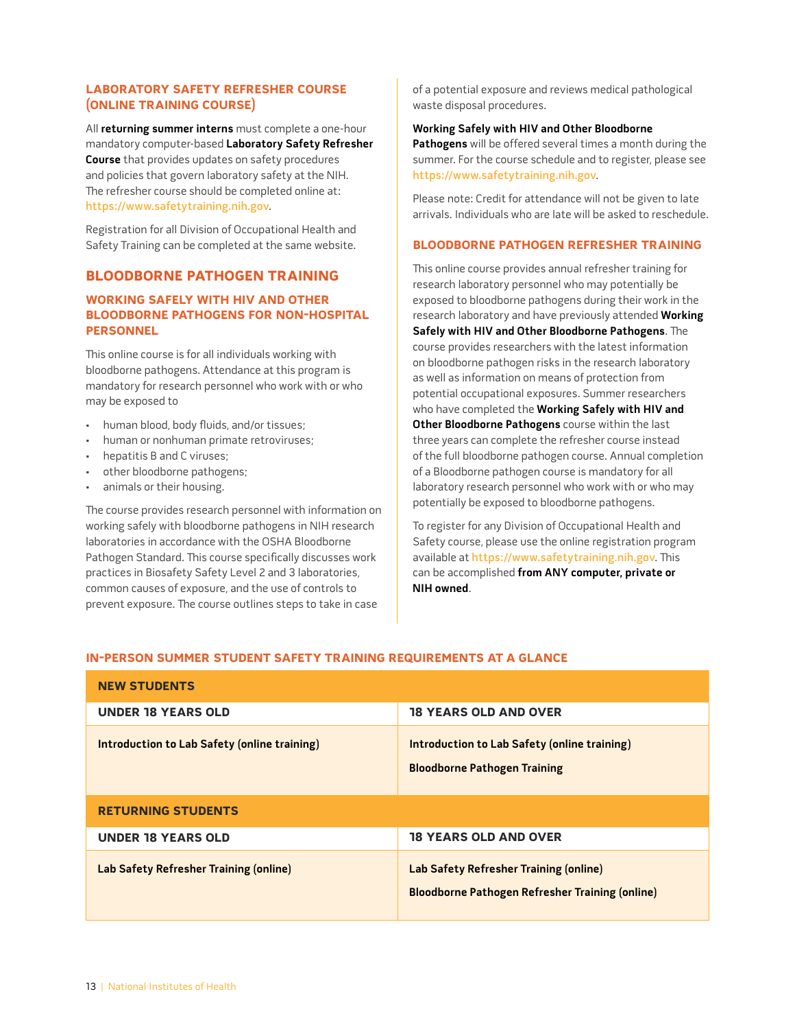### LABORATORY SAFETY REFRESHER COURSE (ONLINE TRAINING COURSE)

All **returning summer interns** must complete a one-hour mandatory computer-based **Laboratory Safety Refresher Course** that provides updates on safety procedures and policies that govern laboratory safety at the NIH. The refresher course should be completed online at: https://www.safetytraining.nih.gov.

Registration for all Division of Occupational Health and Safety Training can be completed at the same website.

## BLOODBORNE PATHOGEN TRAINING

### WORKING SAFELY WITH HIV AND OTHER BLOODBORNE PATHOGENS FOR NON-HOSPITAL PERSONNEL

This online course is for all individuals working with bloodborne pathogens. Attendance at this program is mandatory for research personnel who work with or who may be exposed to

- human blood, body fluids, and/or tissues;
- human or nonhuman primate retroviruses;
- hepatitis B and C viruses;
- other bloodborne pathogens;
- animals or their housing.

The course provides research personnel with information on working safely with bloodborne pathogens in NIH research laboratories in accordance with the OSHA Bloodborne Pathogen Standard. This course specifically discusses work practices in Biosafety Safety Level 2 and 3 laboratories, common causes of exposure, and the use of controls to prevent exposure. The course outlines steps to take in case of a potential exposure and reviews medical pathological waste disposal procedures.

**Working Safely with HIV and Other Bloodborne Pathogens** will be offered several times a month during the summer. For the course schedule and to register, please see https://www.safetytraining.nih.gov.

Please note: Credit for attendance will not be given to late arrivals. Individuals who are late will be asked to reschedule.

### BLOODBORNE PATHOGEN REFRESHER TRAINING

This online course provides annual refresher training for research laboratory personnel who may potentially be exposed to bloodborne pathogens during their work in the research laboratory and have previously attended **Working Safely with HIV and Other Bloodborne Pathogens**. The course provides researchers with the latest information on bloodborne pathogen risks in the research laboratory as well as information on means of protection from potential occupational exposures. Summer researchers who have completed the **Working Safely with HIV and Other Bloodborne Pathogens** course within the last three years can complete the refresher course instead of the full bloodborne pathogen course. Annual completion of a Bloodborne pathogen course is mandatory for all laboratory research personnel who work with or who may potentially be exposed to bloodborne pathogens.

To register for any Division of Occupational Health and Safety course, please use the online registration program available at https://www.safetytraining.nih.gov. This can be accomplished **from ANY computer, private or NIH owned**.

### IN-PERSON SUMMER STUDENT SAFETY TRAINING REQUIREMENTS AT A GLANCE

| **NEW STUDENTS** | |
|---|---|
| **UNDER 18 YEARS OLD** | **18 YEARS OLD AND OVER** |
| **Introduction to Lab Safety (online training)** | **Introduction to Lab Safety (online training)**<br>**Bloodborne Pathogen Training** |
| **RETURNING STUDENTS** | |
| **UNDER 18 YEARS OLD** | **18 YEARS OLD AND OVER** |
| **Lab Safety Refresher Training (online)** | **Lab Safety Refresher Training (online)**<br>**Bloodborne Pathogen Refresher Training (online)** |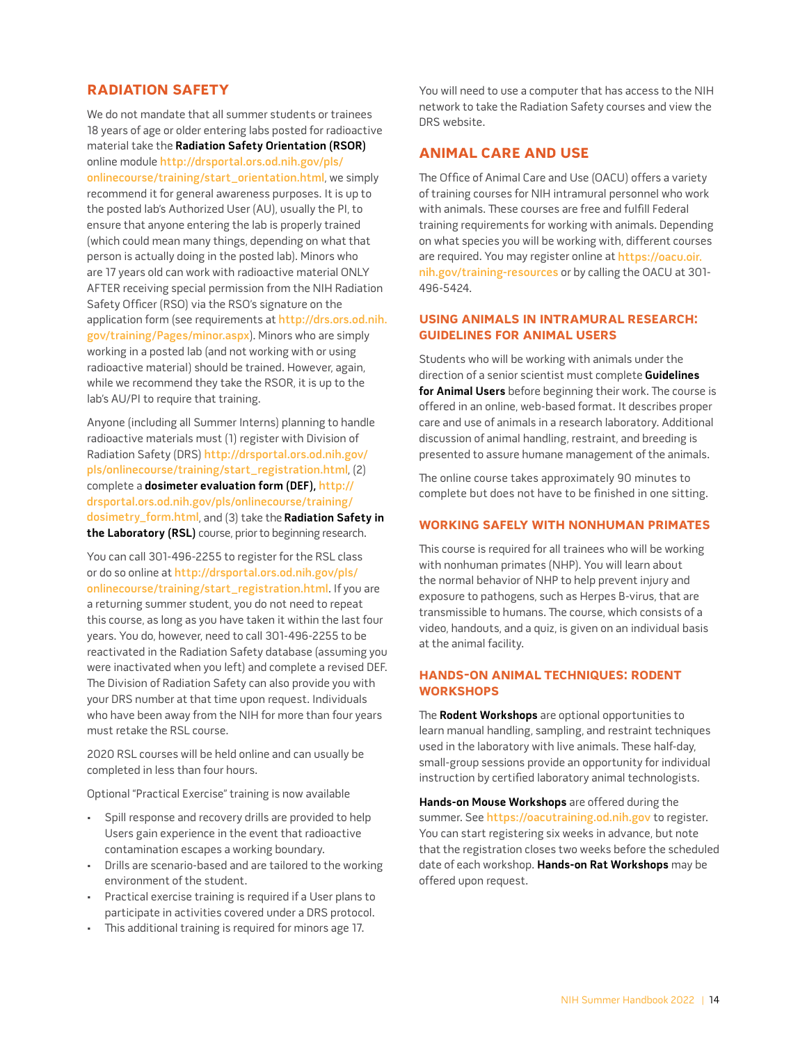## RADIATION SAFETY

We do not mandate that all summer students or trainees 18 years of age or older entering labs posted for radioactive material take the **Radiation Safety Orientation (RSOR)** online module http://drsportal.ors.od.nih.gov/pls/onlinecourse/training/start_orientation.html, we simply recommend it for general awareness purposes. It is up to the posted lab's Authorized User (AU), usually the PI, to ensure that anyone entering the lab is properly trained (which could mean many things, depending on what that person is actually doing in the posted lab). Minors who are 17 years old can work with radioactive material ONLY AFTER receiving special permission from the NIH Radiation Safety Officer (RSO) via the RSO's signature on the application form (see requirements at http://drs.ors.od.nih.gov/training/Pages/minor.aspx). Minors who are simply working in a posted lab (and not working with or using radioactive material) should be trained. However, again, while we recommend they take the RSOR, it is up to the lab's AU/PI to require that training.

Anyone (including all Summer Interns) planning to handle radioactive materials must (1) register with Division of Radiation Safety (DRS) http://drsportal.ors.od.nih.gov/pls/onlinecourse/training/start_registration.html, (2) complete a **dosimeter evaluation form (DEF),** http://drsportal.ors.od.nih.gov/pls/onlinecourse/training/dosimetry_form.html, and (3) take the **Radiation Safety in the Laboratory (RSL)** course, prior to beginning research.

You can call 301-496-2255 to register for the RSL class or do so online at http://drsportal.ors.od.nih.gov/pls/onlinecourse/training/start_registration.html. If you are a returning summer student, you do not need to repeat this course, as long as you have taken it within the last four years. You do, however, need to call 301-496-2255 to be reactivated in the Radiation Safety database (assuming you were inactivated when you left) and complete a revised DEF. The Division of Radiation Safety can also provide you with your DRS number at that time upon request. Individuals who have been away from the NIH for more than four years must retake the RSL course.

2020 RSL courses will be held online and can usually be completed in less than four hours.

Optional "Practical Exercise" training is now available

- Spill response and recovery drills are provided to help Users gain experience in the event that radioactive contamination escapes a working boundary.
- Drills are scenario-based and are tailored to the working environment of the student.
- Practical exercise training is required if a User plans to participate in activities covered under a DRS protocol.
- This additional training is required for minors age 17.

You will need to use a computer that has access to the NIH network to take the Radiation Safety courses and view the DRS website.

## ANIMAL CARE AND USE

The Office of Animal Care and Use (OACU) offers a variety of training courses for NIH intramural personnel who work with animals. These courses are free and fulfill Federal training requirements for working with animals. Depending on what species you will be working with, different courses are required. You may register online at https://oacu.oir.nih.gov/training-resources or by calling the OACU at 301-496-5424.

### USING ANIMALS IN INTRAMURAL RESEARCH: GUIDELINES FOR ANIMAL USERS

Students who will be working with animals under the direction of a senior scientist must complete **Guidelines for Animal Users** before beginning their work. The course is offered in an online, web-based format. It describes proper care and use of animals in a research laboratory. Additional discussion of animal handling, restraint, and breeding is presented to assure humane management of the animals.

The online course takes approximately 90 minutes to complete but does not have to be finished in one sitting.

### WORKING SAFELY WITH NONHUMAN PRIMATES

This course is required for all trainees who will be working with nonhuman primates (NHP). You will learn about the normal behavior of NHP to help prevent injury and exposure to pathogens, such as Herpes B-virus, that are transmissible to humans. The course, which consists of a video, handouts, and a quiz, is given on an individual basis at the animal facility.

### HANDS-ON ANIMAL TECHNIQUES: RODENT WORKSHOPS

The **Rodent Workshops** are optional opportunities to learn manual handling, sampling, and restraint techniques used in the laboratory with live animals. These half-day, small-group sessions provide an opportunity for individual instruction by certified laboratory animal technologists.

**Hands-on Mouse Workshops** are offered during the summer. See https://oacutraining.od.nih.gov to register. You can start registering six weeks in advance, but note that the registration closes two weeks before the scheduled date of each workshop. **Hands-on Rat Workshops** may be offered upon request.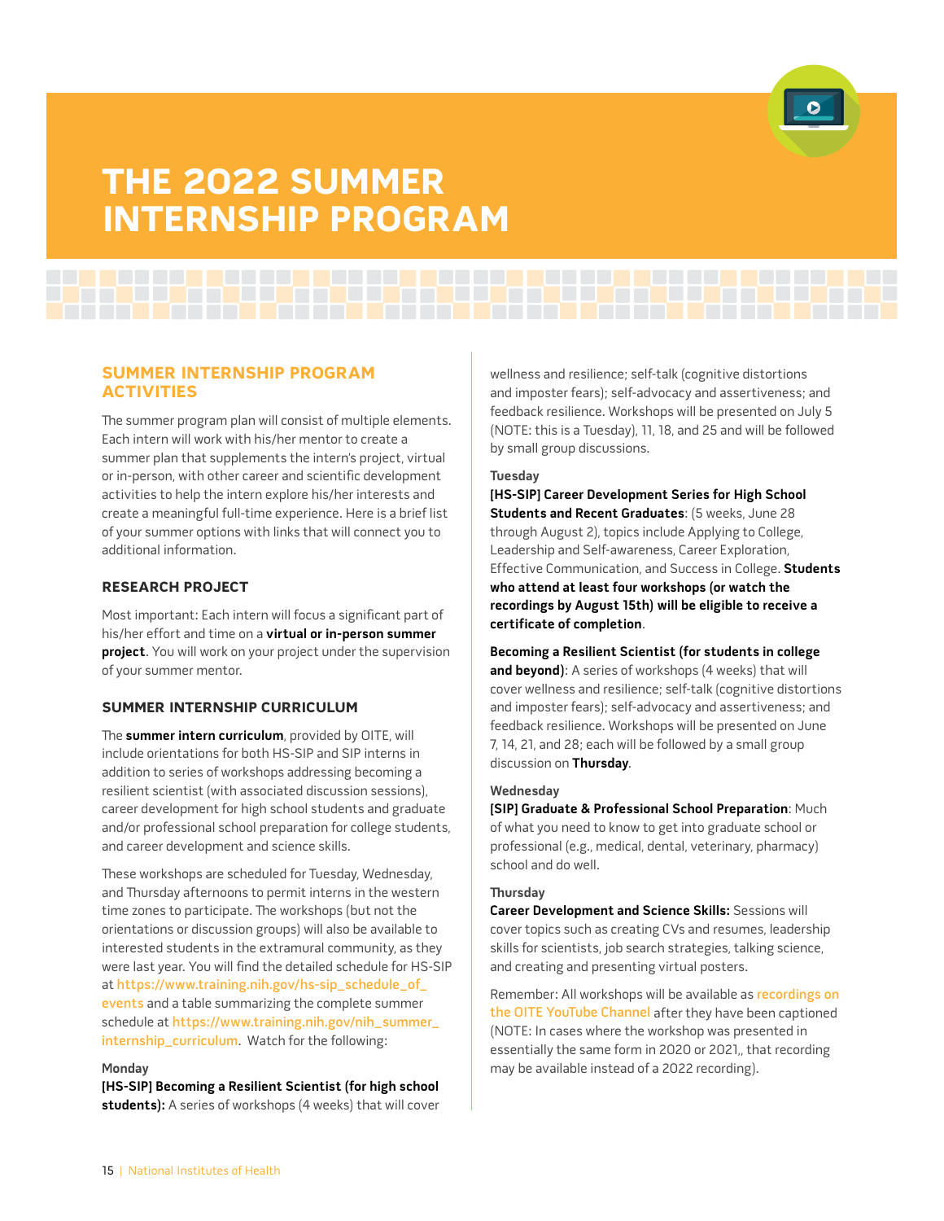# THE 2022 SUMMER INTERNSHIP PROGRAM

## SUMMER INTERNSHIP PROGRAM ACTIVITIES

The summer program plan will consist of multiple elements. Each intern will work with his/her mentor to create a summer plan that supplements the intern's project, virtual or in-person, with other career and scientific development activities to help the intern explore his/her interests and create a meaningful full-time experience. Here is a brief list of your summer options with links that will connect you to additional information.

### RESEARCH PROJECT

Most important: Each intern will focus a significant part of his/her effort and time on a **virtual or in-person summer project**. You will work on your project under the supervision of your summer mentor.

### SUMMER INTERNSHIP CURRICULUM

The **summer intern curriculum**, provided by OITE, will include orientations for both HS-SIP and SIP interns in addition to series of workshops addressing becoming a resilient scientist (with associated discussion sessions), career development for high school students and graduate and/or professional school preparation for college students, and career development and science skills.

These workshops are scheduled for Tuesday, Wednesday, and Thursday afternoons to permit interns in the western time zones to participate. The workshops (but not the orientations or discussion groups) will also be available to interested students in the extramural community, as they were last year. You will find the detailed schedule for HS-SIP at https://www.training.nih.gov/hs-sip_schedule_of_events and a table summarizing the complete summer schedule at https://www.training.nih.gov/nih_summer_internship_curriculum. Watch for the following:

**Monday**

**[HS-SIP] Becoming a Resilient Scientist (for high school students):** A series of workshops (4 weeks) that will cover wellness and resilience; self-talk (cognitive distortions and imposter fears); self-advocacy and assertiveness; and feedback resilience. Workshops will be presented on July 5 (NOTE: this is a Tuesday), 11, 18, and 25 and will be followed by small group discussions.

**Tuesday**

**[HS-SIP] Career Development Series for High School Students and Recent Graduates**: (5 weeks, June 28 through August 2), topics include Applying to College, Leadership and Self-awareness, Career Exploration, Effective Communication, and Success in College. **Students who attend at least four workshops (or watch the recordings by August 15th) will be eligible to receive a certificate of completion**.

**Becoming a Resilient Scientist (for students in college and beyond)**: A series of workshops (4 weeks) that will cover wellness and resilience; self-talk (cognitive distortions and imposter fears); self-advocacy and assertiveness; and feedback resilience. Workshops will be presented on June 7, 14, 21, and 28; each will be followed by a small group discussion on **Thursday**.

**Wednesday**

**[SIP] Graduate & Professional School Preparation**: Much of what you need to know to get into graduate school or professional (e.g., medical, dental, veterinary, pharmacy) school and do well.

**Thursday**

**Career Development and Science Skills:** Sessions will cover topics such as creating CVs and resumes, leadership skills for scientists, job search strategies, talking science, and creating and presenting virtual posters.

Remember: All workshops will be available as recordings on the OITE YouTube Channel after they have been captioned (NOTE: In cases where the workshop was presented in essentially the same form in 2020 or 2021,, that recording may be available instead of a 2022 recording).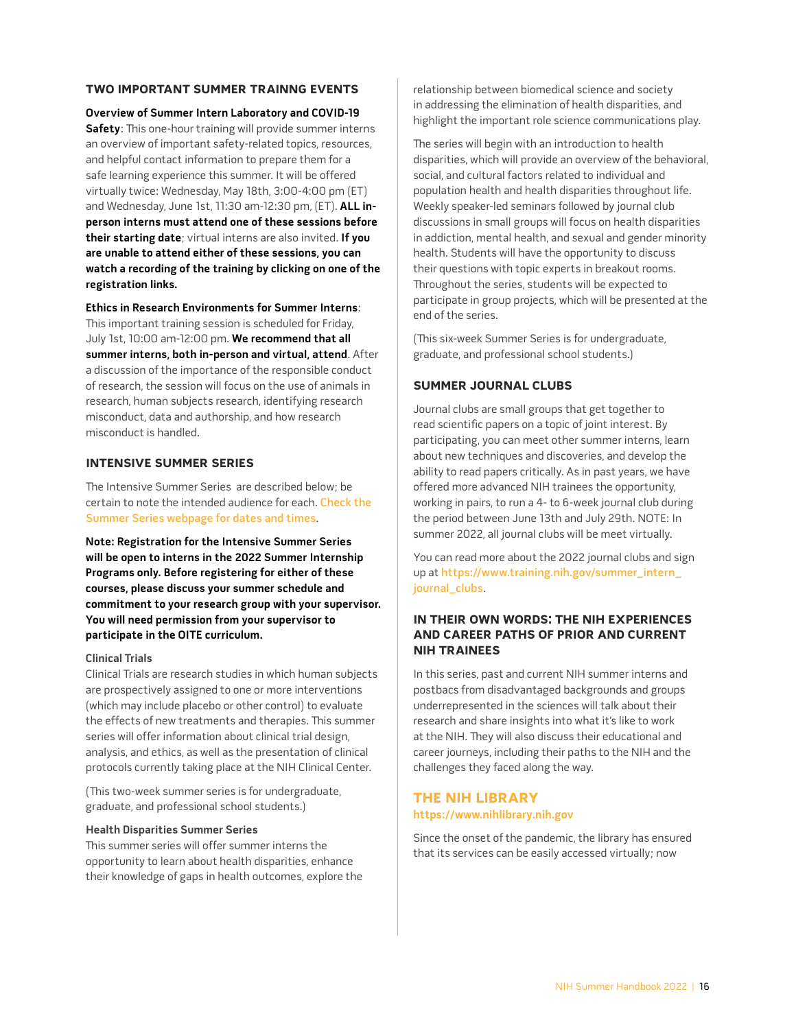## TWO IMPORTANT SUMMER TRAINNG EVENTS

**Overview of Summer Intern Laboratory and COVID-19 Safety**: This one-hour training will provide summer interns an overview of important safety-related topics, resources, and helpful contact information to prepare them for a safe learning experience this summer. It will be offered virtually twice: Wednesday, May 18th, 3:00-4:00 pm (ET) and Wednesday, June 1st, 11:30 am-12:30 pm, (ET). **ALL in-person interns must attend one of these sessions before their starting date**; virtual interns are also invited. **If you are unable to attend either of these sessions, you can watch a recording of the training by clicking on one of the registration links.**

**Ethics in Research Environments for Summer Interns**: This important training session is scheduled for Friday, July 1st, 10:00 am-12:00 pm. **We recommend that all summer interns, both in-person and virtual, attend**. After a discussion of the importance of the responsible conduct of research, the session will focus on the use of animals in research, human subjects research, identifying research misconduct, data and authorship, and how research misconduct is handled.

## INTENSIVE SUMMER SERIES

The Intensive Summer Series are described below; be certain to note the intended audience for each. Check the Summer Series webpage for dates and times.

**Note: Registration for the Intensive Summer Series will be open to interns in the 2022 Summer Internship Programs only. Before registering for either of these courses, please discuss your summer schedule and commitment to your research group with your supervisor. You will need permission from your supervisor to participate in the OITE curriculum.**

### Clinical Trials

Clinical Trials are research studies in which human subjects are prospectively assigned to one or more interventions (which may include placebo or other control) to evaluate the effects of new treatments and therapies. This summer series will offer information about clinical trial design, analysis, and ethics, as well as the presentation of clinical protocols currently taking place at the NIH Clinical Center.

(This two-week summer series is for undergraduate, graduate, and professional school students.)

### Health Disparities Summer Series

This summer series will offer summer interns the opportunity to learn about health disparities, enhance their knowledge of gaps in health outcomes, explore the relationship between biomedical science and society in addressing the elimination of health disparities, and highlight the important role science communications play.

The series will begin with an introduction to health disparities, which will provide an overview of the behavioral, social, and cultural factors related to individual and population health and health disparities throughout life. Weekly speaker-led seminars followed by journal club discussions in small groups will focus on health disparities in addiction, mental health, and sexual and gender minority health. Students will have the opportunity to discuss their questions with topic experts in breakout rooms. Throughout the series, students will be expected to participate in group projects, which will be presented at the end of the series.

(This six-week Summer Series is for undergraduate, graduate, and professional school students.)

## SUMMER JOURNAL CLUBS

Journal clubs are small groups that get together to read scientific papers on a topic of joint interest. By participating, you can meet other summer interns, learn about new techniques and discoveries, and develop the ability to read papers critically. As in past years, we have offered more advanced NIH trainees the opportunity, working in pairs, to run a 4- to 6-week journal club during the period between June 13th and July 29th. NOTE: In summer 2022, all journal clubs will be meet virtually.

You can read more about the 2022 journal clubs and sign up at https://www.training.nih.gov/summer_intern_journal_clubs.

## IN THEIR OWN WORDS: THE NIH EXPERIENCES AND CAREER PATHS OF PRIOR AND CURRENT NIH TRAINEES

In this series, past and current NIH summer interns and postbacs from disadvantaged backgrounds and groups underrepresented in the sciences will talk about their research and share insights into what it's like to work at the NIH. They will also discuss their educational and career journeys, including their paths to the NIH and the challenges they faced along the way.

# THE NIH LIBRARY

https://www.nihlibrary.nih.gov

Since the onset of the pandemic, the library has ensured that its services can be easily accessed virtually; now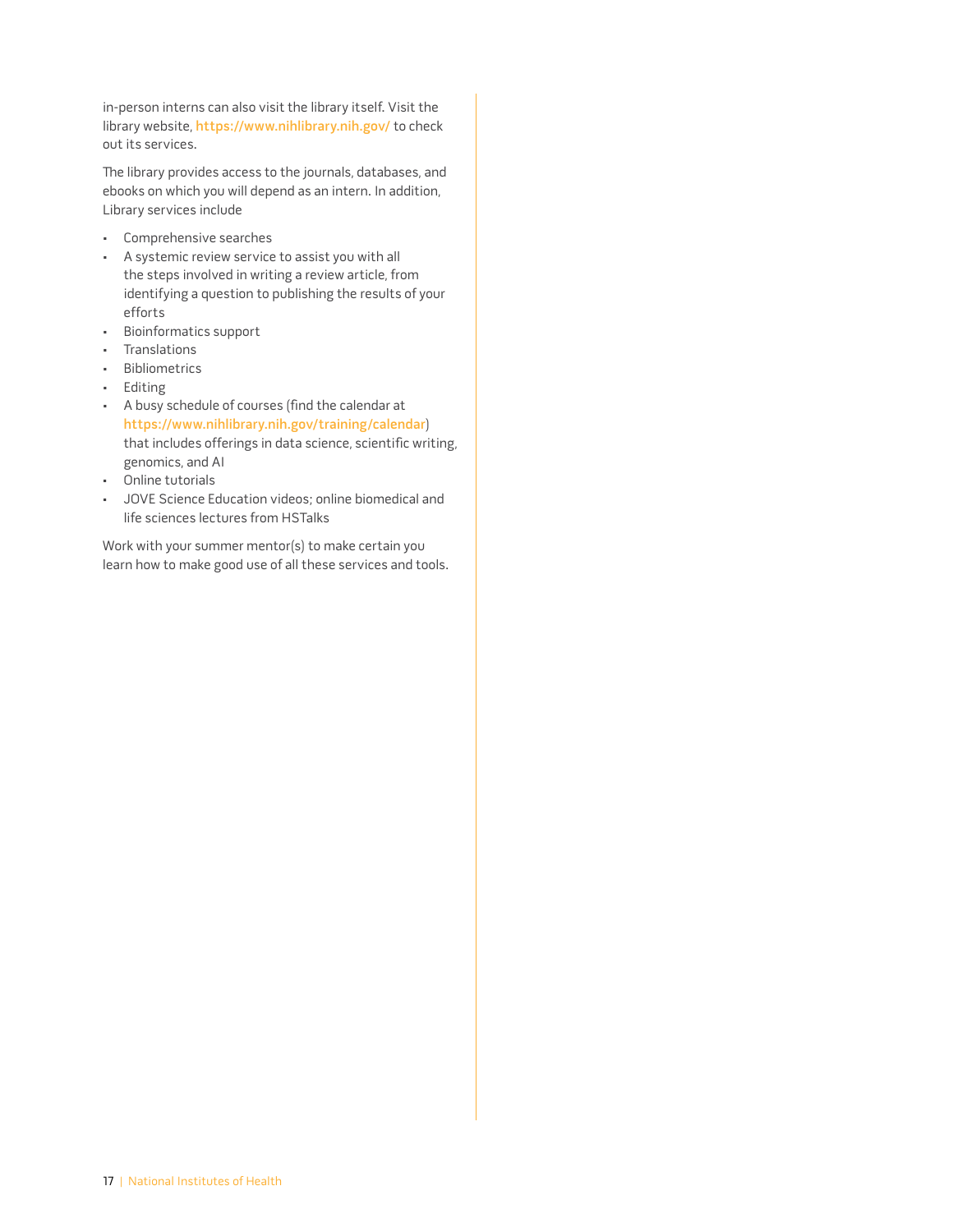in-person interns can also visit the library itself. Visit the library website, https://www.nihlibrary.nih.gov/ to check out its services.

The library provides access to the journals, databases, and ebooks on which you will depend as an intern. In addition, Library services include

- Comprehensive searches
- A systemic review service to assist you with all the steps involved in writing a review article, from identifying a question to publishing the results of your efforts
- Bioinformatics support
- Translations
- Bibliometrics
- Editing
- A busy schedule of courses (find the calendar at https://www.nihlibrary.nih.gov/training/calendar) that includes offerings in data science, scientific writing, genomics, and AI
- Online tutorials
- JOVE Science Education videos; online biomedical and life sciences lectures from HSTalks

Work with your summer mentor(s) to make certain you learn how to make good use of all these services and tools.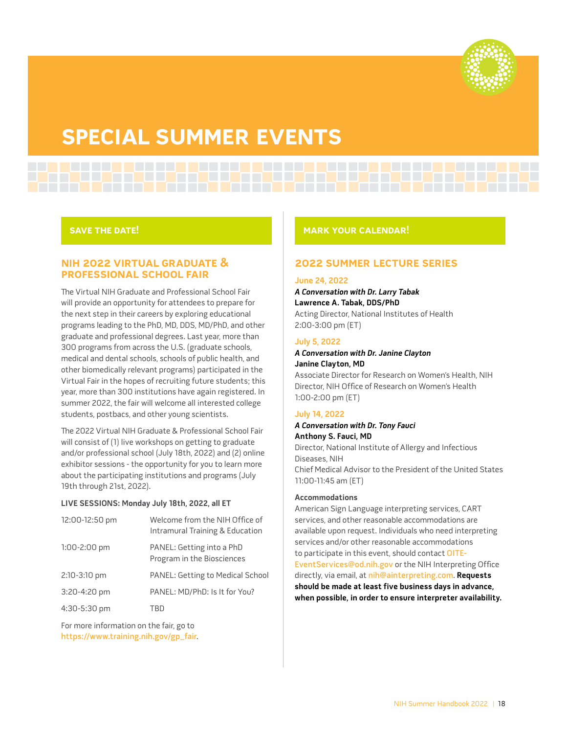# SPECIAL SUMMER EVENTS

## SAVE THE DATE!

### NIH 2022 VIRTUAL GRADUATE & PROFESSIONAL SCHOOL FAIR

The Virtual NIH Graduate and Professional School Fair will provide an opportunity for attendees to prepare for the next step in their careers by exploring educational programs leading to the PhD, MD, DDS, MD/PhD, and other graduate and professional degrees. Last year, more than 300 programs from across the U.S. (graduate schools, medical and dental schools, schools of public health, and other biomedically relevant programs) participated in the Virtual Fair in the hopes of recruiting future students; this year, more than 300 institutions have again registered. In summer 2022, the fair will welcome all interested college students, postbacs, and other young scientists.

The 2022 Virtual NIH Graduate & Professional School Fair will consist of (1) live workshops on getting to graduate and/or professional school (July 18th, 2022) and (2) online exhibitor sessions - the opportunity for you to learn more about the participating institutions and programs (July 19th through 21st, 2022).

**LIVE SESSIONS: Monday July 18th, 2022, all ET**

| | |
|---|---|
| 12:00-12:50 pm | Welcome from the NIH Office of Intramural Training & Education |
| 1:00-2:00 pm | PANEL: Getting into a PhD Program in the Biosciences |
| 2:10-3:10 pm | PANEL: Getting to Medical School |
| 3:20-4:20 pm | PANEL: MD/PhD: Is It for You? |
| 4:30-5:30 pm | TBD |

For more information on the fair, go to https://www.training.nih.gov/gp_fair.

## MARK YOUR CALENDAR!

### 2022 SUMMER LECTURE SERIES

**June 24, 2022**
***A Conversation with Dr. Larry Tabak***
**Lawrence A. Tabak, DDS/PhD**
Acting Director, National Institutes of Health
2:00-3:00 pm (ET)

**July 5, 2022**
***A Conversation with Dr. Janine Clayton***
**Janine Clayton, MD**
Associate Director for Research on Women's Health, NIH
Director, NIH Office of Research on Women's Health
1:00-2:00 pm (ET)

**July 14, 2022**
***A Conversation with Dr. Tony Fauci***
**Anthony S. Fauci, MD**
Director, National Institute of Allergy and Infectious Diseases, NIH
Chief Medical Advisor to the President of the United States
11:00-11:45 am (ET)

**Accommodations**
American Sign Language interpreting services, CART services, and other reasonable accommodations are available upon request. Individuals who need interpreting services and/or other reasonable accommodations to participate in this event, should contact OITE-EventServices@od.nih.gov or the NIH Interpreting Office directly, via email, at nih@ainterpreting.com. **Requests should be made at least five business days in advance, when possible, in order to ensure interpreter availability.**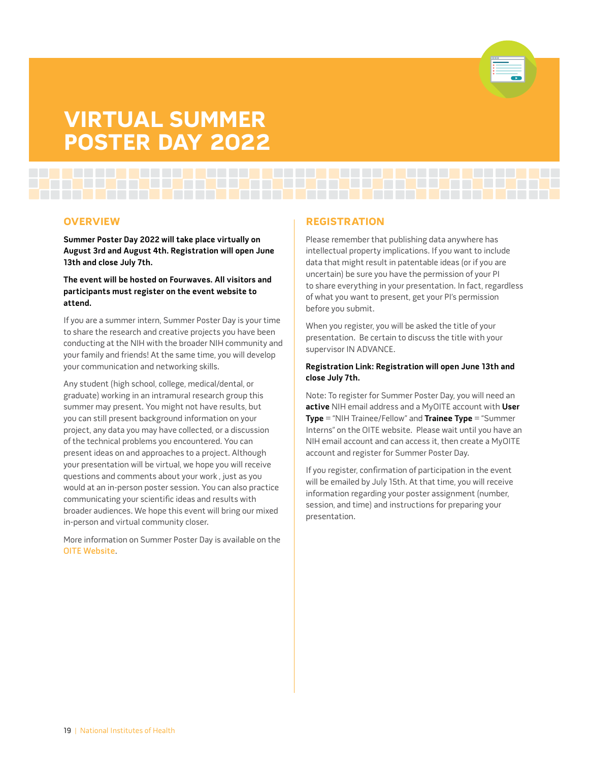# VIRTUAL SUMMER POSTER DAY 2022

## OVERVIEW

**Summer Poster Day 2022 will take place virtually on August 3rd and August 4th. Registration will open June 13th and close July 7th.**

**The event will be hosted on Fourwaves. All visitors and participants must register on the event website to attend.**

If you are a summer intern, Summer Poster Day is your time to share the research and creative projects you have been conducting at the NIH with the broader NIH community and your family and friends! At the same time, you will develop your communication and networking skills.

Any student (high school, college, medical/dental, or graduate) working in an intramural research group this summer may present. You might not have results, but you can still present background information on your project, any data you may have collected, or a discussion of the technical problems you encountered. You can present ideas on and approaches to a project. Although your presentation will be virtual, we hope you will receive questions and comments about your work , just as you would at an in-person poster session. You can also practice communicating your scientific ideas and results with broader audiences. We hope this event will bring our mixed in-person and virtual community closer.

More information on Summer Poster Day is available on the OITE Website.

## REGISTRATION

Please remember that publishing data anywhere has intellectual property implications. If you want to include data that might result in patentable ideas (or if you are uncertain) be sure you have the permission of your PI to share everything in your presentation. In fact, regardless of what you want to present, get your PI's permission before you submit.

When you register, you will be asked the title of your presentation. Be certain to discuss the title with your supervisor IN ADVANCE.

**Registration Link: Registration will open June 13th and close July 7th.**

Note: To register for Summer Poster Day, you will need an **active** NIH email address and a MyOITE account with **User Type** = "NIH Trainee/Fellow" and **Trainee Type** = "Summer Interns" on the OITE website. Please wait until you have an NIH email account and can access it, then create a MyOITE account and register for Summer Poster Day.

If you register, confirmation of participation in the event will be emailed by July 15th. At that time, you will receive information regarding your poster assignment (number, session, and time) and instructions for preparing your presentation.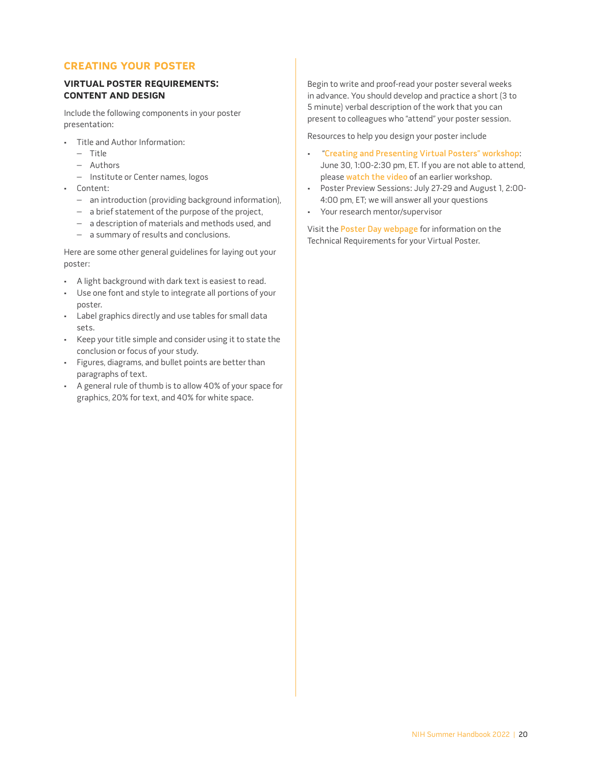## CREATING YOUR POSTER

### VIRTUAL POSTER REQUIREMENTS: CONTENT AND DESIGN

Include the following components in your poster presentation:

- Title and Author Information:
  - Title
  - Authors
  - Institute or Center names, logos
- Content:
  - an introduction (providing background information),
  - a brief statement of the purpose of the project,
  - a description of materials and methods used, and
  - a summary of results and conclusions.

Here are some other general guidelines for laying out your poster:

- A light background with dark text is easiest to read.
- Use one font and style to integrate all portions of your poster.
- Label graphics directly and use tables for small data sets.
- Keep your title simple and consider using it to state the conclusion or focus of your study.
- Figures, diagrams, and bullet points are better than paragraphs of text.
- A general rule of thumb is to allow 40% of your space for graphics, 20% for text, and 40% for white space.

Begin to write and proof-read your poster several weeks in advance. You should develop and practice a short (3 to 5 minute) verbal description of the work that you can present to colleagues who "attend" your poster session.

Resources to help you design your poster include

- "Creating and Presenting Virtual Posters" workshop: June 30, 1:00-2:30 pm, ET. If you are not able to attend, please watch the video of an earlier workshop.
- Poster Preview Sessions: July 27-29 and August 1, 2:00-4:00 pm, ET; we will answer all your questions
- Your research mentor/supervisor

Visit the Poster Day webpage for information on the Technical Requirements for your Virtual Poster.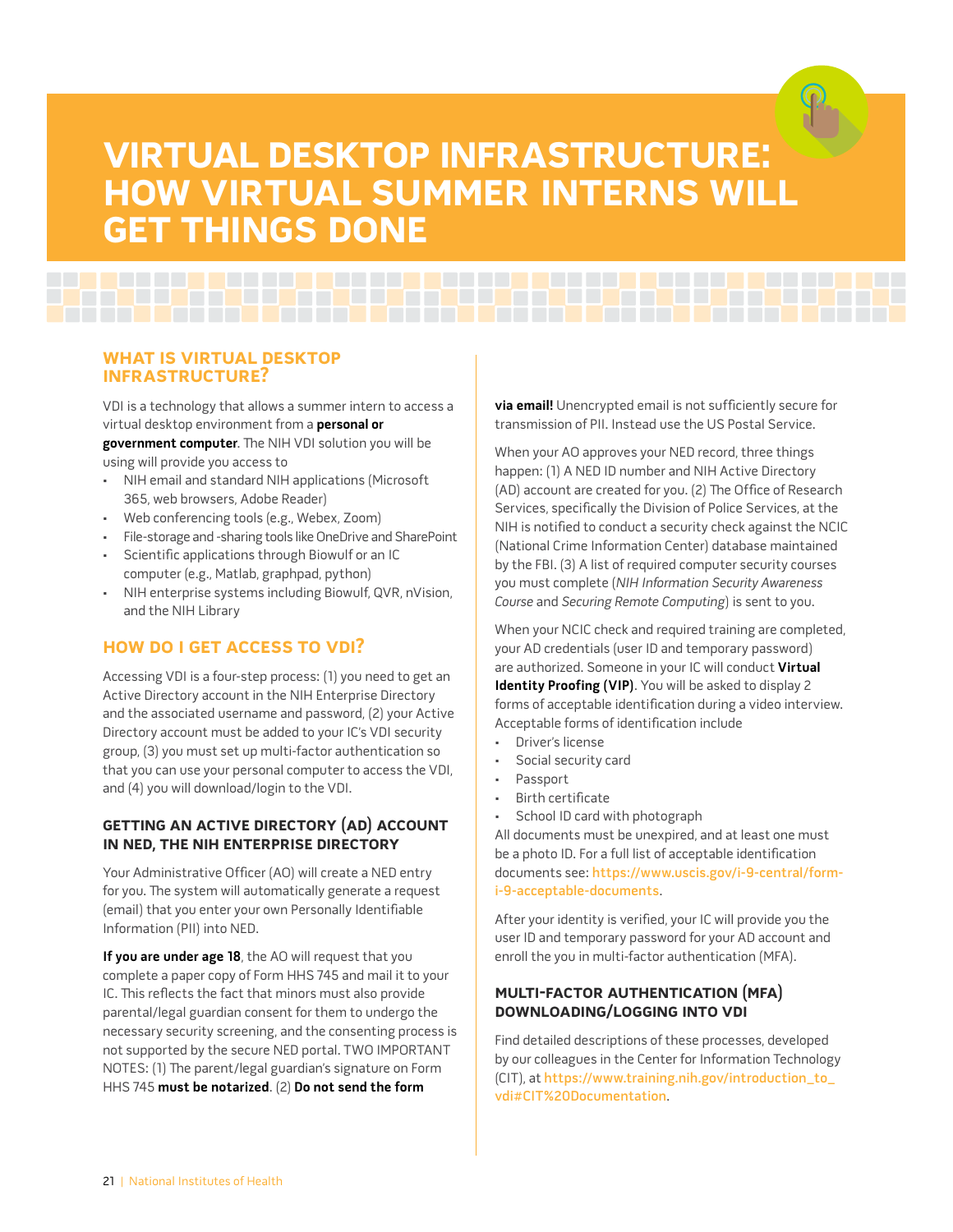# VIRTUAL DESKTOP INFRASTRUCTURE: HOW VIRTUAL SUMMER INTERNS WILL GET THINGS DONE

## WHAT IS VIRTUAL DESKTOP INFRASTRUCTURE?

VDI is a technology that allows a summer intern to access a virtual desktop environment from a **personal or government computer**. The NIH VDI solution you will be using will provide you access to

- NIH email and standard NIH applications (Microsoft 365, web browsers, Adobe Reader)
- Web conferencing tools (e.g., Webex, Zoom)
- File-storage and -sharing tools like OneDrive and SharePoint
- Scientific applications through Biowulf or an IC computer (e.g., Matlab, graphpad, python)
- NIH enterprise systems including Biowulf, QVR, nVision, and the NIH Library

## HOW DO I GET ACCESS TO VDI?

Accessing VDI is a four-step process: (1) you need to get an Active Directory account in the NIH Enterprise Directory and the associated username and password, (2) your Active Directory account must be added to your IC's VDI security group, (3) you must set up multi-factor authentication so that you can use your personal computer to access the VDI, and (4) you will download/login to the VDI.

### GETTING AN ACTIVE DIRECTORY (AD) ACCOUNT IN NED, THE NIH ENTERPRISE DIRECTORY

Your Administrative Officer (AO) will create a NED entry for you. The system will automatically generate a request (email) that you enter your own Personally Identifiable Information (PII) into NED.

**If you are under age 18**, the AO will request that you complete a paper copy of Form HHS 745 and mail it to your IC. This reflects the fact that minors must also provide parental/legal guardian consent for them to undergo the necessary security screening, and the consenting process is not supported by the secure NED portal. TWO IMPORTANT NOTES: (1) The parent/legal guardian's signature on Form HHS 745 **must be notarized**. (2) **Do not send the form via email!** Unencrypted email is not sufficiently secure for transmission of PII. Instead use the US Postal Service.

When your AO approves your NED record, three things happen: (1) A NED ID number and NIH Active Directory (AD) account are created for you. (2) The Office of Research Services, specifically the Division of Police Services, at the NIH is notified to conduct a security check against the NCIC (National Crime Information Center) database maintained by the FBI. (3) A list of required computer security courses you must complete (*NIH Information Security Awareness Course* and *Securing Remote Computing*) is sent to you.

When your NCIC check and required training are completed, your AD credentials (user ID and temporary password) are authorized. Someone in your IC will conduct **Virtual Identity Proofing (VIP)**. You will be asked to display 2 forms of acceptable identification during a video interview. Acceptable forms of identification include

- Driver's license
- Social security card
- Passport
- Birth certificate
- School ID card with photograph

All documents must be unexpired, and at least one must be a photo ID. For a full list of acceptable identification documents see: https://www.uscis.gov/i-9-central/form-i-9-acceptable-documents.

After your identity is verified, your IC will provide you the user ID and temporary password for your AD account and enroll the you in multi-factor authentication (MFA).

### MULTI-FACTOR AUTHENTICATION (MFA) DOWNLOADING/LOGGING INTO VDI

Find detailed descriptions of these processes, developed by our colleagues in the Center for Information Technology (CIT), at https://www.training.nih.gov/introduction_to_vdi#CIT%20Documentation.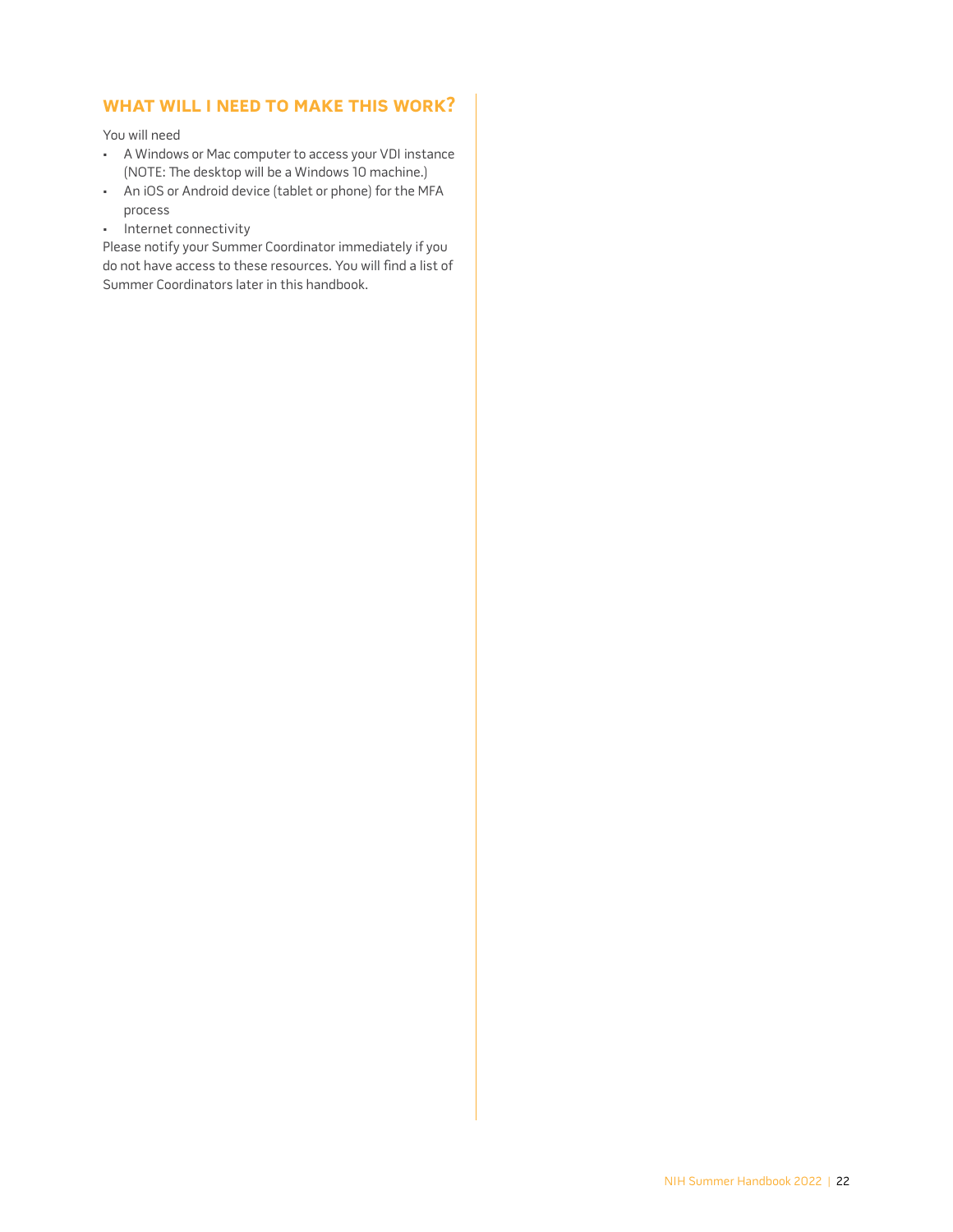## WHAT WILL I NEED TO MAKE THIS WORK?

You will need

- A Windows or Mac computer to access your VDI instance (NOTE: The desktop will be a Windows 10 machine.)
- An iOS or Android device (tablet or phone) for the MFA process
- Internet connectivity

Please notify your Summer Coordinator immediately if you do not have access to these resources. You will find a list of Summer Coordinators later in this handbook.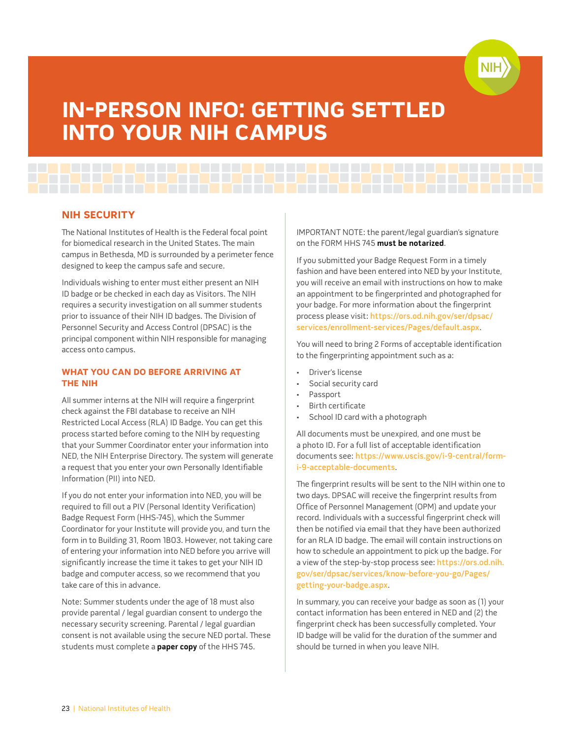# IN-PERSON INFO: GETTING SETTLED INTO YOUR NIH CAMPUS

## NIH SECURITY

The National Institutes of Health is the Federal focal point for biomedical research in the United States. The main campus in Bethesda, MD is surrounded by a perimeter fence designed to keep the campus safe and secure.

Individuals wishing to enter must either present an NIH ID badge or be checked in each day as Visitors. The NIH requires a security investigation on all summer students prior to issuance of their NIH ID badges. The Division of Personnel Security and Access Control (DPSAC) is the principal component within NIH responsible for managing access onto campus.

### WHAT YOU CAN DO BEFORE ARRIVING AT THE NIH

All summer interns at the NIH will require a fingerprint check against the FBI database to receive an NIH Restricted Local Access (RLA) ID Badge. You can get this process started before coming to the NIH by requesting that your Summer Coordinator enter your information into NED, the NIH Enterprise Directory. The system will generate a request that you enter your own Personally Identifiable Information (PII) into NED.

If you do not enter your information into NED, you will be required to fill out a PIV (Personal Identity Verification) Badge Request Form (HHS-745), which the Summer Coordinator for your Institute will provide you, and turn the form in to Building 31, Room 1B03. However, not taking care of entering your information into NED before you arrive will significantly increase the time it takes to get your NIH ID badge and computer access, so we recommend that you take care of this in advance.

Note: Summer students under the age of 18 must also provide parental / legal guardian consent to undergo the necessary security screening. Parental / legal guardian consent is not available using the secure NED portal. These students must complete a **paper copy** of the HHS 745.

IMPORTANT NOTE: the parent/legal guardian's signature on the FORM HHS 745 **must be notarized**.

If you submitted your Badge Request Form in a timely fashion and have been entered into NED by your Institute, you will receive an email with instructions on how to make an appointment to be fingerprinted and photographed for your badge. For more information about the fingerprint process please visit: https://ors.od.nih.gov/ser/dpsac/services/enrollment-services/Pages/default.aspx.

You will need to bring 2 Forms of acceptable identification to the fingerprinting appointment such as a:

- Driver's license
- Social security card
- Passport
- Birth certificate
- School ID card with a photograph

All documents must be unexpired, and one must be a photo ID. For a full list of acceptable identification documents see: https://www.uscis.gov/i-9-central/form-i-9-acceptable-documents.

The fingerprint results will be sent to the NIH within one to two days. DPSAC will receive the fingerprint results from Office of Personnel Management (OPM) and update your record. Individuals with a successful fingerprint check will then be notified via email that they have been authorized for an RLA ID badge. The email will contain instructions on how to schedule an appointment to pick up the badge. For a view of the step-by-stop process see: https://ors.od.nih.gov/ser/dpsac/services/know-before-you-go/Pages/getting-your-badge.aspx.

In summary, you can receive your badge as soon as (1) your contact information has been entered in NED and (2) the fingerprint check has been successfully completed. Your ID badge will be valid for the duration of the summer and should be turned in when you leave NIH.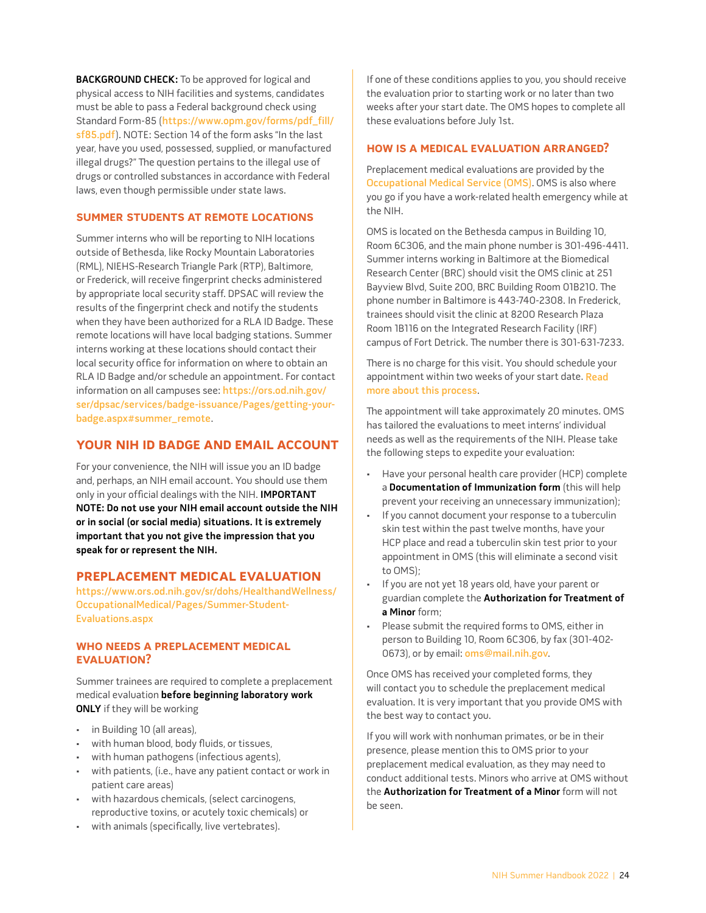**BACKGROUND CHECK:** To be approved for logical and physical access to NIH facilities and systems, candidates must be able to pass a Federal background check using Standard Form-85 (https://www.opm.gov/forms/pdf_fill/sf85.pdf). NOTE: Section 14 of the form asks "In the last year, have you used, possessed, supplied, or manufactured illegal drugs?" The question pertains to the illegal use of drugs or controlled substances in accordance with Federal laws, even though permissible under state laws.

### SUMMER STUDENTS AT REMOTE LOCATIONS

Summer interns who will be reporting to NIH locations outside of Bethesda, like Rocky Mountain Laboratories (RML), NIEHS-Research Triangle Park (RTP), Baltimore, or Frederick, will receive fingerprint checks administered by appropriate local security staff. DPSAC will review the results of the fingerprint check and notify the students when they have been authorized for a RLA ID Badge. These remote locations will have local badging stations. Summer interns working at these locations should contact their local security office for information on where to obtain an RLA ID Badge and/or schedule an appointment. For contact information on all campuses see: https://ors.od.nih.gov/ser/dpsac/services/badge-issuance/Pages/getting-your-badge.aspx#summer_remote.

## YOUR NIH ID BADGE AND EMAIL ACCOUNT

For your convenience, the NIH will issue you an ID badge and, perhaps, an NIH email account. You should use them only in your official dealings with the NIH. **IMPORTANT NOTE: Do not use your NIH email account outside the NIH or in social (or social media) situations. It is extremely important that you not give the impression that you speak for or represent the NIH.**

## PREPLACEMENT MEDICAL EVALUATION

https://www.ors.od.nih.gov/sr/dohs/HealthandWellness/OccupationalMedical/Pages/Summer-Student-Evaluations.aspx

### WHO NEEDS A PREPLACEMENT MEDICAL EVALUATION?

Summer trainees are required to complete a preplacement medical evaluation **before beginning laboratory work ONLY** if they will be working

- in Building 10 (all areas),
- with human blood, body fluids, or tissues,
- with human pathogens (infectious agents),
- with patients, (i.e., have any patient contact or work in patient care areas)
- with hazardous chemicals, (select carcinogens, reproductive toxins, or acutely toxic chemicals) or
- with animals (specifically, live vertebrates).

If one of these conditions applies to you, you should receive the evaluation prior to starting work or no later than two weeks after your start date. The OMS hopes to complete all these evaluations before July 1st.

### HOW IS A MEDICAL EVALUATION ARRANGED?

Preplacement medical evaluations are provided by the Occupational Medical Service (OMS). OMS is also where you go if you have a work-related health emergency while at the NIH.

OMS is located on the Bethesda campus in Building 10, Room 6C306, and the main phone number is 301-496-4411. Summer interns working in Baltimore at the Biomedical Research Center (BRC) should visit the OMS clinic at 251 Bayview Blvd, Suite 200, BRC Building Room 01B210. The phone number in Baltimore is 443-740-2308. In Frederick, trainees should visit the clinic at 8200 Research Plaza Room 1B116 on the Integrated Research Facility (IRF) campus of Fort Detrick. The number there is 301-631-7233.

There is no charge for this visit. You should schedule your appointment within two weeks of your start date. Read more about this process.

The appointment will take approximately 20 minutes. OMS has tailored the evaluations to meet interns' individual needs as well as the requirements of the NIH. Please take the following steps to expedite your evaluation:

- Have your personal health care provider (HCP) complete a **Documentation of Immunization form** (this will help prevent your receiving an unnecessary immunization);
- If you cannot document your response to a tuberculin skin test within the past twelve months, have your HCP place and read a tuberculin skin test prior to your appointment in OMS (this will eliminate a second visit to OMS);
- If you are not yet 18 years old, have your parent or guardian complete the **Authorization for Treatment of a Minor** form;
- Please submit the required forms to OMS, either in person to Building 10, Room 6C306, by fax (301-402-0673), or by email: oms@mail.nih.gov.

Once OMS has received your completed forms, they will contact you to schedule the preplacement medical evaluation. It is very important that you provide OMS with the best way to contact you.

If you will work with nonhuman primates, or be in their presence, please mention this to OMS prior to your preplacement medical evaluation, as they may need to conduct additional tests. Minors who arrive at OMS without the **Authorization for Treatment of a Minor** form will not be seen.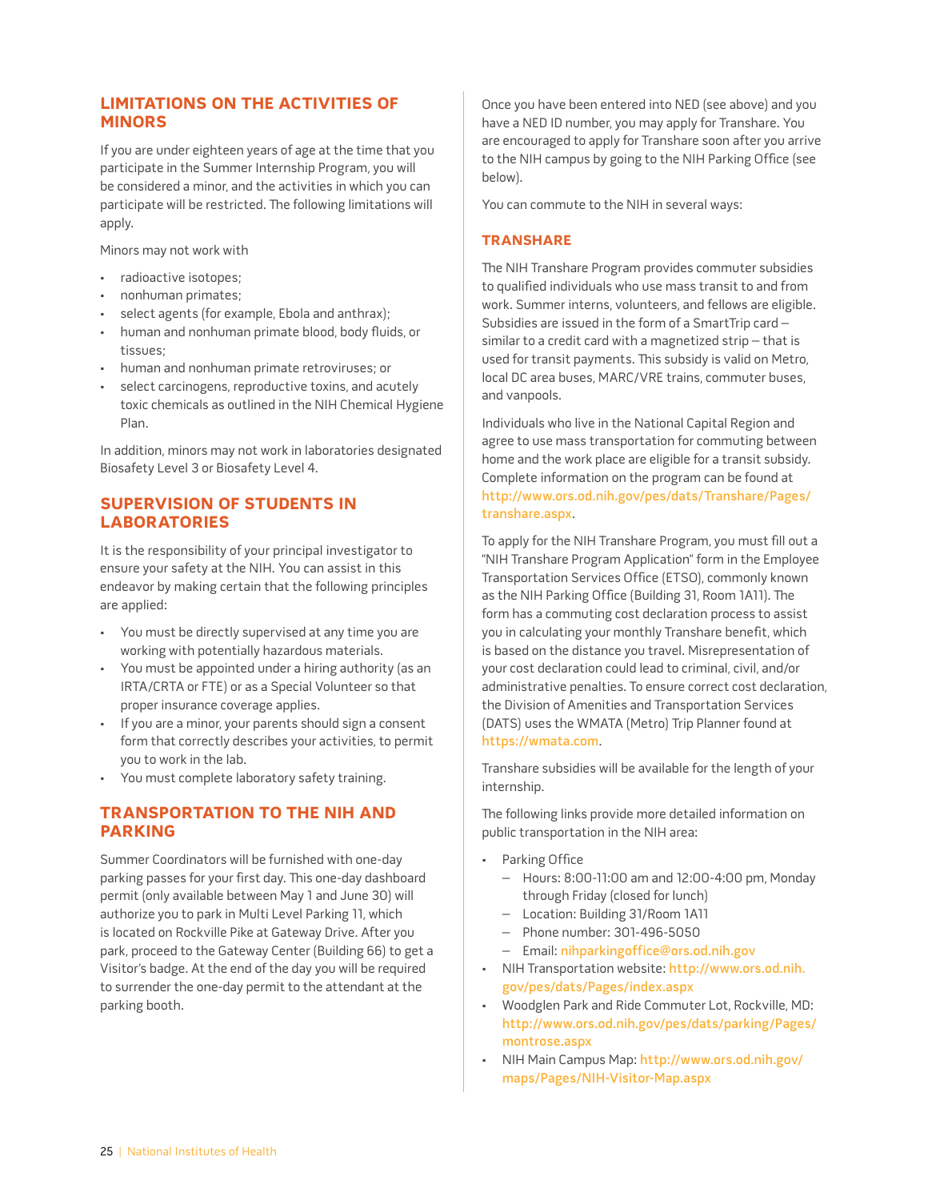## LIMITATIONS ON THE ACTIVITIES OF MINORS

If you are under eighteen years of age at the time that you participate in the Summer Internship Program, you will be considered a minor, and the activities in which you can participate will be restricted. The following limitations will apply.

Minors may not work with

- radioactive isotopes;
- nonhuman primates;
- select agents (for example, Ebola and anthrax);
- human and nonhuman primate blood, body fluids, or tissues;
- human and nonhuman primate retroviruses; or
- select carcinogens, reproductive toxins, and acutely toxic chemicals as outlined in the NIH Chemical Hygiene Plan.

In addition, minors may not work in laboratories designated Biosafety Level 3 or Biosafety Level 4.

## SUPERVISION OF STUDENTS IN LABORATORIES

It is the responsibility of your principal investigator to ensure your safety at the NIH. You can assist in this endeavor by making certain that the following principles are applied:

- You must be directly supervised at any time you are working with potentially hazardous materials.
- You must be appointed under a hiring authority (as an IRTA/CRTA or FTE) or as a Special Volunteer so that proper insurance coverage applies.
- If you are a minor, your parents should sign a consent form that correctly describes your activities, to permit you to work in the lab.
- You must complete laboratory safety training.

## TRANSPORTATION TO THE NIH AND PARKING

Summer Coordinators will be furnished with one-day parking passes for your first day. This one-day dashboard permit (only available between May 1 and June 30) will authorize you to park in Multi Level Parking 11, which is located on Rockville Pike at Gateway Drive. After you park, proceed to the Gateway Center (Building 66) to get a Visitor's badge. At the end of the day you will be required to surrender the one-day permit to the attendant at the parking booth.

Once you have been entered into NED (see above) and you have a NED ID number, you may apply for Transhare. You are encouraged to apply for Transhare soon after you arrive to the NIH campus by going to the NIH Parking Office (see below).

You can commute to the NIH in several ways:

### TRANSHARE

The NIH Transhare Program provides commuter subsidies to qualified individuals who use mass transit to and from work. Summer interns, volunteers, and fellows are eligible. Subsidies are issued in the form of a SmartTrip card — similar to a credit card with a magnetized strip — that is used for transit payments. This subsidy is valid on Metro, local DC area buses, MARC/VRE trains, commuter buses, and vanpools.

Individuals who live in the National Capital Region and agree to use mass transportation for commuting between home and the work place are eligible for a transit subsidy. Complete information on the program can be found at http://www.ors.od.nih.gov/pes/dats/Transhare/Pages/transhare.aspx.

To apply for the NIH Transhare Program, you must fill out a "NIH Transhare Program Application" form in the Employee Transportation Services Office (ETSO), commonly known as the NIH Parking Office (Building 31, Room 1A11). The form has a commuting cost declaration process to assist you in calculating your monthly Transhare benefit, which is based on the distance you travel. Misrepresentation of your cost declaration could lead to criminal, civil, and/or administrative penalties. To ensure correct cost declaration, the Division of Amenities and Transportation Services (DATS) uses the WMATA (Metro) Trip Planner found at https://wmata.com.

Transhare subsidies will be available for the length of your internship.

The following links provide more detailed information on public transportation in the NIH area:

- Parking Office
  - Hours: 8:00-11:00 am and 12:00-4:00 pm, Monday through Friday (closed for lunch)
  - Location: Building 31/Room 1A11
  - Phone number: 301-496-5050
  - Email: nihparkingoffice@ors.od.nih.gov
- NIH Transportation website: http://www.ors.od.nih.gov/pes/dats/Pages/index.aspx
- Woodglen Park and Ride Commuter Lot, Rockville, MD: http://www.ors.od.nih.gov/pes/dats/parking/Pages/montrose.aspx
- NIH Main Campus Map: http://www.ors.od.nih.gov/maps/Pages/NIH-Visitor-Map.aspx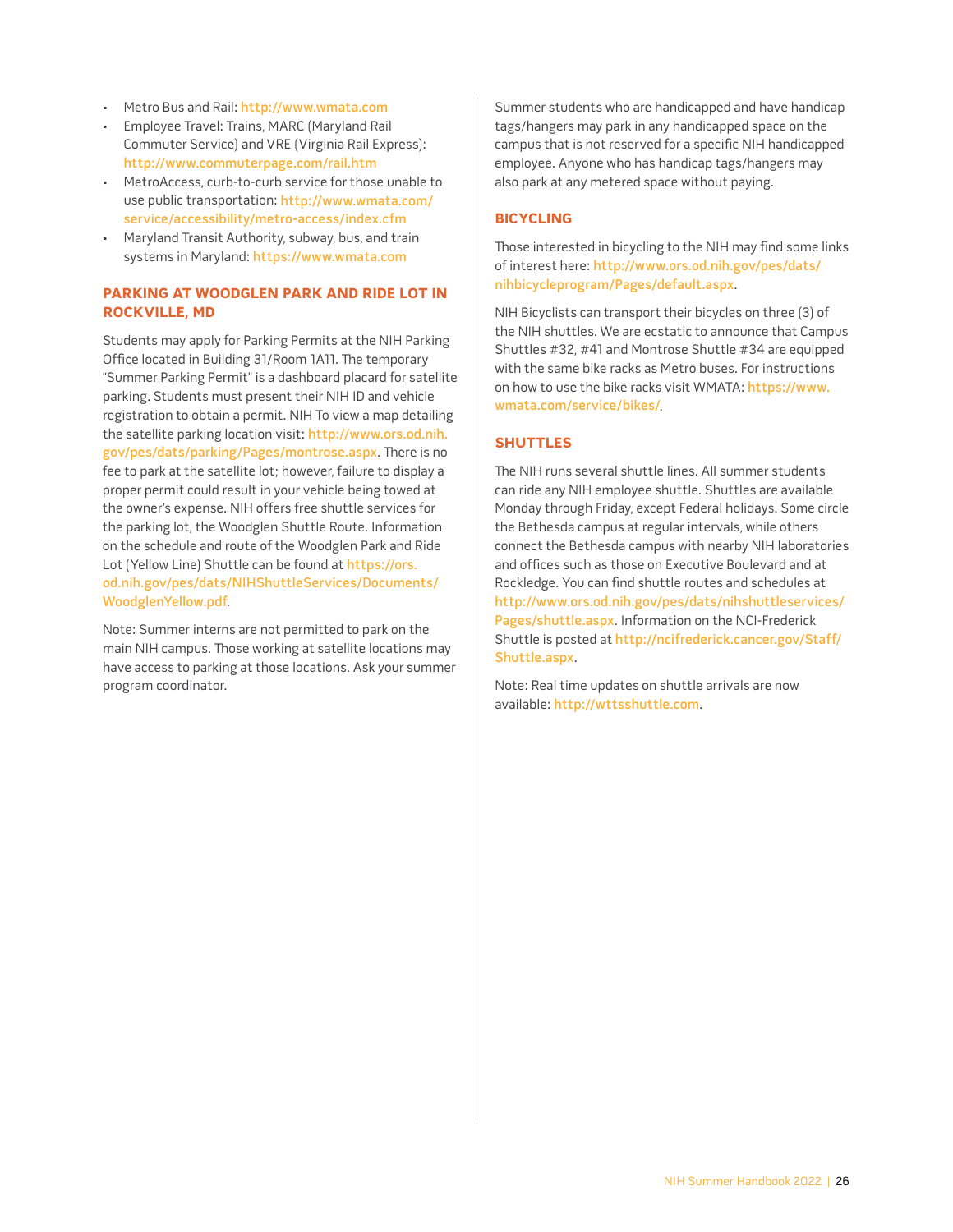- Metro Bus and Rail: http://www.wmata.com
- Employee Travel: Trains, MARC (Maryland Rail Commuter Service) and VRE (Virginia Rail Express): http://www.commuterpage.com/rail.htm
- MetroAccess, curb-to-curb service for those unable to use public transportation: http://www.wmata.com/service/accessibility/metro-access/index.cfm
- Maryland Transit Authority, subway, bus, and train systems in Maryland: https://www.wmata.com

### PARKING AT WOODGLEN PARK AND RIDE LOT IN ROCKVILLE, MD

Students may apply for Parking Permits at the NIH Parking Office located in Building 31/Room 1A11. The temporary "Summer Parking Permit" is a dashboard placard for satellite parking. Students must present their NIH ID and vehicle registration to obtain a permit. NIH To view a map detailing the satellite parking location visit: http://www.ors.od.nih.gov/pes/dats/parking/Pages/montrose.aspx. There is no fee to park at the satellite lot; however, failure to display a proper permit could result in your vehicle being towed at the owner's expense. NIH offers free shuttle services for the parking lot, the Woodglen Shuttle Route. Information on the schedule and route of the Woodglen Park and Ride Lot (Yellow Line) Shuttle can be found at https://ors.od.nih.gov/pes/dats/NIHShuttleServices/Documents/WoodglenYellow.pdf.

Note: Summer interns are not permitted to park on the main NIH campus. Those working at satellite locations may have access to parking at those locations. Ask your summer program coordinator.

Summer students who are handicapped and have handicap tags/hangers may park in any handicapped space on the campus that is not reserved for a specific NIH handicapped employee. Anyone who has handicap tags/hangers may also park at any metered space without paying.

### BICYCLING

Those interested in bicycling to the NIH may find some links of interest here: http://www.ors.od.nih.gov/pes/dats/nihbicycleprogram/Pages/default.aspx.

NIH Bicyclists can transport their bicycles on three (3) of the NIH shuttles. We are ecstatic to announce that Campus Shuttles #32, #41 and Montrose Shuttle #34 are equipped with the same bike racks as Metro buses. For instructions on how to use the bike racks visit WMATA: https://www.wmata.com/service/bikes/.

### SHUTTLES

The NIH runs several shuttle lines. All summer students can ride any NIH employee shuttle. Shuttles are available Monday through Friday, except Federal holidays. Some circle the Bethesda campus at regular intervals, while others connect the Bethesda campus with nearby NIH laboratories and offices such as those on Executive Boulevard and at Rockledge. You can find shuttle routes and schedules at http://www.ors.od.nih.gov/pes/dats/nihshuttleservices/Pages/shuttle.aspx. Information on the NCI-Frederick Shuttle is posted at http://ncifrederick.cancer.gov/Staff/Shuttle.aspx.

Note: Real time updates on shuttle arrivals are now available: http://wttsshuttle.com.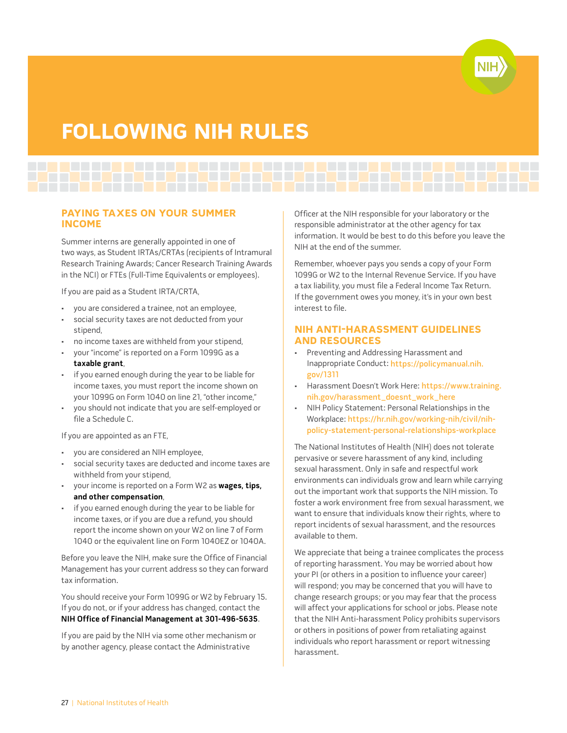# FOLLOWING NIH RULES

## PAYING TAXES ON YOUR SUMMER INCOME

Summer interns are generally appointed in one of two ways, as Student IRTAs/CRTAs (recipients of Intramural Research Training Awards; Cancer Research Training Awards in the NCI) or FTEs (Full-Time Equivalents or employees).

If you are paid as a Student IRTA/CRTA,

- you are considered a trainee, not an employee,
- social security taxes are not deducted from your stipend,
- no income taxes are withheld from your stipend,
- your "income" is reported on a Form 1099G as a **taxable grant**,
- if you earned enough during the year to be liable for income taxes, you must report the income shown on your 1099G on Form 1040 on line 21, "other income,"
- you should not indicate that you are self-employed or file a Schedule C.

If you are appointed as an FTE,

- you are considered an NIH employee,
- social security taxes are deducted and income taxes are withheld from your stipend,
- your income is reported on a Form W2 as **wages, tips, and other compensation**,
- if you earned enough during the year to be liable for income taxes, or if you are due a refund, you should report the income shown on your W2 on line 7 of Form 1040 or the equivalent line on Form 1040EZ or 1040A.

Before you leave the NIH, make sure the Office of Financial Management has your current address so they can forward tax information.

You should receive your Form 1099G or W2 by February 15. If you do not, or if your address has changed, contact the **NIH Office of Financial Management at 301-496-5635**.

If you are paid by the NIH via some other mechanism or by another agency, please contact the Administrative Officer at the NIH responsible for your laboratory or the responsible administrator at the other agency for tax information. It would be best to do this before you leave the NIH at the end of the summer.

Remember, whoever pays you sends a copy of your Form 1099G or W2 to the Internal Revenue Service. If you have a tax liability, you must file a Federal Income Tax Return. If the government owes you money, it's in your own best interest to file.

## NIH ANTI-HARASSMENT GUIDELINES AND RESOURCES

- Preventing and Addressing Harassment and Inappropriate Conduct: https://policymanual.nih.gov/1311
- Harassment Doesn't Work Here: https://www.training.nih.gov/harassment_doesnt_work_here
- NIH Policy Statement: Personal Relationships in the Workplace: https://hr.nih.gov/working-nih/civil/nih-policy-statement-personal-relationships-workplace

The National Institutes of Health (NIH) does not tolerate pervasive or severe harassment of any kind, including sexual harassment. Only in safe and respectful work environments can individuals grow and learn while carrying out the important work that supports the NIH mission. To foster a work environment free from sexual harassment, we want to ensure that individuals know their rights, where to report incidents of sexual harassment, and the resources available to them.

We appreciate that being a trainee complicates the process of reporting harassment. You may be worried about how your PI (or others in a position to influence your career) will respond; you may be concerned that you will have to change research groups; or you may fear that the process will affect your applications for school or jobs. Please note that the NIH Anti-harassment Policy prohibits supervisors or others in positions of power from retaliating against individuals who report harassment or report witnessing harassment.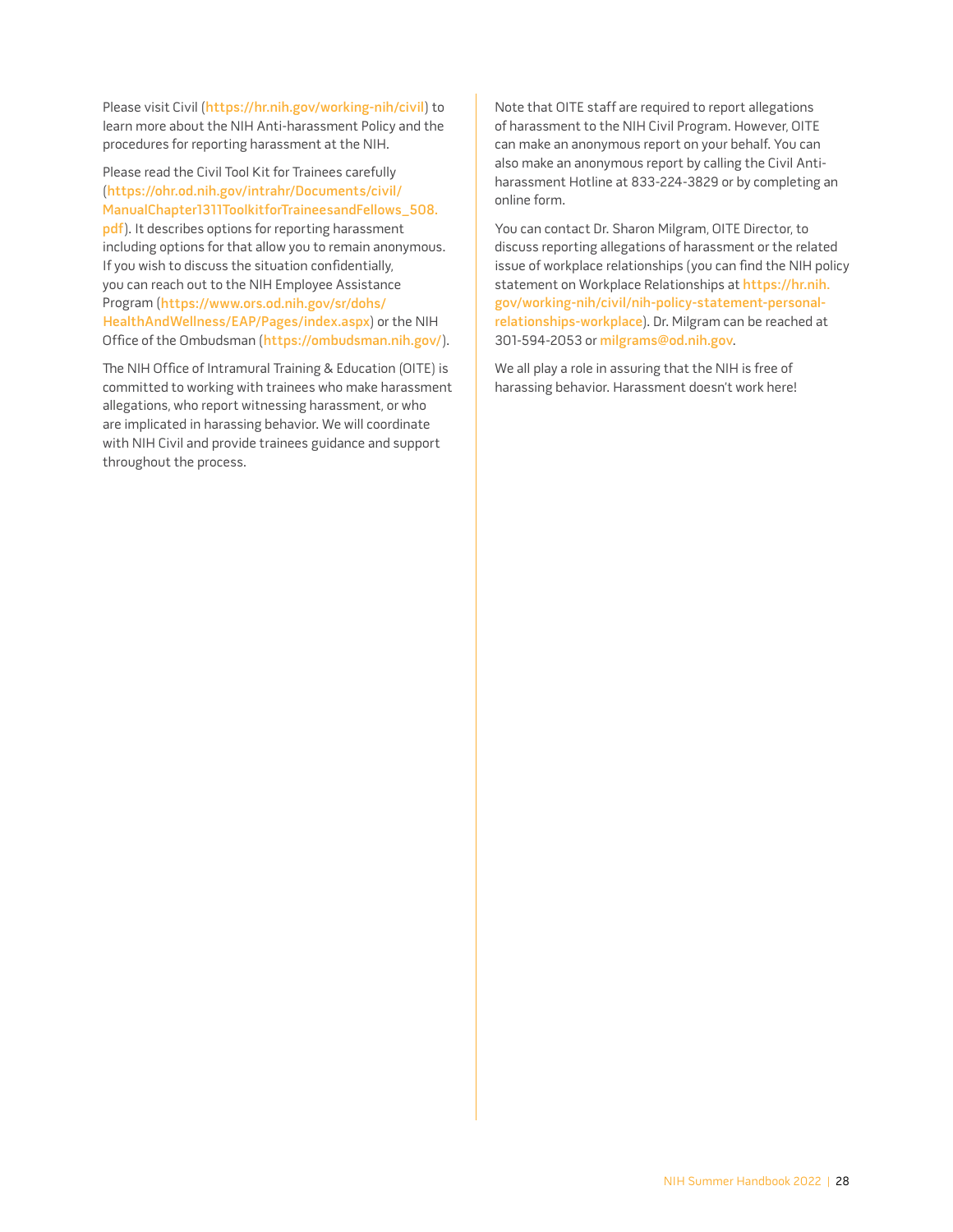Please visit Civil (https://hr.nih.gov/working-nih/civil) to learn more about the NIH Anti-harassment Policy and the procedures for reporting harassment at the NIH.

Please read the Civil Tool Kit for Trainees carefully (https://ohr.od.nih.gov/intrahr/Documents/civil/ManualChapter1311ToolkitforTraineesandFellows_508.pdf). It describes options for reporting harassment including options for that allow you to remain anonymous. If you wish to discuss the situation confidentially, you can reach out to the NIH Employee Assistance Program (https://www.ors.od.nih.gov/sr/dohs/HealthAndWellness/EAP/Pages/index.aspx) or the NIH Office of the Ombudsman (https://ombudsman.nih.gov/).

The NIH Office of Intramural Training & Education (OITE) is committed to working with trainees who make harassment allegations, who report witnessing harassment, or who are implicated in harassing behavior. We will coordinate with NIH Civil and provide trainees guidance and support throughout the process.

Note that OITE staff are required to report allegations of harassment to the NIH Civil Program. However, OITE can make an anonymous report on your behalf. You can also make an anonymous report by calling the Civil Anti-harassment Hotline at 833-224-3829 or by completing an online form.

You can contact Dr. Sharon Milgram, OITE Director, to discuss reporting allegations of harassment or the related issue of workplace relationships (you can find the NIH policy statement on Workplace Relationships at https://hr.nih.gov/working-nih/civil/nih-policy-statement-personal-relationships-workplace). Dr. Milgram can be reached at 301-594-2053 or milgrams@od.nih.gov.

We all play a role in assuring that the NIH is free of harassing behavior. Harassment doesn't work here!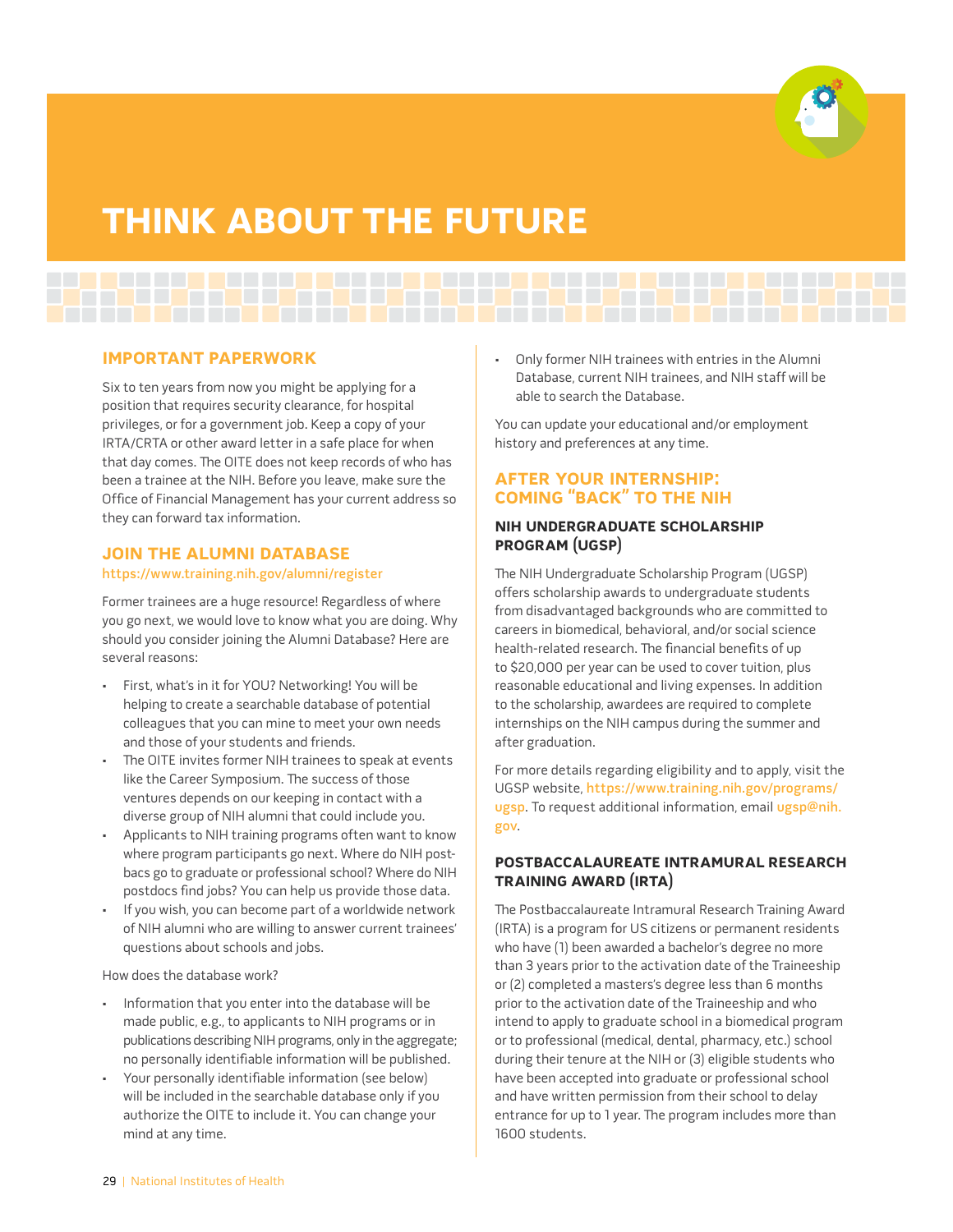# THINK ABOUT THE FUTURE

## IMPORTANT PAPERWORK

Six to ten years from now you might be applying for a position that requires security clearance, for hospital privileges, or for a government job. Keep a copy of your IRTA/CRTA or other award letter in a safe place for when that day comes. The OITE does not keep records of who has been a trainee at the NIH. Before you leave, make sure the Office of Financial Management has your current address so they can forward tax information.

## JOIN THE ALUMNI DATABASE

https://www.training.nih.gov/alumni/register

Former trainees are a huge resource! Regardless of where you go next, we would love to know what you are doing. Why should you consider joining the Alumni Database? Here are several reasons:

- First, what's in it for YOU? Networking! You will be helping to create a searchable database of potential colleagues that you can mine to meet your own needs and those of your students and friends.
- The OITE invites former NIH trainees to speak at events like the Career Symposium. The success of those ventures depends on our keeping in contact with a diverse group of NIH alumni that could include you.
- Applicants to NIH training programs often want to know where program participants go next. Where do NIH postbacs go to graduate or professional school? Where do NIH postdocs find jobs? You can help us provide those data.
- If you wish, you can become part of a worldwide network of NIH alumni who are willing to answer current trainees' questions about schools and jobs.

How does the database work?

- Information that you enter into the database will be made public, e.g., to applicants to NIH programs or in publications describing NIH programs, only in the aggregate; no personally identifiable information will be published.
- Your personally identifiable information (see below) will be included in the searchable database only if you authorize the OITE to include it. You can change your mind at any time.
- Only former NIH trainees with entries in the Alumni Database, current NIH trainees, and NIH staff will be able to search the Database.

You can update your educational and/or employment history and preferences at any time.

## AFTER YOUR INTERNSHIP: COMING "BACK" TO THE NIH

### NIH UNDERGRADUATE SCHOLARSHIP PROGRAM (UGSP)

The NIH Undergraduate Scholarship Program (UGSP) offers scholarship awards to undergraduate students from disadvantaged backgrounds who are committed to careers in biomedical, behavioral, and/or social science health-related research. The financial benefits of up to $20,000 per year can be used to cover tuition, plus reasonable educational and living expenses. In addition to the scholarship, awardees are required to complete internships on the NIH campus during the summer and after graduation.

For more details regarding eligibility and to apply, visit the UGSP website, https://www.training.nih.gov/programs/ugsp. To request additional information, email ugsp@nih.gov.

### POSTBACCALAUREATE INTRAMURAL RESEARCH TRAINING AWARD (IRTA)

The Postbaccalaureate Intramural Research Training Award (IRTA) is a program for US citizens or permanent residents who have (1) been awarded a bachelor's degree no more than 3 years prior to the activation date of the Traineeship or (2) completed a masters's degree less than 6 months prior to the activation date of the Traineeship and who intend to apply to graduate school in a biomedical program or to professional (medical, dental, pharmacy, etc.) school during their tenure at the NIH or (3) eligible students who have been accepted into graduate or professional school and have written permission from their school to delay entrance for up to 1 year. The program includes more than 1600 students.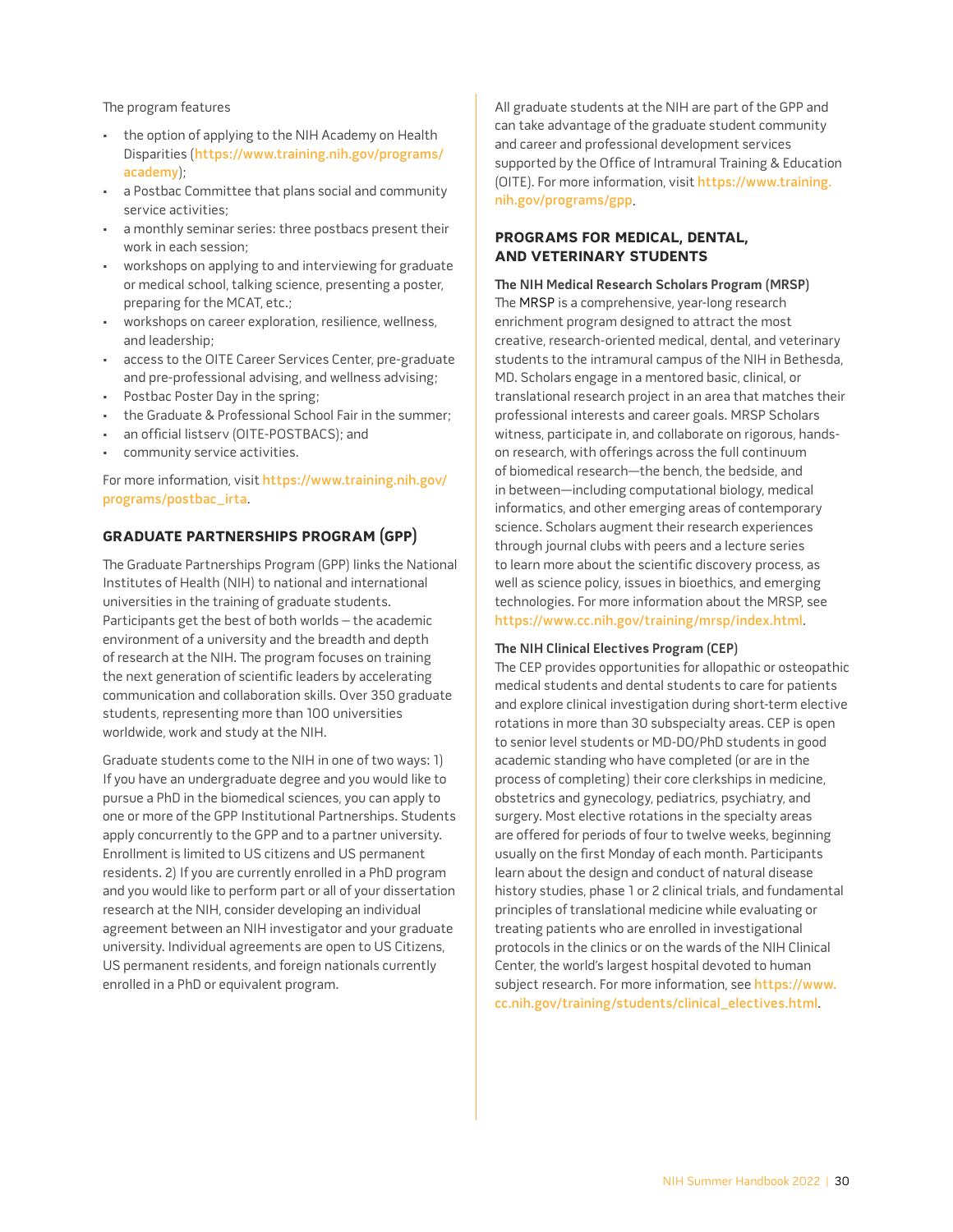The program features

- the option of applying to the NIH Academy on Health Disparities (https://www.training.nih.gov/programs/academy);
- a Postbac Committee that plans social and community service activities;
- a monthly seminar series: three postbacs present their work in each session;
- workshops on applying to and interviewing for graduate or medical school, talking science, presenting a poster, preparing for the MCAT, etc.;
- workshops on career exploration, resilience, wellness, and leadership;
- access to the OITE Career Services Center, pre-graduate and pre-professional advising, and wellness advising;
- Postbac Poster Day in the spring;
- the Graduate & Professional School Fair in the summer;
- an official listserv (OITE-POSTBACS); and
- community service activities.

For more information, visit https://www.training.nih.gov/programs/postbac_irta.

## GRADUATE PARTNERSHIPS PROGRAM (GPP)

The Graduate Partnerships Program (GPP) links the National Institutes of Health (NIH) to national and international universities in the training of graduate students. Participants get the best of both worlds – the academic environment of a university and the breadth and depth of research at the NIH. The program focuses on training the next generation of scientific leaders by accelerating communication and collaboration skills. Over 350 graduate students, representing more than 100 universities worldwide, work and study at the NIH.

Graduate students come to the NIH in one of two ways: 1) If you have an undergraduate degree and you would like to pursue a PhD in the biomedical sciences, you can apply to one or more of the GPP Institutional Partnerships. Students apply concurrently to the GPP and to a partner university. Enrollment is limited to US citizens and US permanent residents. 2) If you are currently enrolled in a PhD program and you would like to perform part or all of your dissertation research at the NIH, consider developing an individual agreement between an NIH investigator and your graduate university. Individual agreements are open to US Citizens, US permanent residents, and foreign nationals currently enrolled in a PhD or equivalent program.

All graduate students at the NIH are part of the GPP and can take advantage of the graduate student community and career and professional development services supported by the Office of Intramural Training & Education (OITE). For more information, visit https://www.training.nih.gov/programs/gpp.

## PROGRAMS FOR MEDICAL, DENTAL, AND VETERINARY STUDENTS

### The NIH Medical Research Scholars Program (MRSP)

The MRSP is a comprehensive, year-long research enrichment program designed to attract the most creative, research-oriented medical, dental, and veterinary students to the intramural campus of the NIH in Bethesda, MD. Scholars engage in a mentored basic, clinical, or translational research project in an area that matches their professional interests and career goals. MRSP Scholars witness, participate in, and collaborate on rigorous, hands-on research, with offerings across the full continuum of biomedical research—the bench, the bedside, and in between—including computational biology, medical informatics, and other emerging areas of contemporary science. Scholars augment their research experiences through journal clubs with peers and a lecture series to learn more about the scientific discovery process, as well as science policy, issues in bioethics, and emerging technologies. For more information about the MRSP, see https://www.cc.nih.gov/training/mrsp/index.html.

### The NIH Clinical Electives Program (CEP)

The CEP provides opportunities for allopathic or osteopathic medical students and dental students to care for patients and explore clinical investigation during short-term elective rotations in more than 30 subspecialty areas. CEP is open to senior level students or MD-DO/PhD students in good academic standing who have completed (or are in the process of completing) their core clerkships in medicine, obstetrics and gynecology, pediatrics, psychiatry, and surgery. Most elective rotations in the specialty areas are offered for periods of four to twelve weeks, beginning usually on the first Monday of each month. Participants learn about the design and conduct of natural disease history studies, phase 1 or 2 clinical trials, and fundamental principles of translational medicine while evaluating or treating patients who are enrolled in investigational protocols in the clinics or on the wards of the NIH Clinical Center, the world's largest hospital devoted to human subject research. For more information, see https://www.cc.nih.gov/training/students/clinical_electives.html.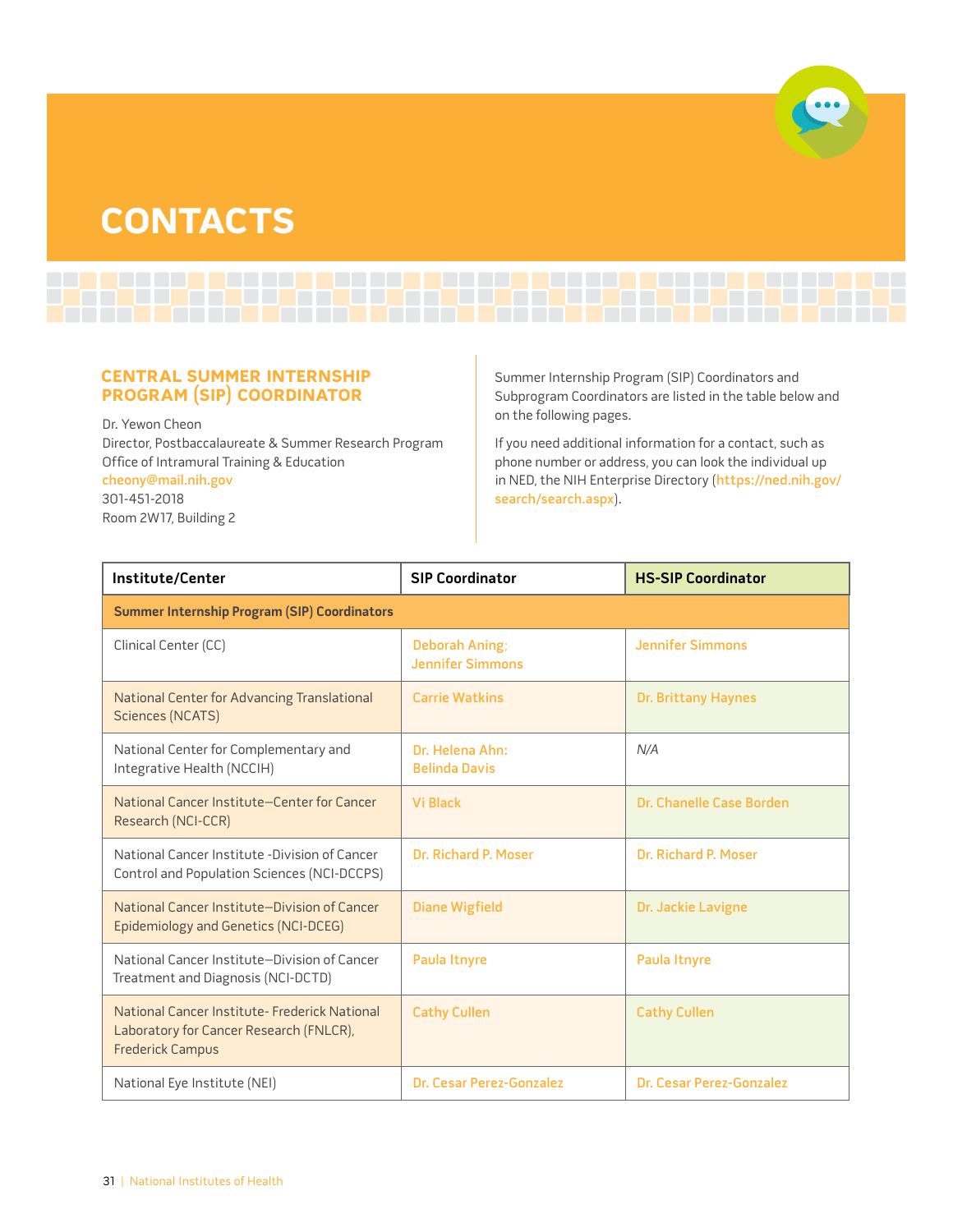# CONTACTS

## CENTRAL SUMMER INTERNSHIP PROGRAM (SIP) COORDINATOR

Dr. Yewon Cheon
Director, Postbaccalaureate & Summer Research Program
Office of Intramural Training & Education
cheony@mail.nih.gov
301-451-2018
Room 2W17, Building 2

Summer Internship Program (SIP) Coordinators and Subprogram Coordinators are listed in the table below and on the following pages.

If you need additional information for a contact, such as phone number or address, you can look the individual up in NED, the NIH Enterprise Directory (https://ned.nih.gov/search/search.aspx).

| Institute/Center | SIP Coordinator | HS-SIP Coordinator |
|---|---|---|
| **Summer Internship Program (SIP) Coordinators** | | |
| Clinical Center (CC) | Deborah Aning; Jennifer Simmons | Jennifer Simmons |
| National Center for Advancing Translational Sciences (NCATS) | Carrie Watkins | Dr. Brittany Haynes |
| National Center for Complementary and Integrative Health (NCCIH) | Dr. Helena Ahn: Belinda Davis | *N/A* |
| National Cancer Institute—Center for Cancer Research (NCI-CCR) | Vi Black | Dr. Chanelle Case Borden |
| National Cancer Institute -Division of Cancer Control and Population Sciences (NCI-DCCPS) | Dr. Richard P. Moser | Dr. Richard P. Moser |
| National Cancer Institute—Division of Cancer Epidemiology and Genetics (NCI-DCEG) | Diane Wigfield | Dr. Jackie Lavigne |
| National Cancer Institute—Division of Cancer Treatment and Diagnosis (NCI-DCTD) | Paula Itnyre | Paula Itnyre |
| National Cancer Institute- Frederick National Laboratory for Cancer Research (FNLCR), Frederick Campus | Cathy Cullen | Cathy Cullen |
| National Eye Institute (NEI) | Dr. Cesar Perez-Gonzalez | Dr. Cesar Perez-Gonzalez |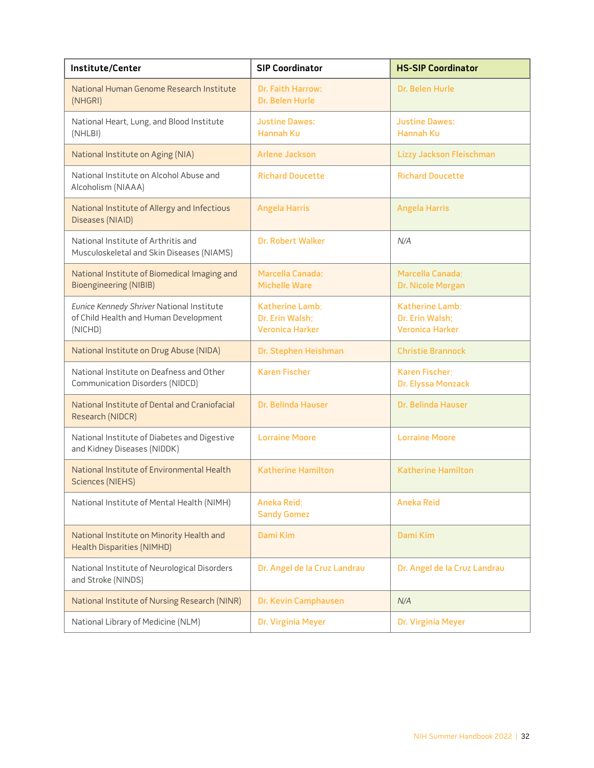| Institute/Center | SIP Coordinator | HS-SIP Coordinator |
|---|---|---|
| National Human Genome Research Institute (NHGRI) | Dr. Faith Harrow; Dr. Belen Hurle | Dr. Belen Hurle |
| National Heart, Lung, and Blood Institute (NHLBI) | Justine Dawes; Hannah Ku | Justine Dawes; Hannah Ku |
| National Institute on Aging (NIA) | Arlene Jackson | Lizzy Jackson Fleischman |
| National Institute on Alcohol Abuse and Alcoholism (NIAAA) | Richard Doucette | Richard Doucette |
| National Institute of Allergy and Infectious Diseases (NIAID) | Angela Harris | Angela Harris |
| National Institute of Arthritis and Musculoskeletal and Skin Diseases (NIAMS) | Dr. Robert Walker | *N/A* |
| National Institute of Biomedical Imaging and Bioengineering (NIBIB) | Marcella Canada; Michelle Ware | Marcella Canada; Dr. Nicole Morgan |
| *Eunice Kennedy Shriver* National Institute of Child Health and Human Development (NICHD) | Katherine Lamb; Dr. Erin Walsh; Veronica Harker | Katherine Lamb; Dr. Erin Walsh; Veronica Harker |
| National Institute on Drug Abuse (NIDA) | Dr. Stephen Heishman | Christie Brannock |
| National Institute on Deafness and Other Communication Disorders (NIDCD) | Karen Fischer | Karen Fischer; Dr. Elyssa Monzack |
| National Institute of Dental and Craniofacial Research (NIDCR) | Dr. Belinda Hauser | Dr. Belinda Hauser |
| National Institute of Diabetes and Digestive and Kidney Diseases (NIDDK) | Lorraine Moore | Lorraine Moore |
| National Institute of Environmental Health Sciences (NIEHS) | Katherine Hamilton | Katherine Hamilton |
| National Institute of Mental Health (NIMH) | Aneka Reid; Sandy Gomez | Aneka Reid |
| National Institute on Minority Health and Health Disparities (NIMHD) | Dami Kim | Dami Kim |
| National Institute of Neurological Disorders and Stroke (NINDS) | Dr. Angel de la Cruz Landrau | Dr. Angel de la Cruz Landrau |
| National Institute of Nursing Research (NINR) | Dr. Kevin Camphausen | *N/A* |
| National Library of Medicine (NLM) | Dr. Virginia Meyer | Dr. Virginia Meyer |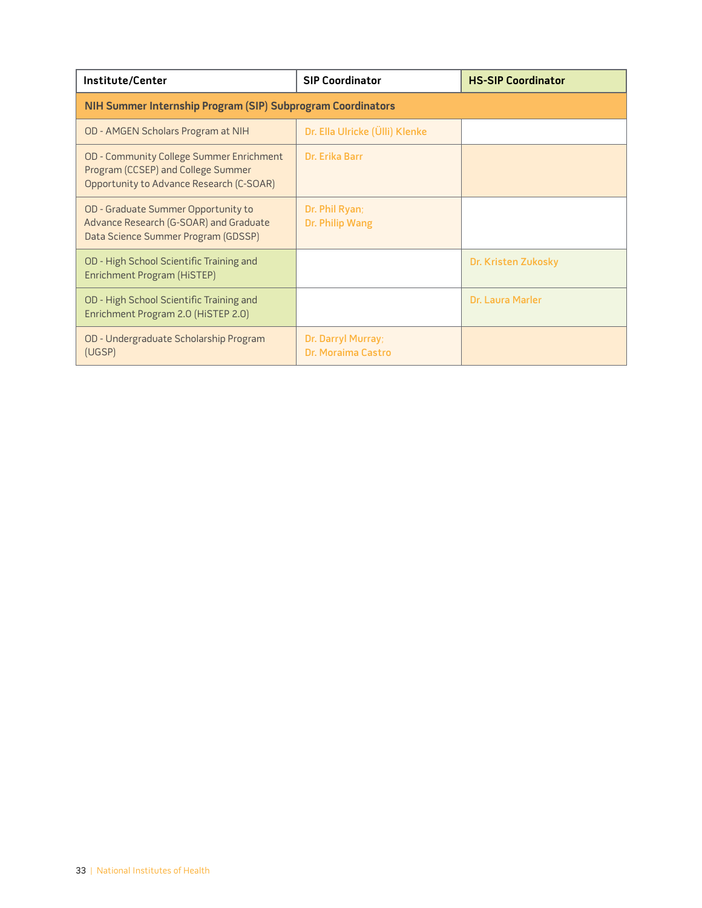| Institute/Center | SIP Coordinator | HS-SIP Coordinator |
|---|---|---|
| **NIH Summer Internship Program (SIP) Subprogram Coordinators** | | |
| OD - AMGEN Scholars Program at NIH | Dr. Ella Ulricke (Ülli) Klenke | |
| OD - Community College Summer Enrichment Program (CCSEP) and College Summer Opportunity to Advance Research (C-SOAR) | Dr. Erika Barr | |
| OD - Graduate Summer Opportunity to Advance Research (G-SOAR) and Graduate Data Science Summer Program (GDSSP) | Dr. Phil Ryan; Dr. Philip Wang | |
| OD - High School Scientific Training and Enrichment Program (HiSTEP) | | Dr. Kristen Zukosky |
| OD - High School Scientific Training and Enrichment Program 2.0 (HiSTEP 2.0) | | Dr. Laura Marler |
| OD - Undergraduate Scholarship Program (UGSP) | Dr. Darryl Murray; Dr. Moraima Castro | |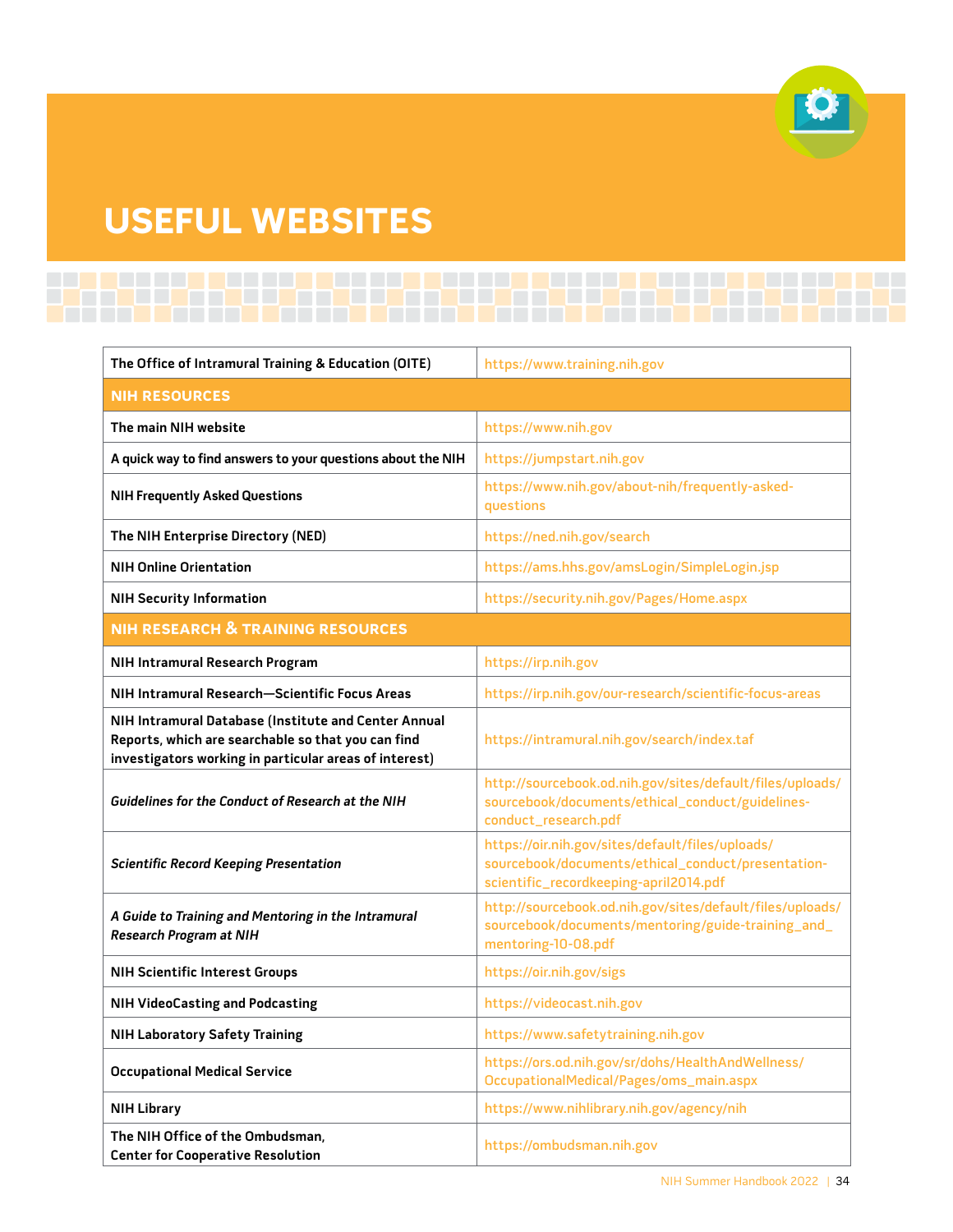# USEFUL WEBSITES

| | |
|---|---|
| **The Office of Intramural Training & Education (OITE)** | https://www.training.nih.gov |
| **NIH RESOURCES** | |
| **The main NIH website** | https://www.nih.gov |
| **A quick way to find answers to your questions about the NIH** | https://jumpstart.nih.gov |
| **NIH Frequently Asked Questions** | https://www.nih.gov/about-nih/frequently-asked-questions |
| **The NIH Enterprise Directory (NED)** | https://ned.nih.gov/search |
| **NIH Online Orientation** | https://ams.hhs.gov/amsLogin/SimpleLogin.jsp |
| **NIH Security Information** | https://security.nih.gov/Pages/Home.aspx |
| **NIH RESEARCH & TRAINING RESOURCES** | |
| **NIH Intramural Research Program** | https://irp.nih.gov |
| **NIH Intramural Research—Scientific Focus Areas** | https://irp.nih.gov/our-research/scientific-focus-areas |
| **NIH Intramural Database (Institute and Center Annual Reports, which are searchable so that you can find investigators working in particular areas of interest)** | https://intramural.nih.gov/search/index.taf |
| ***Guidelines for the Conduct of Research at the NIH*** | http://sourcebook.od.nih.gov/sites/defhult/files/uploads/sourcebook/documents/ethical_conduct/guidelines-conduct_research.pdf |
| ***Scientific Record Keeping Presentation*** | https://oir.nih.gov/sites/default/files/uploads/sourcebook/documents/ethical_conduct/presentation-scientific_recordkeeping-april2014.pdf |
| ***A Guide to Training and Mentoring in the Intramural Research Program at NIH*** | http://sourcebook.od.nih.gov/sites/default/files/uploads/sourcebook/documents/mentoring/guide-training_and_mentoring-10-08.pdf |
| **NIH Scientific Interest Groups** | https://oir.nih.gov/sigs |
| **NIH VideoCasting and Podcasting** | https://videocast.nih.gov |
| **NIH Laboratory Safety Training** | https://www.safetytraining.nih.gov |
| **Occupational Medical Service** | https://ors.od.nih.gov/sr/dohs/HealthAndWellness/OccupationalMedical/Pages/oms_main.aspx |
| **NIH Library** | https://www.nihlibrary.nih.gov/agency/nih |
| **The NIH Office of the Ombudsman, Center for Cooperative Resolution** | https://ombudsman.nih.gov |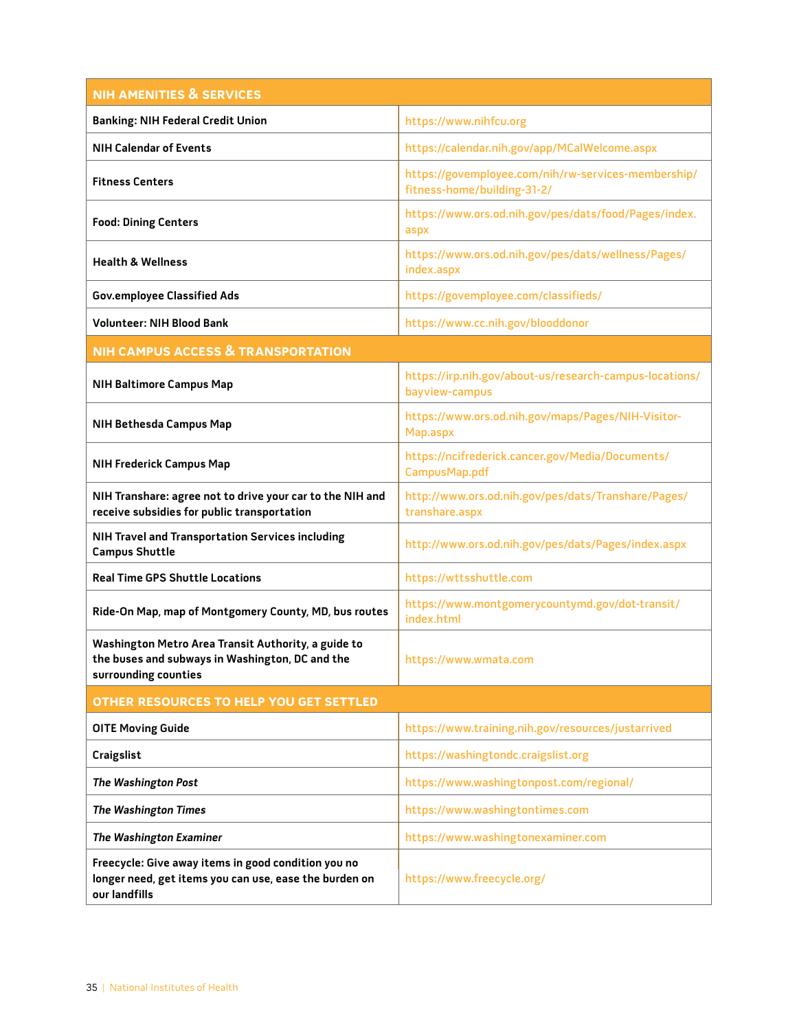| NIH AMENITIES & SERVICES | |
|---|---|
| **Banking: NIH Federal Credit Union** | https://www.nihfcu.org |
| **NIH Calendar of Events** | https://calendar.nih.gov/app/MCalWelcome.aspx |
| **Fitness Centers** | https://govemployee.com/nih/rw-services-membership/fitness-home/building-31-2/ |
| **Food: Dining Centers** | https://www.ors.od.nih.gov/pes/dats/food/Pages/index.aspx |
| **Health & Wellness** | https://www.ors.od.nih.gov/pes/dats/wellness/Pages/index.aspx |
| **Gov.employee Classified Ads** | https://govemployee.com/classifieds/ |
| **Volunteer: NIH Blood Bank** | https://www.cc.nih.gov/blooddonor |
| **NIH CAMPUS ACCESS & TRANSPORTATION** | |
| **NIH Baltimore Campus Map** | https://irp.nih.gov/about-us/research-campus-locations/bayview-campus |
| **NIH Bethesda Campus Map** | https://www.ors.od.nih.gov/maps/Pages/NIH-Visitor-Map.aspx |
| **NIH Frederick Campus Map** | https://ncifrederick.cancer.gov/Media/Documents/CampusMap.pdf |
| **NIH Transhare: agree not to drive your car to the NIH and receive subsidies for public transportation** | http://www.ors.od.nih.gov/pes/dats/Transhare/Pages/transhare.aspx |
| **NIH Travel and Transportation Services including Campus Shuttle** | http://www.ors.od.nih.gov/pes/dats/Pages/index.aspx |
| **Real Time GPS Shuttle Locations** | https://wttsshuttle.com |
| **Ride-On Map, map of Montgomery County, MD, bus routes** | https://www.montgomerycountymd.gov/dot-transit/index.html |
| **Washington Metro Area Transit Authority, a guide to the buses and subways in Washington, DC and the surrounding counties** | https://www.wmata.com |
| **OTHER RESOURCES TO HELP YOU GET SETTLED** | |
| **OITE Moving Guide** | https://www.training.nih.gov/resources/justarrived |
| **Craigslist** | https://washingtondc.craigslist.org |
| ***The Washington Post*** | https://www.washingtonpost.com/regional/ |
| ***The Washington Times*** | https://www.washingtontimes.com |
| ***The Washington Examiner*** | https://www.washingtonexaminer.com |
| **Freecycle: Give away items in good condition you no longer need, get items you can use, ease the burden on our landfills** | https://www.freecycle.org/ |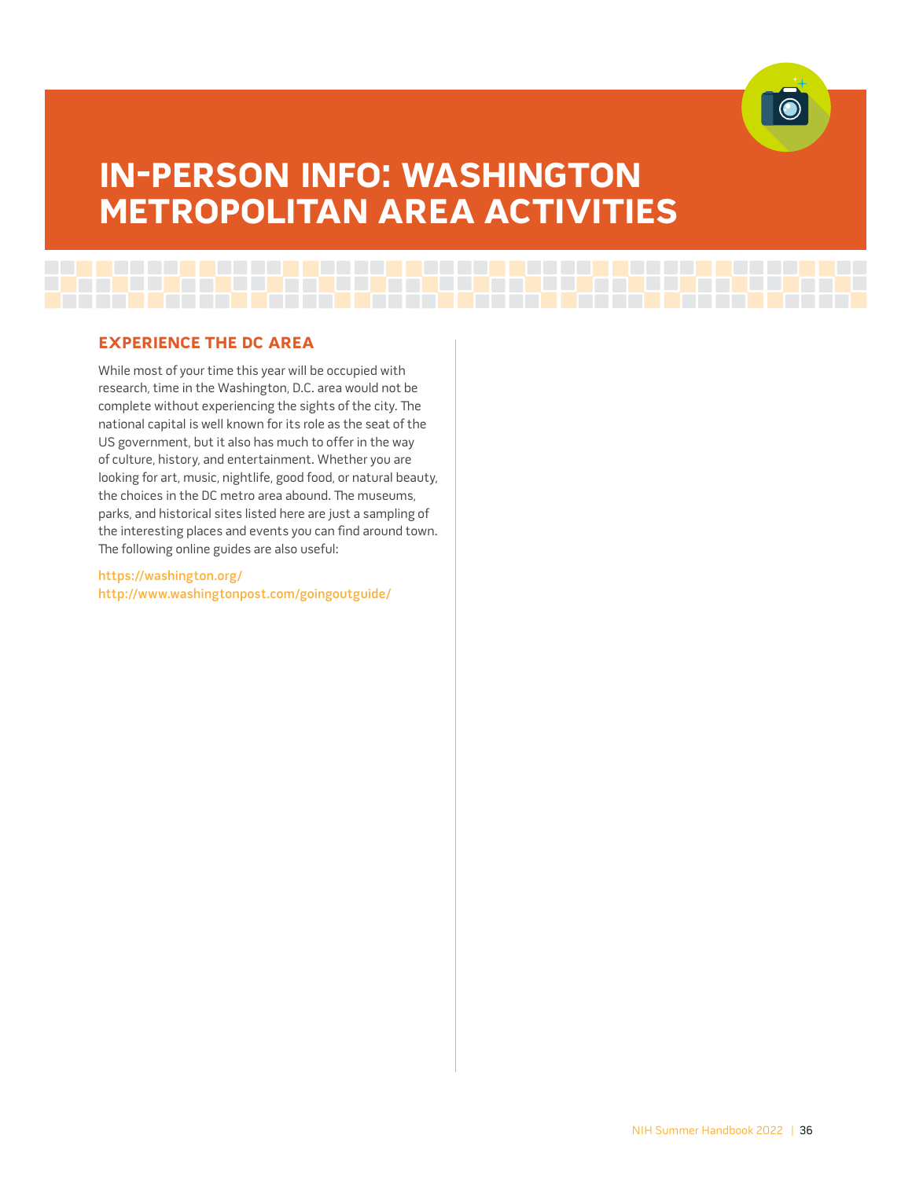# IN-PERSON INFO: WASHINGTON METROPOLITAN AREA ACTIVITIES

## EXPERIENCE THE DC AREA

While most of your time this year will be occupied with research, time in the Washington, D.C. area would not be complete without experiencing the sights of the city. The national capital is well known for its role as the seat of the US government, but it also has much to offer in the way of culture, history, and entertainment. Whether you are looking for art, music, nightlife, good food, or natural beauty, the choices in the DC metro area abound. The museums, parks, and historical sites listed here are just a sampling of the interesting places and events you can find around town. The following online guides are also useful:

https://washington.org/
http://www.washingtonpost.com/goingoutguide/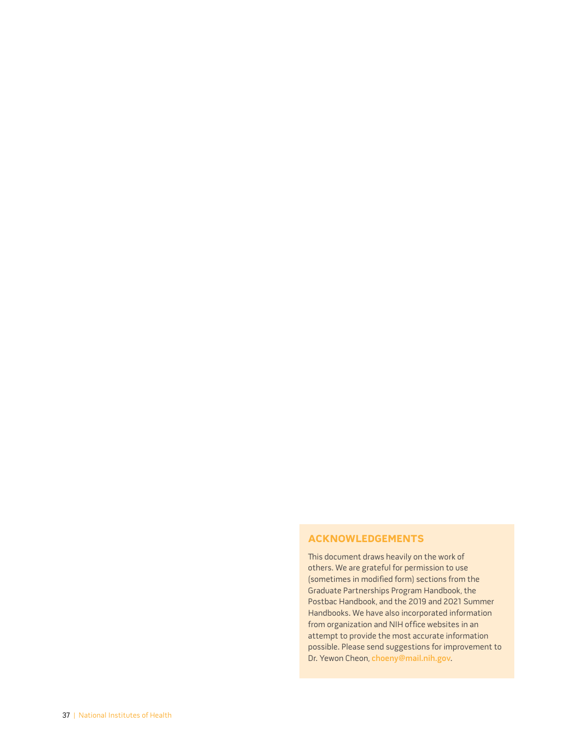## ACKNOWLEDGEMENTS

This document draws heavily on the work of others. We are grateful for permission to use (sometimes in modified form) sections from the Graduate Partnerships Program Handbook, the Postbac Handbook, and the 2019 and 2021 Summer Handbooks. We have also incorporated information from organization and NIH office websites in an attempt to provide the most accurate information possible. Please send suggestions for improvement to Dr. Yewon Cheon, choeny@mail.nih.gov.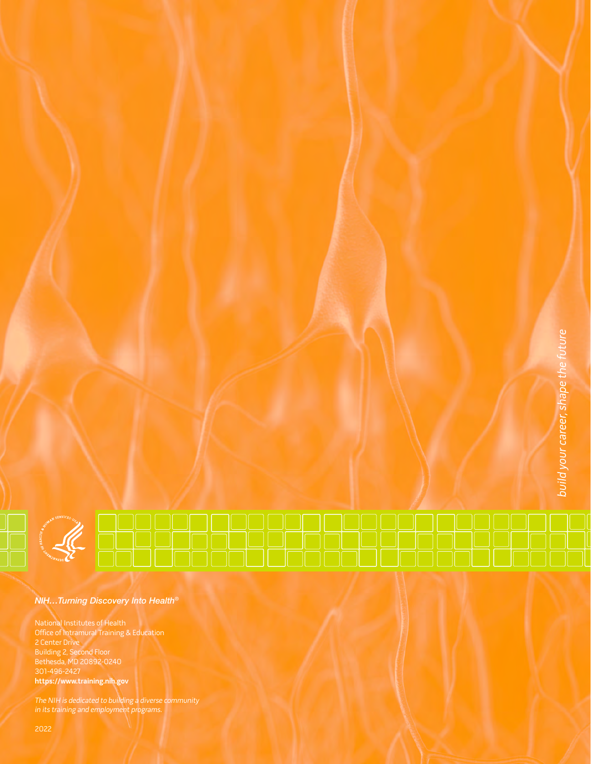*build your career, shape the future*

*NIH…Turning Discovery Into Health®*

National Institutes of Health
Office of Intramural Training & Education
2 Center Drive
Building 2, Second Floor
Bethesda, MD 20892-0240
301-496-2427
**https://www.training.nih.gov**

*The NIH is dedicated to building a diverse community in its training and employment programs.*

2022